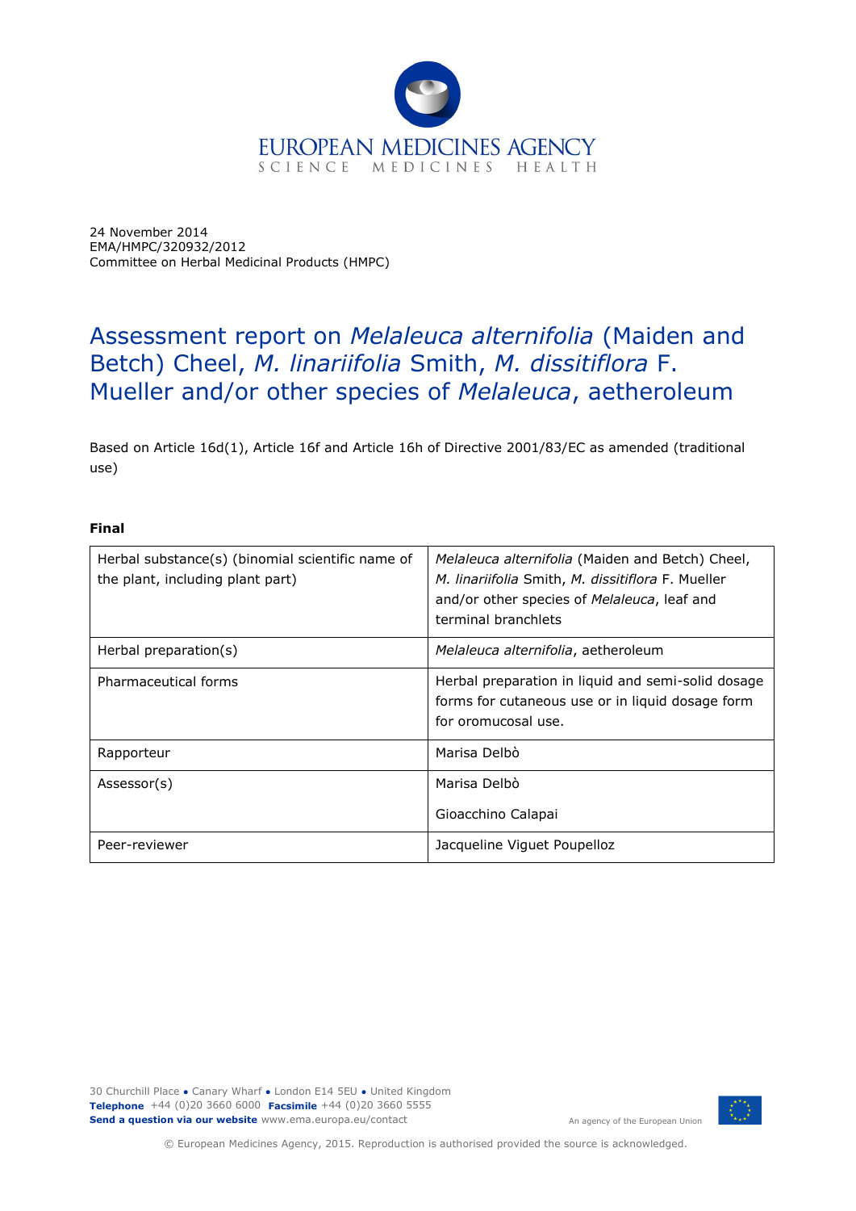EUROPEAN MEDICINES AGENCY
SCIENCE MEDICINES HEALTH

24 November 2014
EMA/HMPC/320932/2012
Committee on Herbal Medicinal Products (HMPC)

# Assessment report on *Melaleuca alternifolia* (Maiden and Betch) Cheel, *M. linariifolia* Smith, *M. dissitiflora* F. Mueller and/or other species of *Melaleuca*, aetheroleum

Based on Article 16d(1), Article 16f and Article 16h of Directive 2001/83/EC as amended (traditional use)

**Final**

| Herbal substance(s) (binomial scientific name of the plant, including plant part) | *Melaleuca alternifolia* (Maiden and Betch) Cheel, *M. linariifolia* Smith, *M. dissitiflora* F. Mueller and/or other species of *Melaleuca*, leaf and terminal branchlets |
|---|---|
| Herbal preparation(s) | *Melaleuca alternifolia*, aetheroleum |
| Pharmaceutical forms | Herbal preparation in liquid and semi-solid dosage forms for cutaneous use or in liquid dosage form for oromucosal use. |
| Rapporteur | Marisa Delbò |
| Assessor(s) | Marisa Delbò<br>Gioacchino Calapai |
| Peer-reviewer | Jacqueline Viguet Poupelloz |

30 Churchill Place ● Canary Wharf ● London E14 5EU ● United Kingdom
**Telephone** +44 (0)20 3660 6000 **Facsimile** +44 (0)20 3660 5555
**Send a question via our website** www.ema.europa.eu/contact

An agency of the European Union

© European Medicines Agency, 2015. Reproduction is authorised provided the source is acknowledged.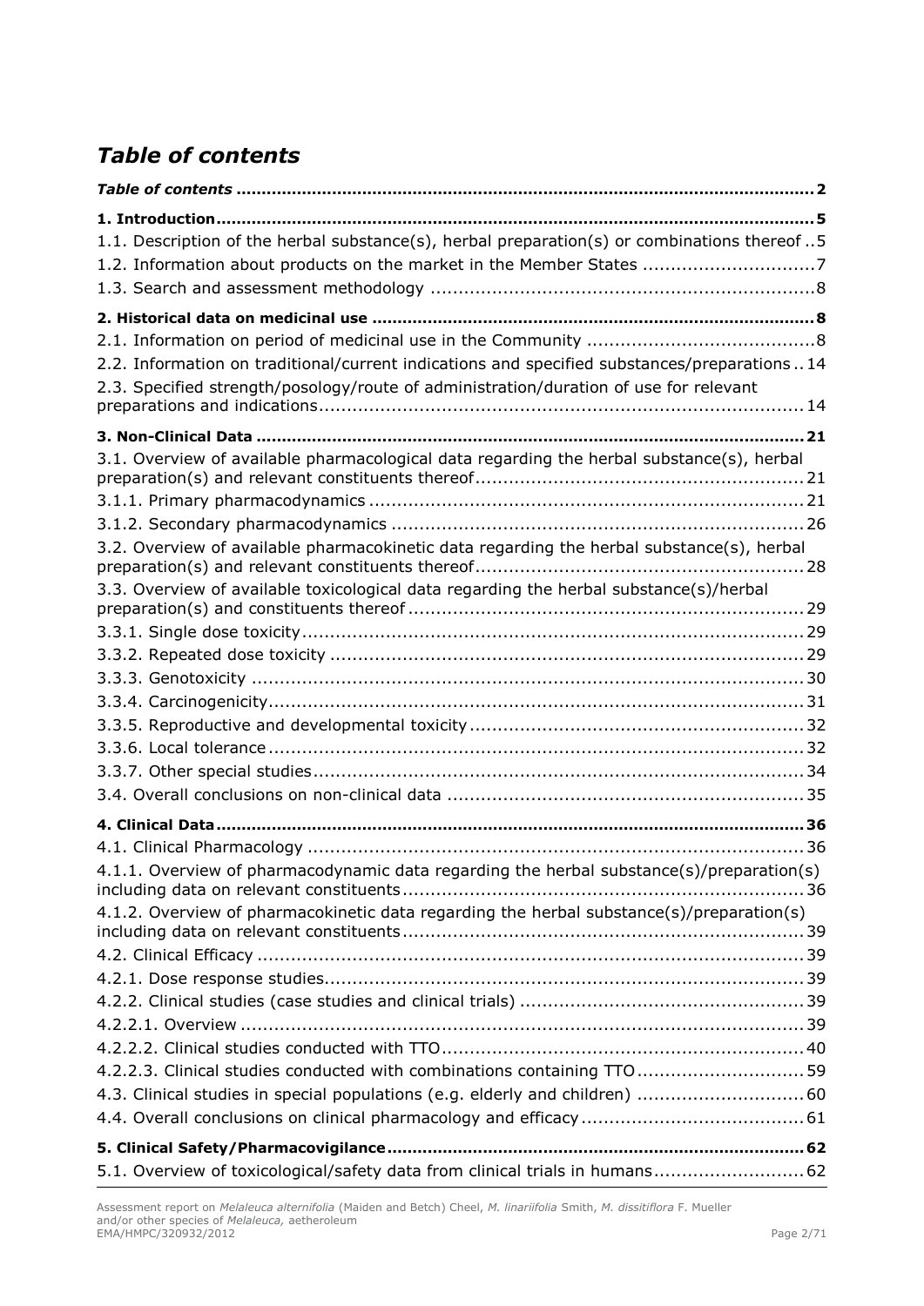# *Table of contents*

***Table of contents*** **......................................................................................................... 2**

**1. Introduction ........................................................................................................ 5**

1.1. Description of the herbal substance(s), herbal preparation(s) or combinations thereof .. 5

1.2. Information about products on the market in the Member States ............................... 7

1.3. Search and assessment methodology ..................................................................... 8

**2. Historical data on medicinal use ........................................................................... 8**

2.1. Information on period of medicinal use in the Community ......................................... 8

2.2. Information on traditional/current indications and specified substances/preparations .. 14

2.3. Specified strength/posology/route of administration/duration of use for relevant preparations and indications ........................................................................................ 14

**3. Non-Clinical Data ............................................................................................... 21**

3.1. Overview of available pharmacological data regarding the herbal substance(s), herbal preparation(s) and relevant constituents thereof ........................................................... 21

3.1.1. Primary pharmacodynamics .............................................................................. 21

3.1.2. Secondary pharmacodynamics .......................................................................... 26

3.2. Overview of available pharmacokinetic data regarding the herbal substance(s), herbal preparation(s) and relevant constituents thereof ........................................................... 28

3.3. Overview of available toxicological data regarding the herbal substance(s)/herbal preparation(s) and constituents thereof ....................................................................... 29

3.3.1. Single dose toxicity .......................................................................................... 29

3.3.2. Repeated dose toxicity ..................................................................................... 29

3.3.3. Genotoxicity .................................................................................................... 30

3.3.4. Carcinogenicity ................................................................................................ 31

3.3.5. Reproductive and developmental toxicity ............................................................ 32

3.3.6. Local tolerance ................................................................................................. 32

3.3.7. Other special studies ........................................................................................ 34

3.4. Overall conclusions on non-clinical data ................................................................ 35

**4. Clinical Data ...................................................................................................... 36**

4.1. Clinical Pharmacology ......................................................................................... 36

4.1.1. Overview of pharmacodynamic data regarding the herbal substance(s)/preparation(s) including data on relevant constituents ....................................................................... 36

4.1.2. Overview of pharmacokinetic data regarding the herbal substance(s)/preparation(s) including data on relevant constituents ....................................................................... 39

4.2. Clinical Efficacy .................................................................................................. 39

4.2.1. Dose response studies ...................................................................................... 39

4.2.2. Clinical studies (case studies and clinical trials) .................................................. 39

4.2.2.1. Overview ...................................................................................................... 39

4.2.2.2. Clinical studies conducted with TTO ................................................................ 40

4.2.2.3. Clinical studies conducted with combinations containing TTO .............................. 59

4.3. Clinical studies in special populations (e.g. elderly and children) .............................. 60

4.4. Overall conclusions on clinical pharmacology and efficacy ........................................ 61

**5. Clinical Safety/Pharmacovigilance ........................................................................ 62**

5.1. Overview of toxicological/safety data from clinical trials in humans ........................... 62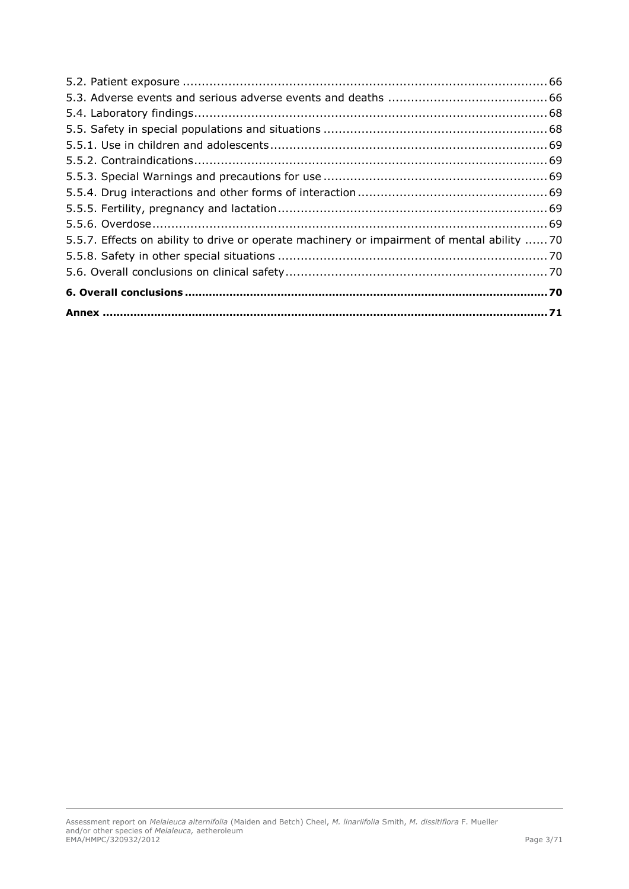5.2. Patient exposure ..... 66
5.3. Adverse events and serious adverse events and deaths ..... 66
5.4. Laboratory findings ..... 68
5.5. Safety in special populations and situations ..... 68
5.5.1. Use in children and adolescents ..... 69
5.5.2. Contraindications ..... 69
5.5.3. Special Warnings and precautions for use ..... 69
5.5.4. Drug interactions and other forms of interaction ..... 69
5.5.5. Fertility, pregnancy and lactation ..... 69
5.5.6. Overdose ..... 69
5.5.7. Effects on ability to drive or operate machinery or impairment of mental ability ..... 70
5.5.8. Safety in other special situations ..... 70
5.6. Overall conclusions on clinical safety ..... 70

**6. Overall conclusions ..... 70**

**Annex ..... 71**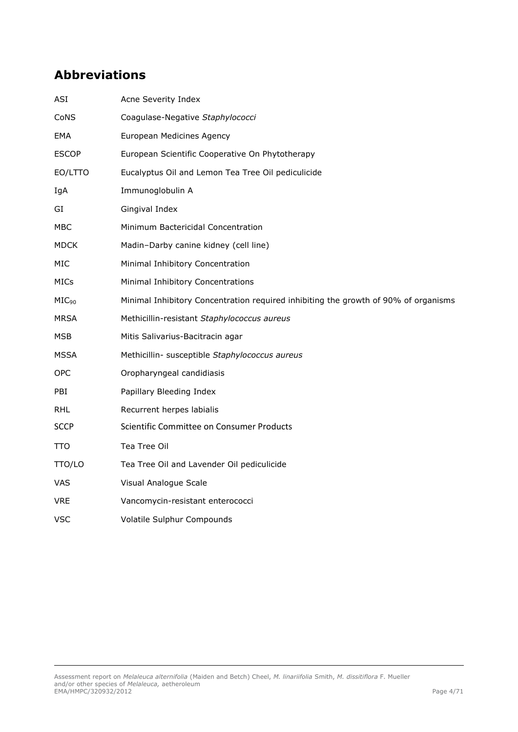## Abbreviations

| | |
|---|---|
| ASI | Acne Severity Index |
| CoNS | Coagulase-Negative *Staphylococci* |
| EMA | European Medicines Agency |
| ESCOP | European Scientific Cooperative On Phytotherapy |
| EO/LTTO | Eucalyptus Oil and Lemon Tea Tree Oil pediculicide |
| IgA | Immunoglobulin A |
| GI | Gingival Index |
| MBC | Minimum Bactericidal Concentration |
| MDCK | Madin–Darby canine kidney (cell line) |
| MIC | Minimal Inhibitory Concentration |
| MICs | Minimal Inhibitory Concentrations |
| $MIC_{90}$ | Minimal Inhibitory Concentration required inhibiting the growth of 90% of organisms |
| MRSA | Methicillin-resistant *Staphylococcus aureus* |
| MSB | Mitis Salivarius-Bacitracin agar |
| MSSA | Methicillin- susceptible *Staphylococcus aureus* |
| OPC | Oropharyngeal candidiasis |
| PBI | Papillary Bleeding Index |
| RHL | Recurrent herpes labialis |
| SCCP | Scientific Committee on Consumer Products |
| TTO | Tea Tree Oil |
| TTO/LO | Tea Tree Oil and Lavender Oil pediculicide |
| VAS | Visual Analogue Scale |
| VRE | Vancomycin-resistant enterococci |
| VSC | Volatile Sulphur Compounds |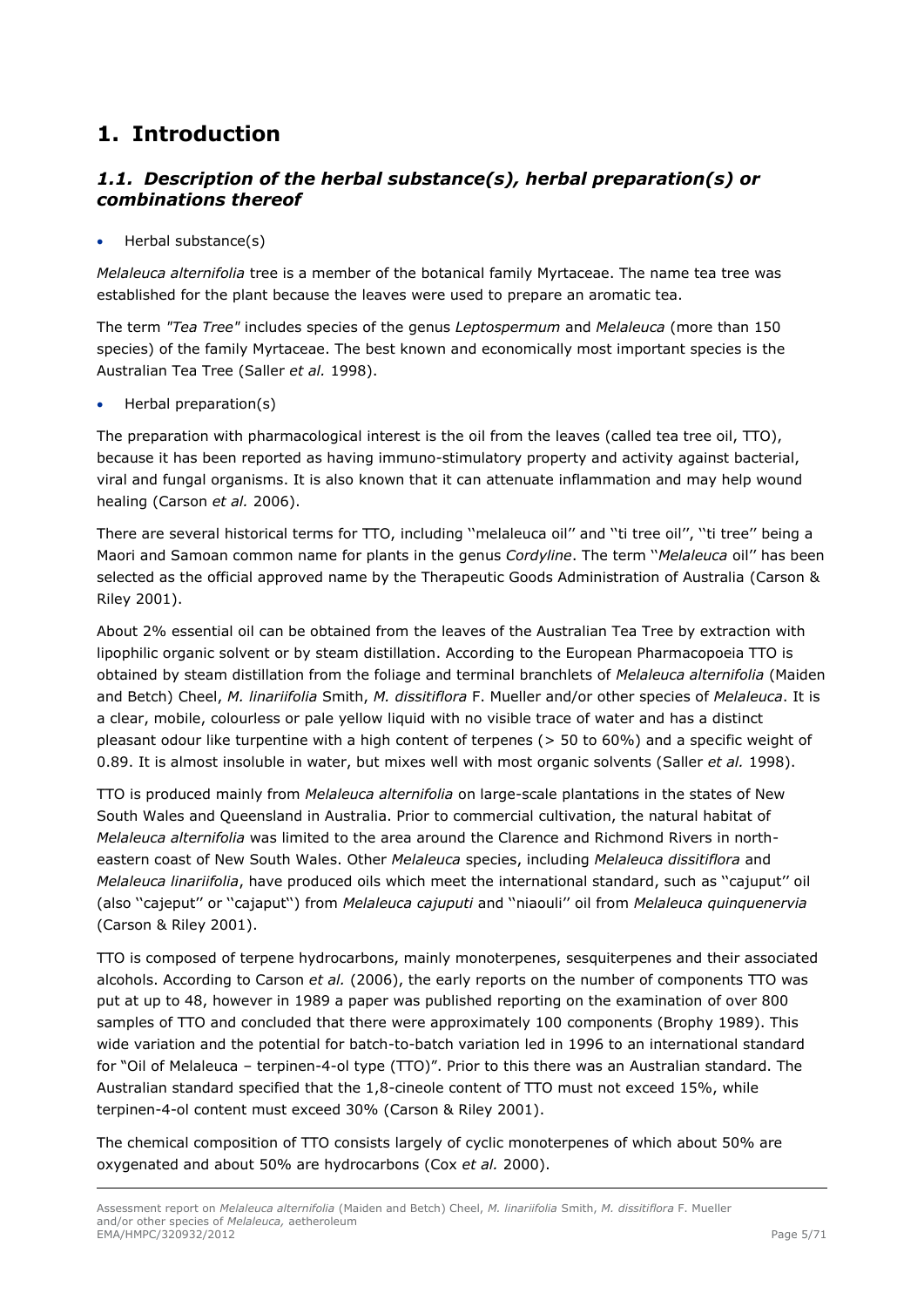# 1. Introduction

## *1.1. Description of the herbal substance(s), herbal preparation(s) or combinations thereof*

- Herbal substance(s)

*Melaleuca alternifolia* tree is a member of the botanical family Myrtaceae. The name tea tree was established for the plant because the leaves were used to prepare an aromatic tea.

The term *"Tea Tree"* includes species of the genus *Leptospermum* and *Melaleuca* (more than 150 species) of the family Myrtaceae. The best known and economically most important species is the Australian Tea Tree (Saller *et al.* 1998).

- Herbal preparation(s)

The preparation with pharmacological interest is the oil from the leaves (called tea tree oil, TTO), because it has been reported as having immuno-stimulatory property and activity against bacterial, viral and fungal organisms. It is also known that it can attenuate inflammation and may help wound healing (Carson *et al.* 2006).

There are several historical terms for TTO, including ''melaleuca oil'' and ''ti tree oil'', ''ti tree'' being a Maori and Samoan common name for plants in the genus *Cordyline*. The term ''*Melaleuca* oil'' has been selected as the official approved name by the Therapeutic Goods Administration of Australia (Carson & Riley 2001).

About 2% essential oil can be obtained from the leaves of the Australian Tea Tree by extraction with lipophilic organic solvent or by steam distillation. According to the European Pharmacopoeia TTO is obtained by steam distillation from the foliage and terminal branchlets of *Melaleuca alternifolia* (Maiden and Betch) Cheel, *M. linariifolia* Smith, *M. dissitiflora* F. Mueller and/or other species of *Melaleuca*. It is a clear, mobile, colourless or pale yellow liquid with no visible trace of water and has a distinct pleasant odour like turpentine with a high content of terpenes (> 50 to 60%) and a specific weight of 0.89. It is almost insoluble in water, but mixes well with most organic solvents (Saller *et al.* 1998).

TTO is produced mainly from *Melaleuca alternifolia* on large-scale plantations in the states of New South Wales and Queensland in Australia. Prior to commercial cultivation, the natural habitat of *Melaleuca alternifolia* was limited to the area around the Clarence and Richmond Rivers in north-eastern coast of New South Wales. Other *Melaleuca* species, including *Melaleuca dissitiflora* and *Melaleuca linariifolia*, have produced oils which meet the international standard, such as ''cajuput'' oil (also ''cajeput'' or ''cajaput'') from *Melaleuca cajuputi* and ''niaouli'' oil from *Melaleuca quinquenervia* (Carson & Riley 2001).

TTO is composed of terpene hydrocarbons, mainly monoterpenes, sesquiterpenes and their associated alcohols. According to Carson *et al.* (2006), the early reports on the number of components TTO was put at up to 48, however in 1989 a paper was published reporting on the examination of over 800 samples of TTO and concluded that there were approximately 100 components (Brophy 1989). This wide variation and the potential for batch-to-batch variation led in 1996 to an international standard for "Oil of Melaleuca – terpinen-4-ol type (TTO)". Prior to this there was an Australian standard. The Australian standard specified that the 1,8-cineole content of TTO must not exceed 15%, while terpinen-4-ol content must exceed 30% (Carson & Riley 2001).

The chemical composition of TTO consists largely of cyclic monoterpenes of which about 50% are oxygenated and about 50% are hydrocarbons (Cox *et al.* 2000).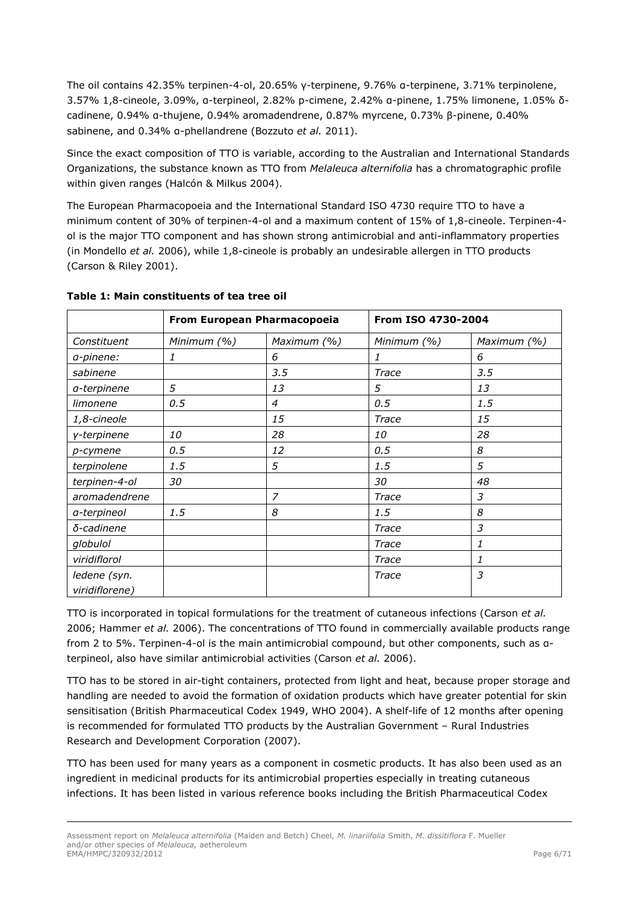The oil contains 42.35% terpinen-4-ol, 20.65% γ-terpinene, 9.76% α-terpinene, 3.71% terpinolene, 3.57% 1,8-cineole, 3.09%, α-terpineol, 2.82% p-cimene, 2.42% α-pinene, 1.75% limonene, 1.05% δ-cadinene, 0.94% α-thujene, 0.94% aromadendrene, 0.87% myrcene, 0.73% β-pinene, 0.40% sabinene, and 0.34% α-phellandrene (Bozzuto *et al.* 2011).

Since the exact composition of TTO is variable, according to the Australian and International Standards Organizations, the substance known as TTO from *Melaleuca alternifolia* has a chromatographic profile within given ranges (Halcón & Milkus 2004).

The European Pharmacopoeia and the International Standard ISO 4730 require TTO to have a minimum content of 30% of terpinen-4-ol and a maximum content of 15% of 1,8-cineole. Terpinen-4-ol is the major TTO component and has shown strong antimicrobial and anti-inflammatory properties (in Mondello *et al.* 2006), while 1,8-cineole is probably an undesirable allergen in TTO products (Carson & Riley 2001).

**Table 1: Main constituents of tea tree oil**

| | **From European Pharmacopoeia** | | **From ISO 4730-2004** | |
|---|---|---|---|---|
| *Constituent* | *Minimum (%)* | *Maximum (%)* | *Minimum (%)* | *Maximum (%)* |
| *α-pinene:* | *1* | *6* | *1* | *6* |
| *sabinene* | | *3.5* | *Trace* | *3.5* |
| *α-terpinene* | *5* | *13* | *5* | *13* |
| *limonene* | *0.5* | *4* | *0.5* | *1.5* |
| *1,8-cineole* | | *15* | *Trace* | *15* |
| *γ-terpinene* | *10* | *28* | *10* | *28* |
| *p-cymene* | *0.5* | *12* | *0.5* | *8* |
| *terpinolene* | *1.5* | *5* | *1.5* | *5* |
| *terpinen-4-ol* | *30* | | *30* | *48* |
| *aromadendrene* | | *7* | *Trace* | *3* |
| *α-terpineol* | *1.5* | *8* | *1.5* | *8* |
| *δ-cadinene* | | | *Trace* | *3* |
| *globulol* | | | *Trace* | *1* |
| *viridiflorol* | | | *Trace* | *1* |
| *ledene (syn. viridiflorene)* | | | *Trace* | *3* |

TTO is incorporated in topical formulations for the treatment of cutaneous infections (Carson *et al.* 2006; Hammer *et al.* 2006). The concentrations of TTO found in commercially available products range from 2 to 5%. Terpinen-4-ol is the main antimicrobial compound, but other components, such as α-terpineol, also have similar antimicrobial activities (Carson *et al.* 2006).

TTO has to be stored in air-tight containers, protected from light and heat, because proper storage and handling are needed to avoid the formation of oxidation products which have greater potential for skin sensitisation (British Pharmaceutical Codex 1949, WHO 2004). A shelf-life of 12 months after opening is recommended for formulated TTO products by the Australian Government – Rural Industries Research and Development Corporation (2007).

TTO has been used for many years as a component in cosmetic products. It has also been used as an ingredient in medicinal products for its antimicrobial properties especially in treating cutaneous infections. It has been listed in various reference books including the British Pharmaceutical Codex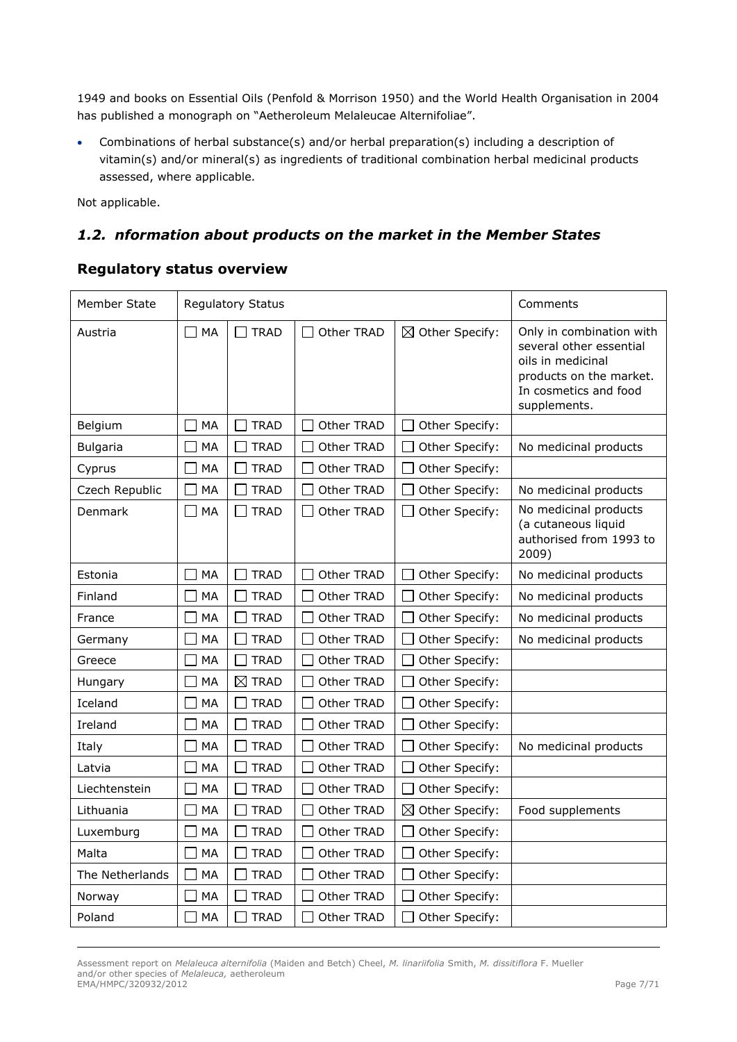1949 and books on Essential Oils (Penfold & Morrison 1950) and the World Health Organisation in 2004 has published a monograph on "Aetheroleum Melaleucae Alternifoliae".

- Combinations of herbal substance(s) and/or herbal preparation(s) including a description of vitamin(s) and/or mineral(s) as ingredients of traditional combination herbal medicinal products assessed, where applicable.

Not applicable.

## *1.2. nformation about products on the market in the Member States*

### Regulatory status overview

| Member State | Regulatory Status | | | | Comments |
|---|---|---|---|---|---|
| Austria | ☐ MA | ☐ TRAD | ☐ Other TRAD | ☒ Other Specify: | Only in combination with several other essential oils in medicinal products on the market. In cosmetics and food supplements. |
| Belgium | ☐ MA | ☐ TRAD | ☐ Other TRAD | ☐ Other Specify: | |
| Bulgaria | ☐ MA | ☐ TRAD | ☐ Other TRAD | ☐ Other Specify: | No medicinal products |
| Cyprus | ☐ MA | ☐ TRAD | ☐ Other TRAD | ☐ Other Specify: | |
| Czech Republic | ☐ MA | ☐ TRAD | ☐ Other TRAD | ☐ Other Specify: | No medicinal products |
| Denmark | ☐ MA | ☐ TRAD | ☐ Other TRAD | ☐ Other Specify: | No medicinal products (a cutaneous liquid authorised from 1993 to 2009) |
| Estonia | ☐ MA | ☐ TRAD | ☐ Other TRAD | ☐ Other Specify: | No medicinal products |
| Finland | ☐ MA | ☐ TRAD | ☐ Other TRAD | ☐ Other Specify: | No medicinal products |
| France | ☐ MA | ☐ TRAD | ☐ Other TRAD | ☐ Other Specify: | No medicinal products |
| Germany | ☐ MA | ☐ TRAD | ☐ Other TRAD | ☐ Other Specify: | No medicinal products |
| Greece | ☐ MA | ☐ TRAD | ☐ Other TRAD | ☐ Other Specify: | |
| Hungary | ☐ MA | ☒ TRAD | ☐ Other TRAD | ☐ Other Specify: | |
| Iceland | ☐ MA | ☐ TRAD | ☐ Other TRAD | ☐ Other Specify: | |
| Ireland | ☐ MA | ☐ TRAD | ☐ Other TRAD | ☐ Other Specify: | |
| Italy | ☐ MA | ☐ TRAD | ☐ Other TRAD | ☐ Other Specify: | No medicinal products |
| Latvia | ☐ MA | ☐ TRAD | ☐ Other TRAD | ☐ Other Specify: | |
| Liechtenstein | ☐ MA | ☐ TRAD | ☐ Other TRAD | ☐ Other Specify: | |
| Lithuania | ☐ MA | ☐ TRAD | ☐ Other TRAD | ☒ Other Specify: | Food supplements |
| Luxemburg | ☐ MA | ☐ TRAD | ☐ Other TRAD | ☐ Other Specify: | |
| Malta | ☐ MA | ☐ TRAD | ☐ Other TRAD | ☐ Other Specify: | |
| The Netherlands | ☐ MA | ☐ TRAD | ☐ Other TRAD | ☐ Other Specify: | |
| Norway | ☐ MA | ☐ TRAD | ☐ Other TRAD | ☐ Other Specify: | |
| Poland | ☐ MA | ☐ TRAD | ☐ Other TRAD | ☐ Other Specify: | |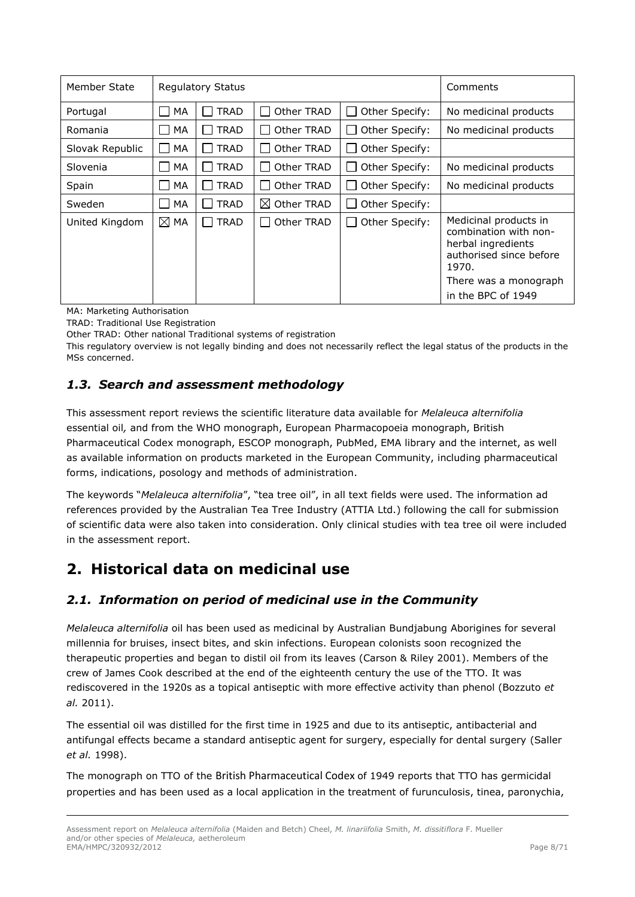| Member State | Regulatory Status | | | | Comments |
|---|---|---|---|---|---|
| Portugal | ☐ MA | ☐ TRAD | ☐ Other TRAD | ☐ Other Specify: | No medicinal products |
| Romania | ☐ MA | ☐ TRAD | ☐ Other TRAD | ☐ Other Specify: | No medicinal products |
| Slovak Republic | ☐ MA | ☐ TRAD | ☐ Other TRAD | ☐ Other Specify: | |
| Slovenia | ☐ MA | ☐ TRAD | ☐ Other TRAD | ☐ Other Specify: | No medicinal products |
| Spain | ☐ MA | ☐ TRAD | ☐ Other TRAD | ☐ Other Specify: | No medicinal products |
| Sweden | ☐ MA | ☐ TRAD | ☒ Other TRAD | ☐ Other Specify: | |
| United Kingdom | ☒ MA | ☐ TRAD | ☐ Other TRAD | ☐ Other Specify: | Medicinal products in combination with non-herbal ingredients authorised since before 1970. There was a monograph in the BPC of 1949 |

MA: Marketing Authorisation

TRAD: Traditional Use Registration

Other TRAD: Other national Traditional systems of registration

This regulatory overview is not legally binding and does not necessarily reflect the legal status of the products in the MSs concerned.

### *1.3. Search and assessment methodology*

This assessment report reviews the scientific literature data available for *Melaleuca alternifolia* essential oil, and from the WHO monograph, European Pharmacopoeia monograph, British Pharmaceutical Codex monograph, ESCOP monograph, PubMed, EMA library and the internet, as well as available information on products marketed in the European Community, including pharmaceutical forms, indications, posology and methods of administration.

The keywords "*Melaleuca alternifolia*", "tea tree oil", in all text fields were used. The information ad references provided by the Australian Tea Tree Industry (ATTIA Ltd.) following the call for submission of scientific data were also taken into consideration. Only clinical studies with tea tree oil were included in the assessment report.

## 2. Historical data on medicinal use

### *2.1. Information on period of medicinal use in the Community*

*Melaleuca alternifolia* oil has been used as medicinal by Australian Bundjabung Aborigines for several millennia for bruises, insect bites, and skin infections. European colonists soon recognized the therapeutic properties and began to distil oil from its leaves (Carson & Riley 2001). Members of the crew of James Cook described at the end of the eighteenth century the use of the TTO. It was rediscovered in the 1920s as a topical antiseptic with more effective activity than phenol (Bozzuto *et al.* 2011).

The essential oil was distilled for the first time in 1925 and due to its antiseptic, antibacterial and antifungal effects became a standard antiseptic agent for surgery, especially for dental surgery (Saller *et al.* 1998).

The monograph on TTO of the British Pharmaceutical Codex of 1949 reports that TTO has germicidal properties and has been used as a local application in the treatment of furunculosis, tinea, paronychia,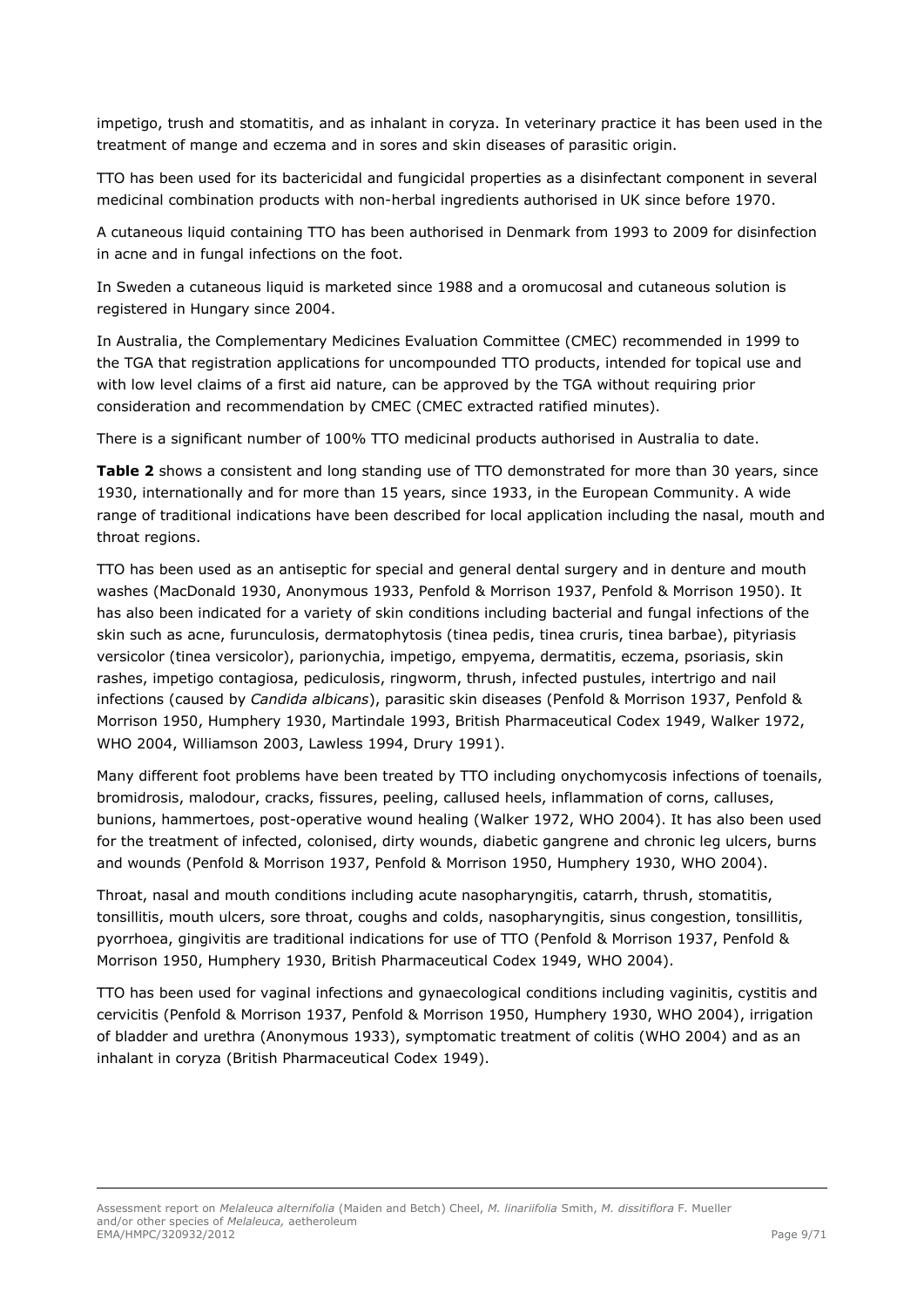impetigo, trush and stomatitis, and as inhalant in coryza. In veterinary practice it has been used in the treatment of mange and eczema and in sores and skin diseases of parasitic origin.

TTO has been used for its bactericidal and fungicidal properties as a disinfectant component in several medicinal combination products with non-herbal ingredients authorised in UK since before 1970.

A cutaneous liquid containing TTO has been authorised in Denmark from 1993 to 2009 for disinfection in acne and in fungal infections on the foot.

In Sweden a cutaneous liquid is marketed since 1988 and a oromucosal and cutaneous solution is registered in Hungary since 2004.

In Australia, the Complementary Medicines Evaluation Committee (CMEC) recommended in 1999 to the TGA that registration applications for uncompounded TTO products, intended for topical use and with low level claims of a first aid nature, can be approved by the TGA without requiring prior consideration and recommendation by CMEC (CMEC extracted ratified minutes).

There is a significant number of 100% TTO medicinal products authorised in Australia to date.

**Table 2** shows a consistent and long standing use of TTO demonstrated for more than 30 years, since 1930, internationally and for more than 15 years, since 1933, in the European Community. A wide range of traditional indications have been described for local application including the nasal, mouth and throat regions.

TTO has been used as an antiseptic for special and general dental surgery and in denture and mouth washes (MacDonald 1930, Anonymous 1933, Penfold & Morrison 1937, Penfold & Morrison 1950). It has also been indicated for a variety of skin conditions including bacterial and fungal infections of the skin such as acne, furunculosis, dermatophytosis (tinea pedis, tinea cruris, tinea barbae), pityriasis versicolor (tinea versicolor), parionychia, impetigo, empyema, dermatitis, eczema, psoriasis, skin rashes, impetigo contagiosa, pediculosis, ringworm, thrush, infected pustules, intertrigo and nail infections (caused by *Candida albicans*), parasitic skin diseases (Penfold & Morrison 1937, Penfold & Morrison 1950, Humphery 1930, Martindale 1993, British Pharmaceutical Codex 1949, Walker 1972, WHO 2004, Williamson 2003, Lawless 1994, Drury 1991).

Many different foot problems have been treated by TTO including onychomycosis infections of toenails, bromidrosis, malodour, cracks, fissures, peeling, callused heels, inflammation of corns, calluses, bunions, hammertoes, post-operative wound healing (Walker 1972, WHO 2004). It has also been used for the treatment of infected, colonised, dirty wounds, diabetic gangrene and chronic leg ulcers, burns and wounds (Penfold & Morrison 1937, Penfold & Morrison 1950, Humphery 1930, WHO 2004).

Throat, nasal and mouth conditions including acute nasopharyngitis, catarrh, thrush, stomatitis, tonsillitis, mouth ulcers, sore throat, coughs and colds, nasopharyngitis, sinus congestion, tonsillitis, pyorrhoea, gingivitis are traditional indications for use of TTO (Penfold & Morrison 1937, Penfold & Morrison 1950, Humphery 1930, British Pharmaceutical Codex 1949, WHO 2004).

TTO has been used for vaginal infections and gynaecological conditions including vaginitis, cystitis and cervicitis (Penfold & Morrison 1937, Penfold & Morrison 1950, Humphery 1930, WHO 2004), irrigation of bladder and urethra (Anonymous 1933), symptomatic treatment of colitis (WHO 2004) and as an inhalant in coryza (British Pharmaceutical Codex 1949).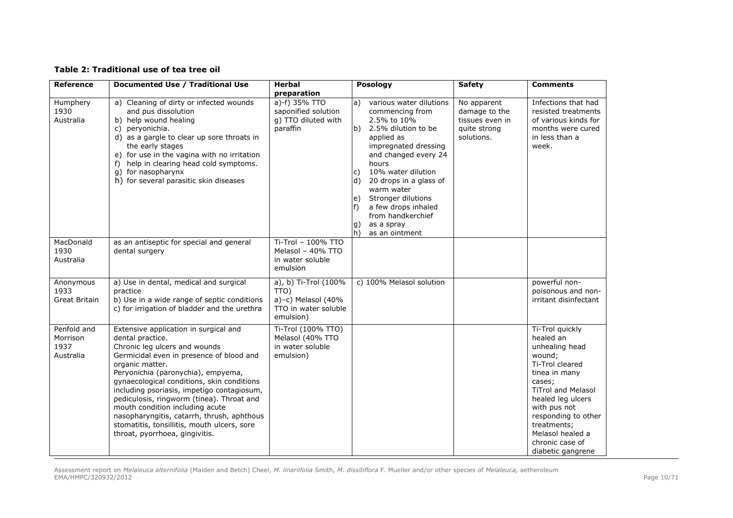**Table 2: Traditional use of tea tree oil**

| Reference | Documented Use / Traditional Use | Herbal preparation | Posology | Safety | Comments |
|---|---|---|---|---|---|
| Humphery 1930 Australia | a) Cleaning of dirty or infected wounds and pus dissolution<br>b) help wound healing<br>c) peryonichia.<br>d) as a gargle to clear up sore throats in the early stages<br>e) for use in the vagina with no irritation<br>f) help in clearing head cold symptoms.<br>g) for nasopharynx<br>h) for several parasitic skin diseases | a)-f) 35% TTO saponified solution<br>g) TTO diluted with paraffin | a) various water dilutions commencing from 2.5% to 10%<br>b) 2.5% dilution to be applied as impregnated dressing and changed every 24 hours<br>c) 10% water dilution<br>d) 20 drops in a glass of warm water<br>e) Stronger dilutions<br>f) a few drops inhaled from handkerchief<br>g) as a spray<br>h) as an ointment | No apparent damage to the tissues even in quite strong solutions. | Infections that had resisted treatments of various kinds for months were cured in less than a week. |
| MacDonald 1930 Australia | as an antiseptic for special and general dental surgery | Ti-Trol – 100% TTO<br>Melasol – 40% TTO in water soluble emulsion | | | |
| Anonymous 1933 Great Britain | a) Use in dental, medical and surgical practice<br>b) Use in a wide range of septic conditions<br>c) for irrigation of bladder and the urethra | a), b) Ti-Trol (100% TTO)<br>a)–c) Melasol (40% TTO in water soluble emulsion) | c) 100% Melasol solution | | powerful non-poisonous and non-irritant disinfectant |
| Penfold and Morrison 1937 Australia | Extensive application in surgical and dental practice.<br>Chronic leg ulcers and wounds<br>Germicidal even in presence of blood and organic matter.<br>Peryonichia (paronychia), empyema, gynaecological conditions, skin conditions including psoriasis, impetigo contagiosum, pediculosis, ringworm (tinea). Throat and mouth condition including acute nasopharyngitis, catarrh, thrush, aphthous stomatitis, tonsillitis, mouth ulcers, sore throat, pyorrhoea, gingivitis. | Ti-Trol (100% TTO)<br>Melasol (40% TTO in water soluble emulsion) | | | Ti-Trol quickly healed an unhealing head wound;<br>Ti-Trol cleared tinea in many cases;<br>TiTrol and Melasol healed leg ulcers with pus not responding to other treatments;<br>Melasol healed a chronic case of diabetic gangrene |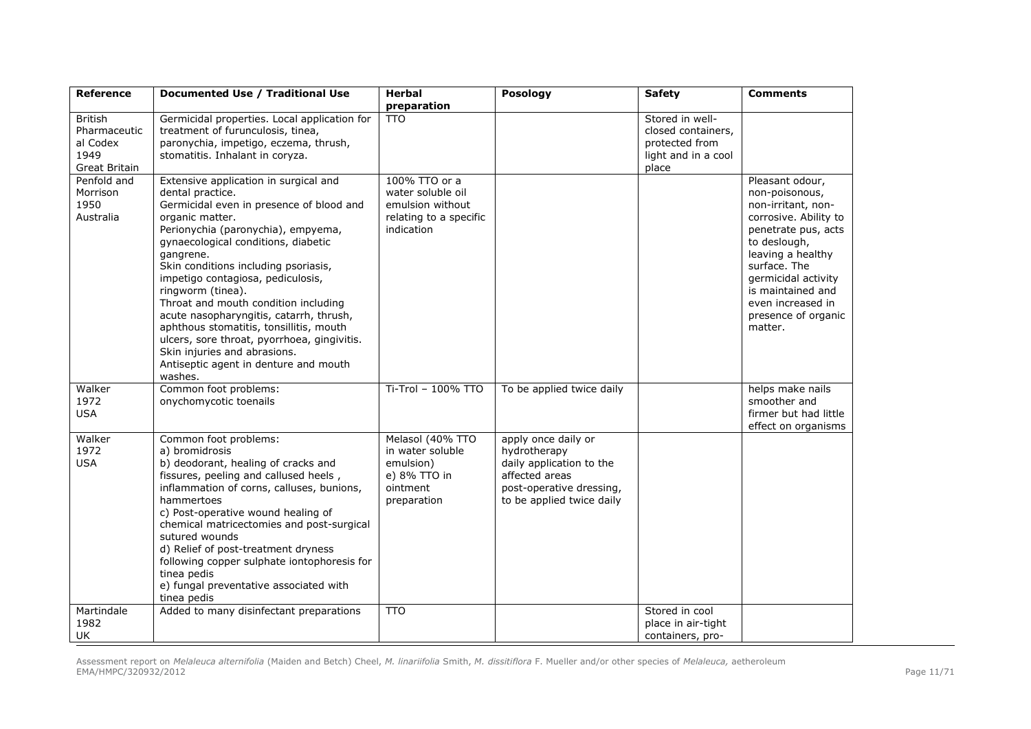| Reference | Documented Use / Traditional Use | Herbal preparation | Posology | Safety | Comments |
|---|---|---|---|---|---|
| British Pharmaceutical Codex 1949 Great Britain | Germicidal properties. Local application for treatment of furunculosis, tinea, paronychia, impetigo, eczema, thrush, stomatitis. Inhalant in coryza. | TTO | | Stored in well-closed containers, protected from light and in a cool place | |
| Penfold and Morrison 1950 Australia | Extensive application in surgical and dental practice.<br>Germicidal even in presence of blood and organic matter.<br>Perionychia (paronychia), empyema, gynaecological conditions, diabetic gangrene.<br>Skin conditions including psoriasis, impetigo contagiosa, pediculosis, ringworm (tinea).<br>Throat and mouth condition including acute nasopharyngitis, catarrh, thrush, aphthous stomatitis, tonsillitis, mouth ulcers, sore throat, pyorrhoea, gingivitis.<br>Skin injuries and abrasions.<br>Antiseptic agent in denture and mouth washes. | 100% TTO or a water soluble oil emulsion without relating to a specific indication | | | Pleasant odour, non-poisonous, non-irritant, non-corrosive. Ability to penetrate pus, acts to deslough, leaving a healthy surface. The germicidal activity is maintained and even increased in presence of organic matter. |
| Walker 1972 USA | Common foot problems:<br>onychomycotic toenails | Ti-Trol – 100% TTO | To be applied twice daily | | helps make nails smoother and firmer but had little effect on organisms |
| Walker 1972 USA | Common foot problems:<br>a) bromidrosis<br>b) deodorant, healing of cracks and fissures, peeling and callused heels , inflammation of corns, calluses, bunions, hammertoes<br>c) Post-operative wound healing of chemical matricectomies and post-surgical sutured wounds<br>d) Relief of post-treatment dryness following copper sulphate iontophoresis for tinea pedis<br>e) fungal preventative associated with tinea pedis | Melasol (40% TTO in water soluble emulsion)<br>e) 8% TTO in ointment preparation | apply once daily or hydrotherapy<br>daily application to the affected areas<br>post-operative dressing, to be applied twice daily | | |
| Martindale 1982 UK | Added to many disinfectant preparations | TTO | | Stored in cool place in air-tight containers, pro- | |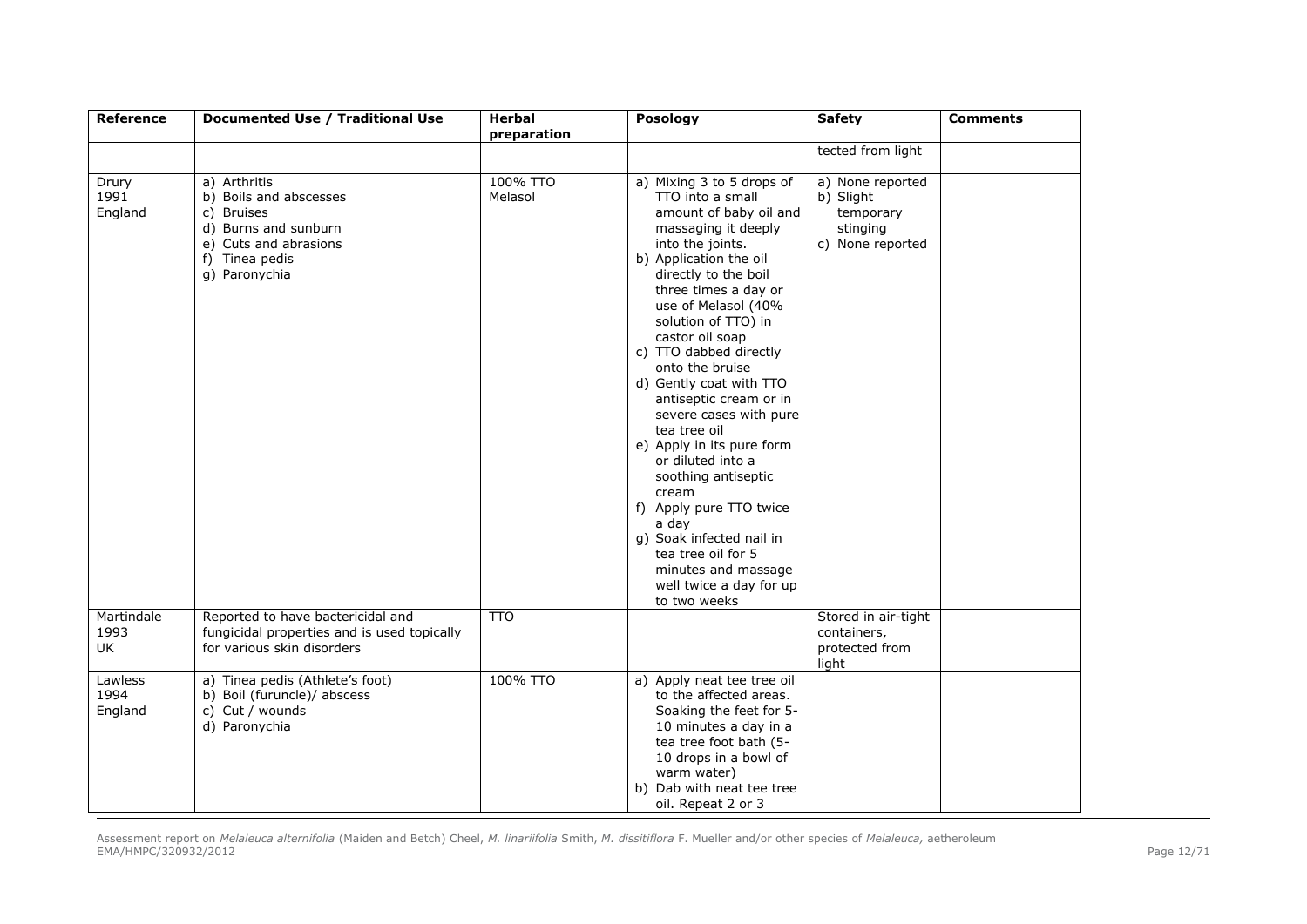| Reference | Documented Use / Traditional Use | Herbal preparation | Posology | Safety | Comments |
|---|---|---|---|---|---|
| | | | | tected from light | |
| Drury 1991 England | a) Arthritis<br>b) Boils and abscesses<br>c) Bruises<br>d) Burns and sunburn<br>e) Cuts and abrasions<br>f) Tinea pedis<br>g) Paronychia | 100% TTO Melasol | a) Mixing 3 to 5 drops of TTO into a small amount of baby oil and massaging it deeply into the joints.<br>b) Application the oil directly to the boil three times a day or use of Melasol (40% solution of TTO) in castor oil soap<br>c) TTO dabbed directly onto the bruise<br>d) Gently coat with TTO antiseptic cream or in severe cases with pure tea tree oil<br>e) Apply in its pure form or diluted into a soothing antiseptic cream<br>f) Apply pure TTO twice a day<br>g) Soak infected nail in tea tree oil for 5 minutes and massage well twice a day for up to two weeks | a) None reported<br>b) Slight temporary stinging<br>c) None reported | |
| Martindale 1993 UK | Reported to have bactericidal and fungicidal properties and is used topically for various skin disorders | TTO | | Stored in air-tight containers, protected from light | |
| Lawless 1994 England | a) Tinea pedis (Athlete's foot)<br>b) Boil (furuncle)/ abscess<br>c) Cut / wounds<br>d) Paronychia | 100% TTO | a) Apply neat tee tree oil to the affected areas. Soaking the feet for 5-10 minutes a day in a tea tree foot bath (5-10 drops in a bowl of warm water)<br>b) Dab with neat tee tree oil. Repeat 2 or 3 | | |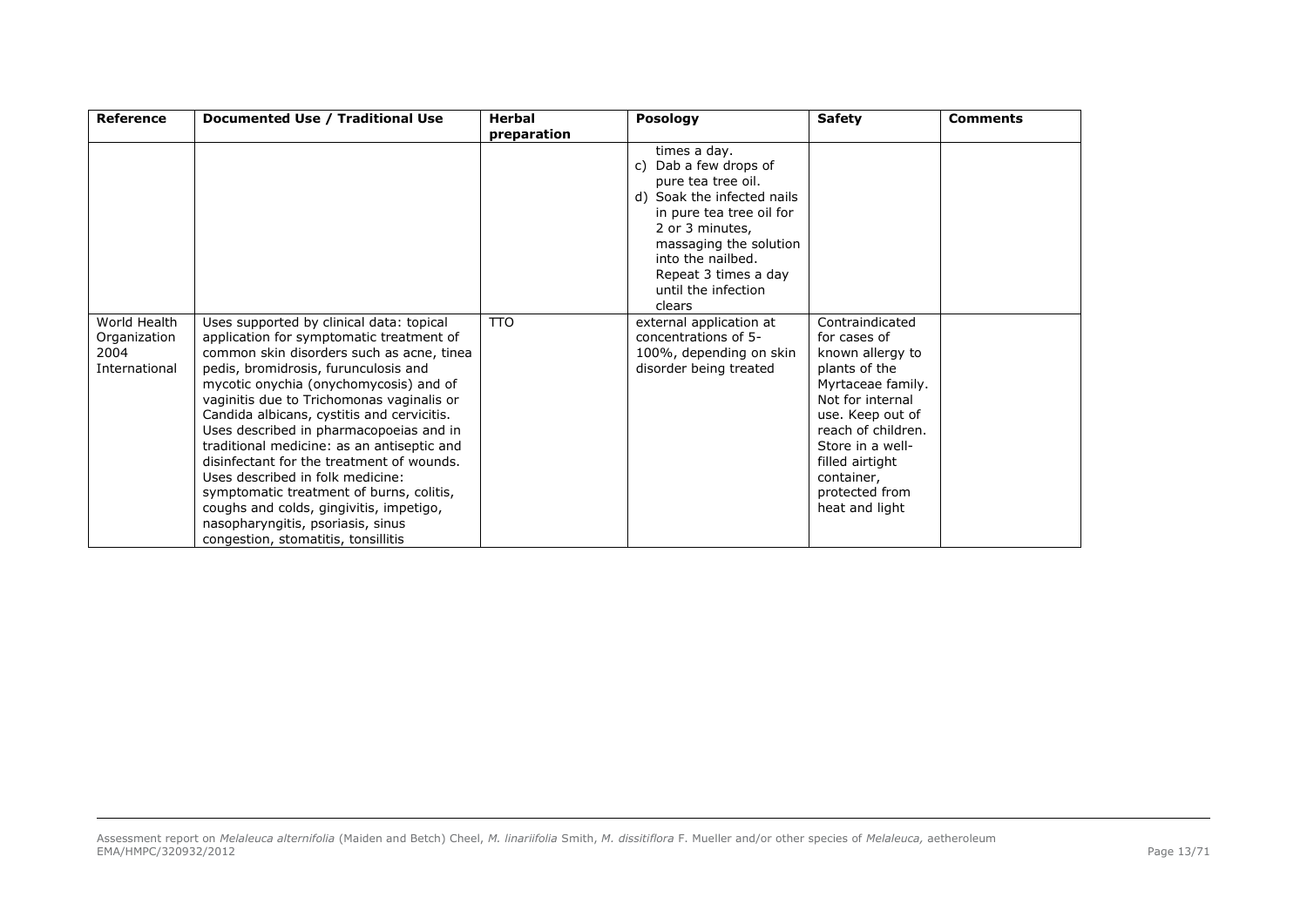| Reference | Documented Use / Traditional Use | Herbal preparation | Posology | Safety | Comments |
|---|---|---|---|---|---|
| | | | times a day.<br>c) Dab a few drops of pure tea tree oil.<br>d) Soak the infected nails in pure tea tree oil for 2 or 3 minutes, massaging the solution into the nailbed. Repeat 3 times a day until the infection clears | | |
| World Health Organization 2004 International | Uses supported by clinical data: topical application for symptomatic treatment of common skin disorders such as acne, tinea pedis, bromidrosis, furunculosis and mycotic onychia (onychomycosis) and of vaginitis due to Trichomonas vaginalis or Candida albicans, cystitis and cervicitis. Uses described in pharmacopoeias and in traditional medicine: as an antiseptic and disinfectant for the treatment of wounds. Uses described in folk medicine: symptomatic treatment of burns, colitis, coughs and colds, gingivitis, impetigo, nasopharyngitis, psoriasis, sinus congestion, stomatitis, tonsillitis | TTO | external application at concentrations of 5-100%, depending on skin disorder being treated | Contraindicated for cases of known allergy to plants of the Myrtaceae family. Not for internal use. Keep out of reach of children. Store in a well-filled airtight container, protected from heat and light | |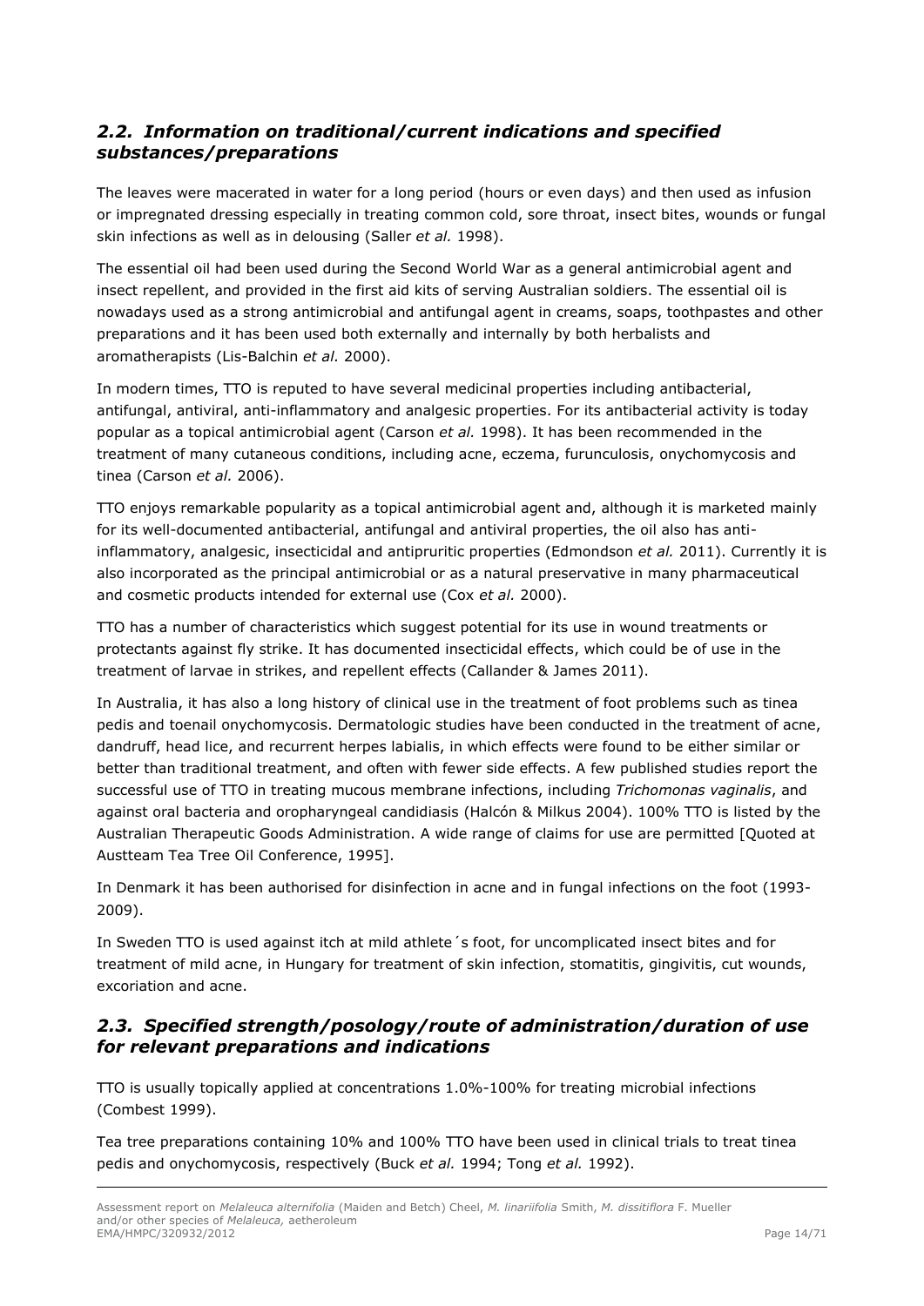## *2.2. Information on traditional/current indications and specified substances/preparations*

The leaves were macerated in water for a long period (hours or even days) and then used as infusion or impregnated dressing especially in treating common cold, sore throat, insect bites, wounds or fungal skin infections as well as in delousing (Saller *et al.* 1998).

The essential oil had been used during the Second World War as a general antimicrobial agent and insect repellent, and provided in the first aid kits of serving Australian soldiers. The essential oil is nowadays used as a strong antimicrobial and antifungal agent in creams, soaps, toothpastes and other preparations and it has been used both externally and internally by both herbalists and aromatherapists (Lis-Balchin *et al.* 2000).

In modern times, TTO is reputed to have several medicinal properties including antibacterial, antifungal, antiviral, anti-inflammatory and analgesic properties. For its antibacterial activity is today popular as a topical antimicrobial agent (Carson *et al.* 1998). It has been recommended in the treatment of many cutaneous conditions, including acne, eczema, furunculosis, onychomycosis and tinea (Carson *et al.* 2006).

TTO enjoys remarkable popularity as a topical antimicrobial agent and, although it is marketed mainly for its well-documented antibacterial, antifungal and antiviral properties, the oil also has anti-inflammatory, analgesic, insecticidal and antipruritic properties (Edmondson *et al.* 2011). Currently it is also incorporated as the principal antimicrobial or as a natural preservative in many pharmaceutical and cosmetic products intended for external use (Cox *et al.* 2000).

TTO has a number of characteristics which suggest potential for its use in wound treatments or protectants against fly strike. It has documented insecticidal effects, which could be of use in the treatment of larvae in strikes, and repellent effects (Callander & James 2011).

In Australia, it has also a long history of clinical use in the treatment of foot problems such as tinea pedis and toenail onychomycosis. Dermatologic studies have been conducted in the treatment of acne, dandruff, head lice, and recurrent herpes labialis, in which effects were found to be either similar or better than traditional treatment, and often with fewer side effects. A few published studies report the successful use of TTO in treating mucous membrane infections, including *Trichomonas vaginalis*, and against oral bacteria and oropharyngeal candidiasis (Halcón & Milkus 2004). 100% TTO is listed by the Australian Therapeutic Goods Administration. A wide range of claims for use are permitted [Quoted at Austteam Tea Tree Oil Conference, 1995].

In Denmark it has been authorised for disinfection in acne and in fungal infections on the foot (1993-2009).

In Sweden TTO is used against itch at mild athlete´s foot, for uncomplicated insect bites and for treatment of mild acne, in Hungary for treatment of skin infection, stomatitis, gingivitis, cut wounds, excoriation and acne.

## *2.3. Specified strength/posology/route of administration/duration of use for relevant preparations and indications*

TTO is usually topically applied at concentrations 1.0%-100% for treating microbial infections (Combest 1999).

Tea tree preparations containing 10% and 100% TTO have been used in clinical trials to treat tinea pedis and onychomycosis, respectively (Buck *et al.* 1994; Tong *et al.* 1992).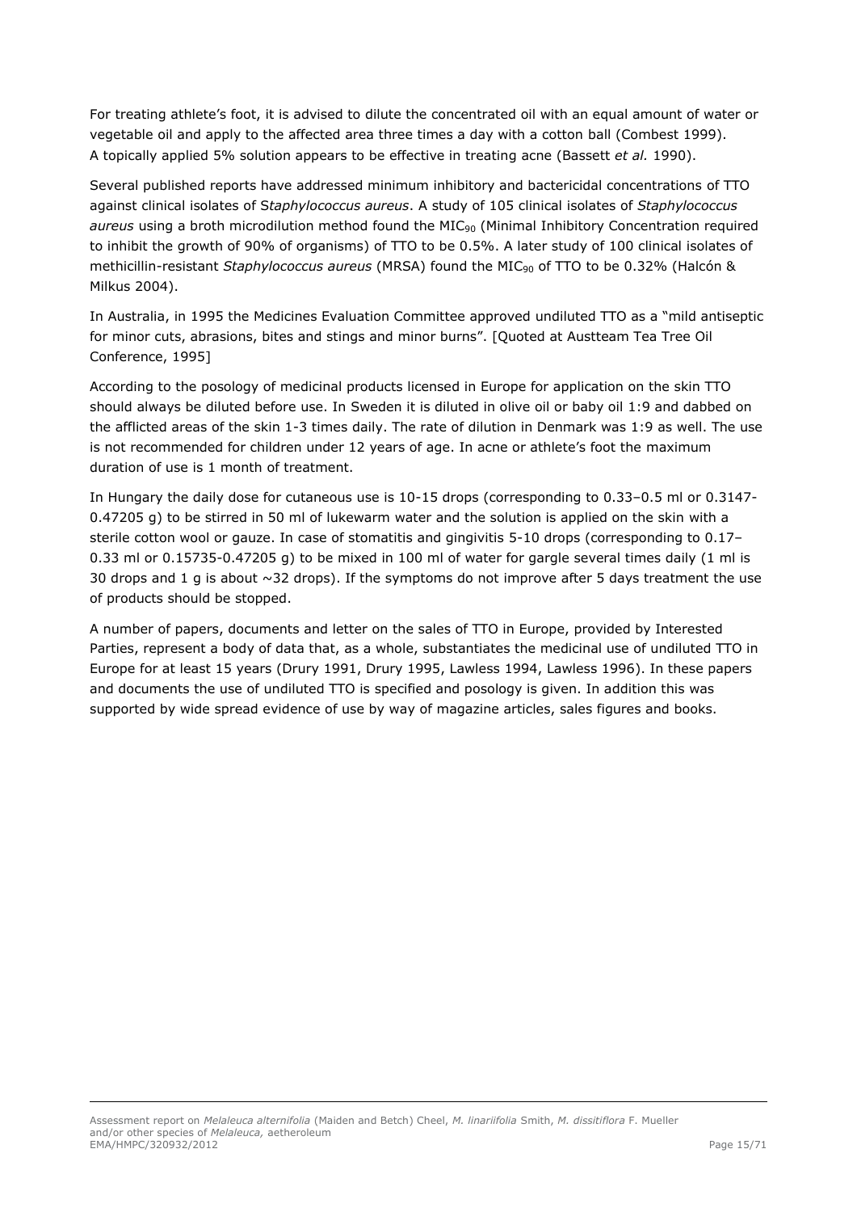For treating athlete's foot, it is advised to dilute the concentrated oil with an equal amount of water or vegetable oil and apply to the affected area three times a day with a cotton ball (Combest 1999). A topically applied 5% solution appears to be effective in treating acne (Bassett *et al.* 1990).

Several published reports have addressed minimum inhibitory and bactericidal concentrations of TTO against clinical isolates of S*taphylococcus aureus*. A study of 105 clinical isolates of *Staphylococcus aureus* using a broth microdilution method found the $MIC_{90}$ (Minimal Inhibitory Concentration required to inhibit the growth of 90% of organisms) of TTO to be 0.5%. A later study of 100 clinical isolates of methicillin-resistant *Staphylococcus aureus* (MRSA) found the $MIC_{90}$ of TTO to be 0.32% (Halcón & Milkus 2004).

In Australia, in 1995 the Medicines Evaluation Committee approved undiluted TTO as a "mild antiseptic for minor cuts, abrasions, bites and stings and minor burns". [Quoted at Austteam Tea Tree Oil Conference, 1995]

According to the posology of medicinal products licensed in Europe for application on the skin TTO should always be diluted before use. In Sweden it is diluted in olive oil or baby oil 1:9 and dabbed on the afflicted areas of the skin 1-3 times daily. The rate of dilution in Denmark was 1:9 as well. The use is not recommended for children under 12 years of age. In acne or athlete's foot the maximum duration of use is 1 month of treatment.

In Hungary the daily dose for cutaneous use is 10-15 drops (corresponding to 0.33–0.5 ml or 0.3147-0.47205 g) to be stirred in 50 ml of lukewarm water and the solution is applied on the skin with a sterile cotton wool or gauze. In case of stomatitis and gingivitis 5-10 drops (corresponding to 0.17–0.33 ml or 0.15735-0.47205 g) to be mixed in 100 ml of water for gargle several times daily (1 ml is 30 drops and 1 g is about ~32 drops). If the symptoms do not improve after 5 days treatment the use of products should be stopped.

A number of papers, documents and letter on the sales of TTO in Europe, provided by Interested Parties, represent a body of data that, as a whole, substantiates the medicinal use of undiluted TTO in Europe for at least 15 years (Drury 1991, Drury 1995, Lawless 1994, Lawless 1996). In these papers and documents the use of undiluted TTO is specified and posology is given. In addition this was supported by wide spread evidence of use by way of magazine articles, sales figures and books.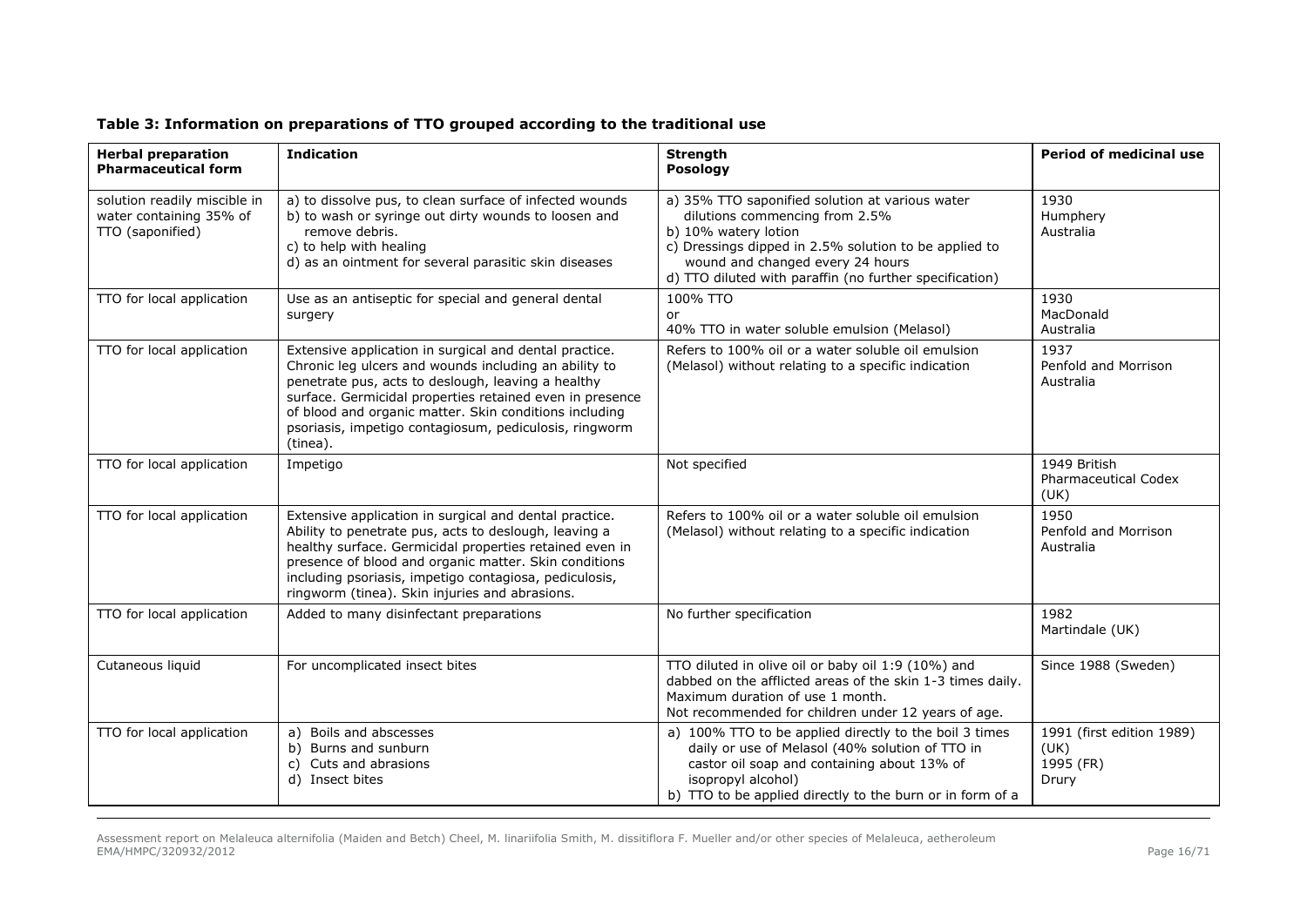**Table 3: Information on preparations of TTO grouped according to the traditional use**

| **Herbal preparation**<br>**Pharmaceutical form** | **Indication** | **Strength**<br>**Posology** | **Period of medicinal use** |
|---|---|---|---|
| solution readily miscible in water containing 35% of TTO (saponified) | a) to dissolve pus, to clean surface of infected wounds<br>b) to wash or syringe out dirty wounds to loosen and remove debris.<br>c) to help with healing<br>d) as an ointment for several parasitic skin diseases | a) 35% TTO saponified solution at various water dilutions commencing from 2.5%<br>b) 10% watery lotion<br>c) Dressings dipped in 2.5% solution to be applied to wound and changed every 24 hours<br>d) TTO diluted with paraffin (no further specification) | 1930<br>Humphery<br>Australia |
| TTO for local application | Use as an antiseptic for special and general dental surgery | 100% TTO<br>or<br>40% TTO in water soluble emulsion (Melasol) | 1930<br>MacDonald<br>Australia |
| TTO for local application | Extensive application in surgical and dental practice. Chronic leg ulcers and wounds including an ability to penetrate pus, acts to deslough, leaving a healthy surface. Germicidal properties retained even in presence of blood and organic matter. Skin conditions including psoriasis, impetigo contagiosum, pediculosis, ringworm (tinea). | Refers to 100% oil or a water soluble oil emulsion (Melasol) without relating to a specific indication | 1937<br>Penfold and Morrison<br>Australia |
| TTO for local application | Impetigo | Not specified | 1949 British Pharmaceutical Codex (UK) |
| TTO for local application | Extensive application in surgical and dental practice. Ability to penetrate pus, acts to deslough, leaving a healthy surface. Germicidal properties retained even in presence of blood and organic matter. Skin conditions including psoriasis, impetigo contagiosa, pediculosis, ringworm (tinea). Skin injuries and abrasions. | Refers to 100% oil or a water soluble oil emulsion (Melasol) without relating to a specific indication | 1950<br>Penfold and Morrison<br>Australia |
| TTO for local application | Added to many disinfectant preparations | No further specification | 1982<br>Martindale (UK) |
| Cutaneous liquid | For uncomplicated insect bites | TTO diluted in olive oil or baby oil 1:9 (10%) and dabbed on the afflicted areas of the skin 1-3 times daily. Maximum duration of use 1 month.<br>Not recommended for children under 12 years of age. | Since 1988 (Sweden) |
| TTO for local application | a) Boils and abscesses<br>b) Burns and sunburn<br>c) Cuts and abrasions<br>d) Insect bites | a) 100% TTO to be applied directly to the boil 3 times daily or use of Melasol (40% solution of TTO in castor oil soap and containing about 13% of isopropyl alcohol)<br>b) TTO to be applied directly to the burn or in form of a | 1991 (first edition 1989) (UK)<br>1995 (FR)<br>Drury |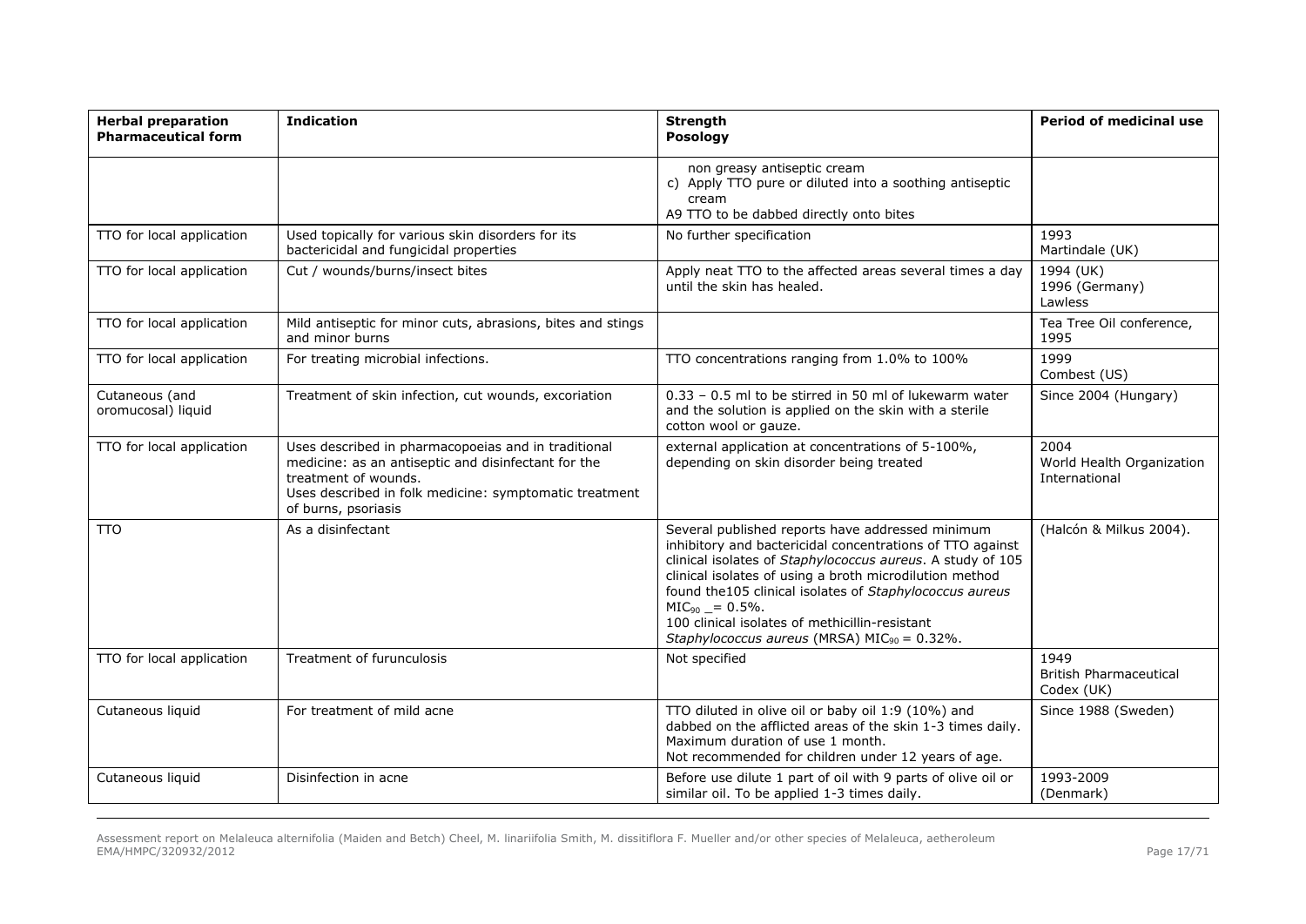| Herbal preparation Pharmaceutical form | Indication | Strength Posology | Period of medicinal use |
|---|---|---|---|
| | | non greasy antiseptic cream<br>c) Apply TTO pure or diluted into a soothing antiseptic cream<br>A9 TTO to be dabbed directly onto bites | |
| TTO for local application | Used topically for various skin disorders for its bactericidal and fungicidal properties | No further specification | 1993<br>Martindale (UK) |
| TTO for local application | Cut / wounds/burns/insect bites | Apply neat TTO to the affected areas several times a day until the skin has healed. | 1994 (UK)<br>1996 (Germany)<br>Lawless |
| TTO for local application | Mild antiseptic for minor cuts, abrasions, bites and stings and minor burns | | Tea Tree Oil conference, 1995 |
| TTO for local application | For treating microbial infections. | TTO concentrations ranging from 1.0% to 100% | 1999<br>Combest (US) |
| Cutaneous (and oromucosal) liquid | Treatment of skin infection, cut wounds, excoriation | 0.33 – 0.5 ml to be stirred in 50 ml of lukewarm water and the solution is applied on the skin with a sterile cotton wool or gauze. | Since 2004 (Hungary) |
| TTO for local application | Uses described in pharmacopoeias and in traditional medicine: as an antiseptic and disinfectant for the treatment of wounds.<br>Uses described in folk medicine: symptomatic treatment of burns, psoriasis | external application at concentrations of 5-100%, depending on skin disorder being treated | 2004<br>World Health Organization International |
| TTO | As a disinfectant | Several published reports have addressed minimum inhibitory and bactericidal concentrations of TTO against clinical isolates of *Staphylococcus aureus*. A study of 105 clinical isolates of using a broth microdilution method found the105 clinical isolates of *Staphylococcus aureus* $MIC_{90}$ _= 0.5%.<br>100 clinical isolates of methicillin-resistant *Staphylococcus aureus* (MRSA) $MIC_{90}$ = 0.32%. | (Halcón & Milkus 2004). |
| TTO for local application | Treatment of furunculosis | Not specified | 1949<br>British Pharmaceutical Codex (UK) |
| Cutaneous liquid | For treatment of mild acne | TTO diluted in olive oil or baby oil 1:9 (10%) and dabbed on the afflicted areas of the skin 1-3 times daily.<br>Maximum duration of use 1 month.<br>Not recommended for children under 12 years of age. | Since 1988 (Sweden) |
| Cutaneous liquid | Disinfection in acne | Before use dilute 1 part of oil with 9 parts of olive oil or similar oil. To be applied 1-3 times daily. | 1993-2009<br>(Denmark) |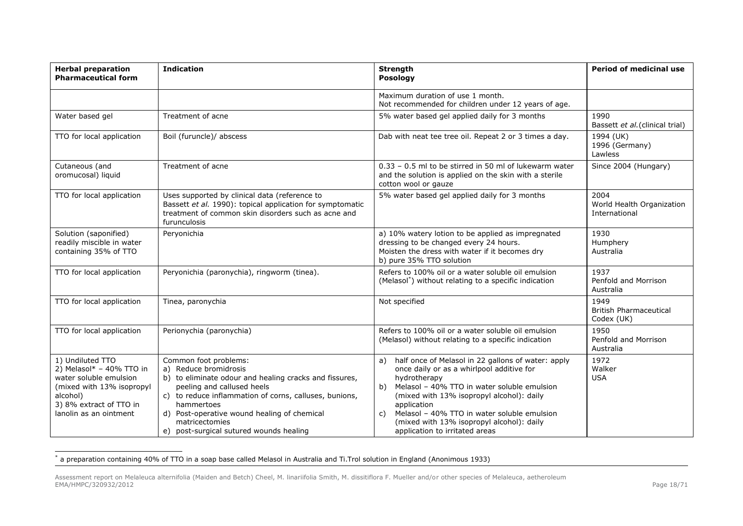| Herbal preparation<br>Pharmaceutical form | Indication | Strength<br>Posology | Period of medicinal use |
|---|---|---|---|
| | | Maximum duration of use 1 month.<br>Not recommended for children under 12 years of age. | |
| Water based gel | Treatment of acne | 5% water based gel applied daily for 3 months | 1990<br>Bassett *et al.*(clinical trial) |
| TTO for local application | Boil (furuncle)/ abscess | Dab with neat tee tree oil. Repeat 2 or 3 times a day. | 1994 (UK)<br>1996 (Germany)<br>Lawless |
| Cutaneous (and oromucosal) liquid | Treatment of acne | 0.33 – 0.5 ml to be stirred in 50 ml of lukewarm water and the solution is applied on the skin with a sterile cotton wool or gauze | Since 2004 (Hungary) |
| TTO for local application | Uses supported by clinical data (reference to Bassett *et al.* 1990): topical application for symptomatic treatment of common skin disorders such as acne and furunculosis | 5% water based gel applied daily for 3 months | 2004<br>World Health Organization International |
| Solution (saponified) readily miscible in water containing 35% of TTO | Peryonichia | a) 10% watery lotion to be applied as impregnated dressing to be changed every 24 hours.<br>Moisten the dress with water if it becomes dry<br>b) pure 35% TTO solution | 1930<br>Humphery<br>Australia |
| TTO for local application | Peryonichia (paronychia), ringworm (tinea). | Refers to 100% oil or a water soluble oil emulsion (Melasol*) without relating to a specific indication | 1937<br>Penfold and Morrison<br>Australia |
| TTO for local application | Tinea, paronychia | Not specified | 1949<br>British Pharmaceutical Codex (UK) |
| TTO for local application | Perionychia (paronychia) | Refers to 100% oil or a water soluble oil emulsion (Melasol) without relating to a specific indication | 1950<br>Penfold and Morrison<br>Australia |
| 1) Undiluted TTO<br>2) Melasol* – 40% TTO in water soluble emulsion (mixed with 13% isopropyl alcohol)<br>3) 8% extract of TTO in lanolin as an ointment | Common foot problems:<br>a) Reduce bromidrosis<br>b) to eliminate odour and healing cracks and fissures, peeling and callused heels<br>c) to reduce inflammation of corns, calluses, bunions, hammertoes<br>d) Post-operative wound healing of chemical matricectomies<br>e) post-surgical sutured wounds healing | a) half once of Melasol in 22 gallons of water: apply once daily or as a whirlpool additive for hydrotherapy<br>b) Melasol – 40% TTO in water soluble emulsion (mixed with 13% isopropyl alcohol): daily application<br>c) Melasol – 40% TTO in water soluble emulsion (mixed with 13% isopropyl alcohol): daily application to irritated areas | 1972<br>Walker<br>USA |

* a preparation containing 40% of TTO in a soap base called Melasol in Australia and Ti.Trol solution in England (Anonimous 1933)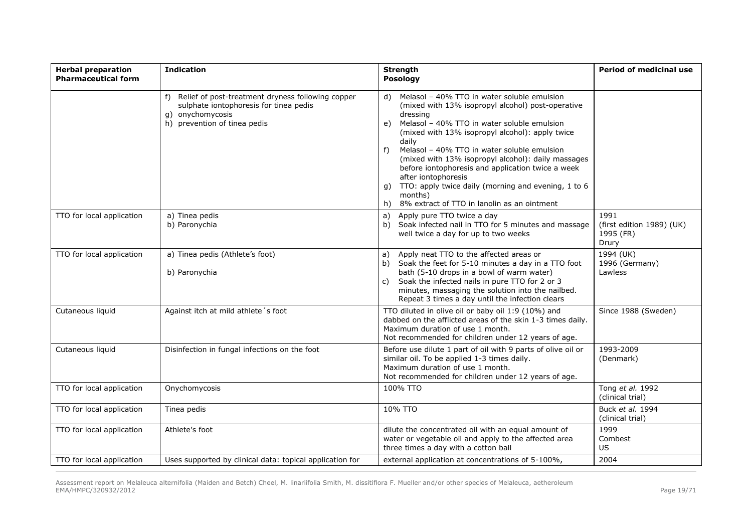| Herbal preparation<br>Pharmaceutical form | Indication | Strength<br>Posology | Period of medicinal use |
|---|---|---|---|
| | f) Relief of post-treatment dryness following copper sulphate iontophoresis for tinea pedis<br>g) onychomycosis<br>h) prevention of tinea pedis | d) Melasol – 40% TTO in water soluble emulsion (mixed with 13% isopropyl alcohol) post-operative dressing<br>e) Melasol – 40% TTO in water soluble emulsion (mixed with 13% isopropyl alcohol): apply twice daily<br>f) Melasol – 40% TTO in water soluble emulsion (mixed with 13% isopropyl alcohol): daily massages before iontophoresis and application twice a week after iontophoresis<br>g) TTO: apply twice daily (morning and evening, 1 to 6 months)<br>h) 8% extract of TTO in lanolin as an ointment | |
| TTO for local application | a) Tinea pedis<br>b) Paronychia | a) Apply pure TTO twice a day<br>b) Soak infected nail in TTO for 5 minutes and massage well twice a day for up to two weeks | 1991<br>(first edition 1989) (UK)<br>1995 (FR)<br>Drury |
| TTO for local application | a) Tinea pedis (Athlete's foot)<br><br>b) Paronychia | a) Apply neat TTO to the affected areas or<br>b) Soak the feet for 5-10 minutes a day in a TTO foot bath (5-10 drops in a bowl of warm water)<br>c) Soak the infected nails in pure TTO for 2 or 3 minutes, massaging the solution into the nailbed. Repeat 3 times a day until the infection clears | 1994 (UK)<br>1996 (Germany)<br>Lawless |
| Cutaneous liquid | Against itch at mild athlete´s foot | TTO diluted in olive oil or baby oil 1:9 (10%) and dabbed on the afflicted areas of the skin 1-3 times daily.<br>Maximum duration of use 1 month.<br>Not recommended for children under 12 years of age. | Since 1988 (Sweden) |
| Cutaneous liquid | Disinfection in fungal infections on the foot | Before use dilute 1 part of oil with 9 parts of olive oil or similar oil. To be applied 1-3 times daily.<br>Maximum duration of use 1 month.<br>Not recommended for children under 12 years of age. | 1993-2009<br>(Denmark) |
| TTO for local application | Onychomycosis | 100% TTO | Tong *et al.* 1992<br>(clinical trial) |
| TTO for local application | Tinea pedis | 10% TTO | Buck *et al.* 1994<br>(clinical trial) |
| TTO for local application | Athlete's foot | dilute the concentrated oil with an equal amount of water or vegetable oil and apply to the affected area three times a day with a cotton ball | 1999<br>Combest<br>US |
| TTO for local application | Uses supported by clinical data: topical application for | external application at concentrations of 5-100%, | 2004 |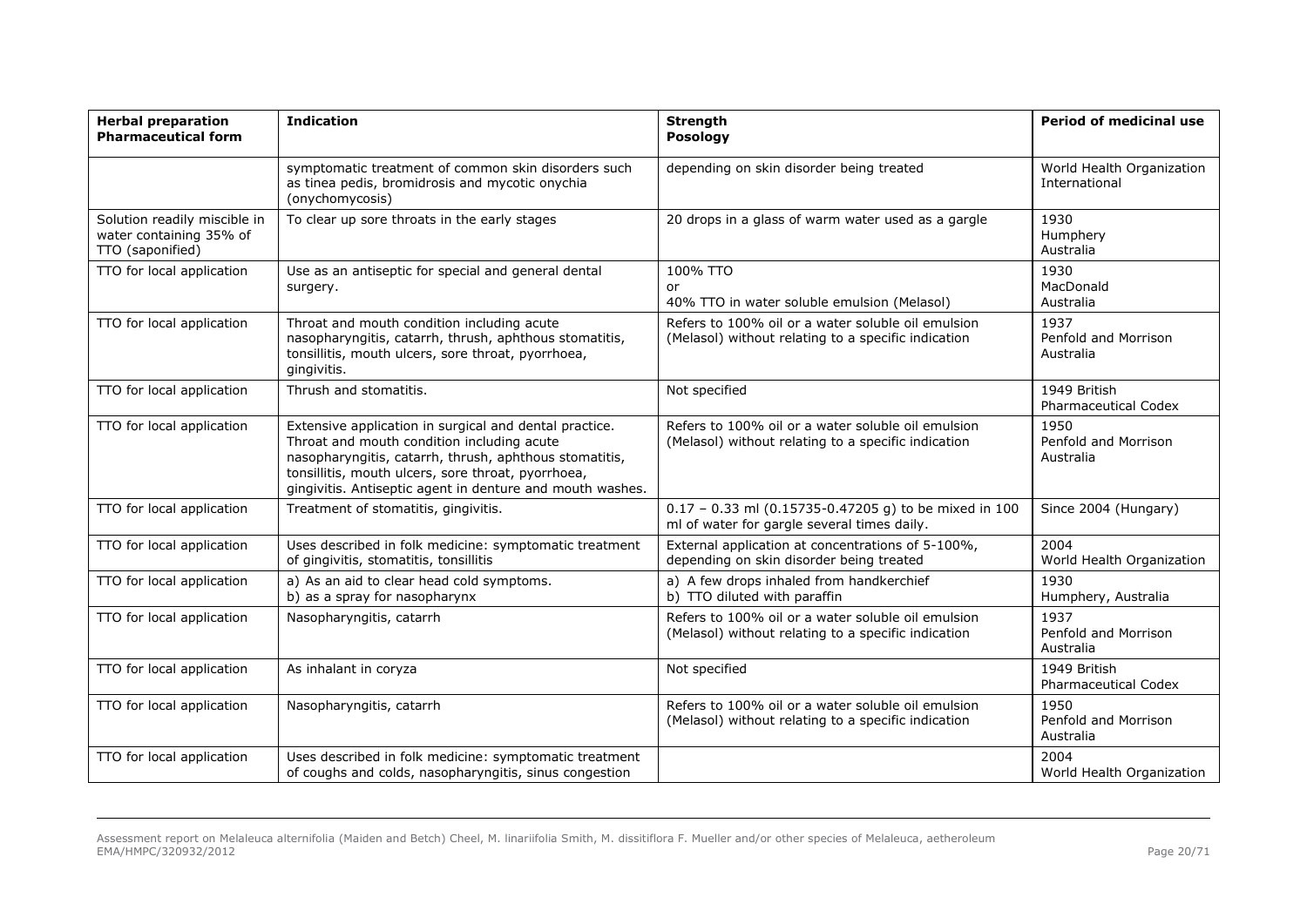| Herbal preparation Pharmaceutical form | Indication | Strength Posology | Period of medicinal use |
|---|---|---|---|
| | symptomatic treatment of common skin disorders such as tinea pedis, bromidrosis and mycotic onychia (onychomycosis) | depending on skin disorder being treated | World Health Organization International |
| Solution readily miscible in water containing 35% of TTO (saponified) | To clear up sore throats in the early stages | 20 drops in a glass of warm water used as a gargle | 1930 Humphery Australia |
| TTO for local application | Use as an antiseptic for special and general dental surgery. | 100% TTO or 40% TTO in water soluble emulsion (Melasol) | 1930 MacDonald Australia |
| TTO for local application | Throat and mouth condition including acute nasopharyngitis, catarrh, thrush, aphthous stomatitis, tonsillitis, mouth ulcers, sore throat, pyorrhoea, gingivitis. | Refers to 100% oil or a water soluble oil emulsion (Melasol) without relating to a specific indication | 1937 Penfold and Morrison Australia |
| TTO for local application | Thrush and stomatitis. | Not specified | 1949 British Pharmaceutical Codex |
| TTO for local application | Extensive application in surgical and dental practice. Throat and mouth condition including acute nasopharyngitis, catarrh, thrush, aphthous stomatitis, tonsillitis, mouth ulcers, sore throat, pyorrhoea, gingivitis. Antiseptic agent in denture and mouth washes. | Refers to 100% oil or a water soluble oil emulsion (Melasol) without relating to a specific indication | 1950 Penfold and Morrison Australia |
| TTO for local application | Treatment of stomatitis, gingivitis. | 0.17 – 0.33 ml (0.15735-0.47205 g) to be mixed in 100 ml of water for gargle several times daily. | Since 2004 (Hungary) |
| TTO for local application | Uses described in folk medicine: symptomatic treatment of gingivitis, stomatitis, tonsillitis | External application at concentrations of 5-100%, depending on skin disorder being treated | 2004 World Health Organization |
| TTO for local application | a) As an aid to clear head cold symptoms. b) as a spray for nasopharynx | a) A few drops inhaled from handkerchief b) TTO diluted with paraffin | 1930 Humphery, Australia |
| TTO for local application | Nasopharyngitis, catarrh | Refers to 100% oil or a water soluble oil emulsion (Melasol) without relating to a specific indication | 1937 Penfold and Morrison Australia |
| TTO for local application | As inhalant in coryza | Not specified | 1949 British Pharmaceutical Codex |
| TTO for local application | Nasopharyngitis, catarrh | Refers to 100% oil or a water soluble oil emulsion (Melasol) without relating to a specific indication | 1950 Penfold and Morrison Australia |
| TTO for local application | Uses described in folk medicine: symptomatic treatment of coughs and colds, nasopharyngitis, sinus congestion | | 2004 World Health Organization |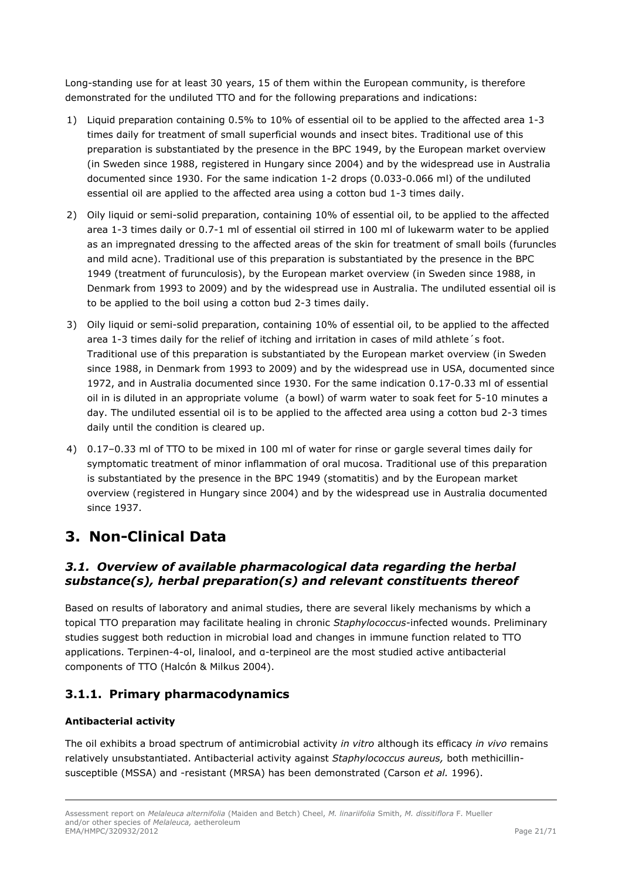Long-standing use for at least 30 years, 15 of them within the European community, is therefore demonstrated for the undiluted TTO and for the following preparations and indications:

1) Liquid preparation containing 0.5% to 10% of essential oil to be applied to the affected area 1-3 times daily for treatment of small superficial wounds and insect bites. Traditional use of this preparation is substantiated by the presence in the BPC 1949, by the European market overview (in Sweden since 1988, registered in Hungary since 2004) and by the widespread use in Australia documented since 1930. For the same indication 1-2 drops (0.033-0.066 ml) of the undiluted essential oil are applied to the affected area using a cotton bud 1-3 times daily.
2) Oily liquid or semi-solid preparation, containing 10% of essential oil, to be applied to the affected area 1-3 times daily or 0.7-1 ml of essential oil stirred in 100 ml of lukewarm water to be applied as an impregnated dressing to the affected areas of the skin for treatment of small boils (furuncles and mild acne). Traditional use of this preparation is substantiated by the presence in the BPC 1949 (treatment of furunculosis), by the European market overview (in Sweden since 1988, in Denmark from 1993 to 2009) and by the widespread use in Australia. The undiluted essential oil is to be applied to the boil using a cotton bud 2-3 times daily.
3) Oily liquid or semi-solid preparation, containing 10% of essential oil, to be applied to the affected area 1-3 times daily for the relief of itching and irritation in cases of mild athlete´s foot. Traditional use of this preparation is substantiated by the European market overview (in Sweden since 1988, in Denmark from 1993 to 2009) and by the widespread use in USA, documented since 1972, and in Australia documented since 1930. For the same indication 0.17-0.33 ml of essential oil in is diluted in an appropriate volume (a bowl) of warm water to soak feet for 5-10 minutes a day. The undiluted essential oil is to be applied to the affected area using a cotton bud 2-3 times daily until the condition is cleared up.
4) 0.17–0.33 ml of TTO to be mixed in 100 ml of water for rinse or gargle several times daily for symptomatic treatment of minor inflammation of oral mucosa. Traditional use of this preparation is substantiated by the presence in the BPC 1949 (stomatitis) and by the European market overview (registered in Hungary since 2004) and by the widespread use in Australia documented since 1937.

# 3. Non-Clinical Data

## *3.1. Overview of available pharmacological data regarding the herbal substance(s), herbal preparation(s) and relevant constituents thereof*

Based on results of laboratory and animal studies, there are several likely mechanisms by which a topical TTO preparation may facilitate healing in chronic *Staphylococcus*-infected wounds. Preliminary studies suggest both reduction in microbial load and changes in immune function related to TTO applications. Terpinen-4-ol, linalool, and α-terpineol are the most studied active antibacterial components of TTO (Halcón & Milkus 2004).

### 3.1.1. Primary pharmacodynamics

**Antibacterial activity**

The oil exhibits a broad spectrum of antimicrobial activity *in vitro* although its efficacy *in vivo* remains relatively unsubstantiated. Antibacterial activity against *Staphylococcus aureus,* both methicillin-susceptible (MSSA) and -resistant (MRSA) has been demonstrated (Carson *et al.* 1996).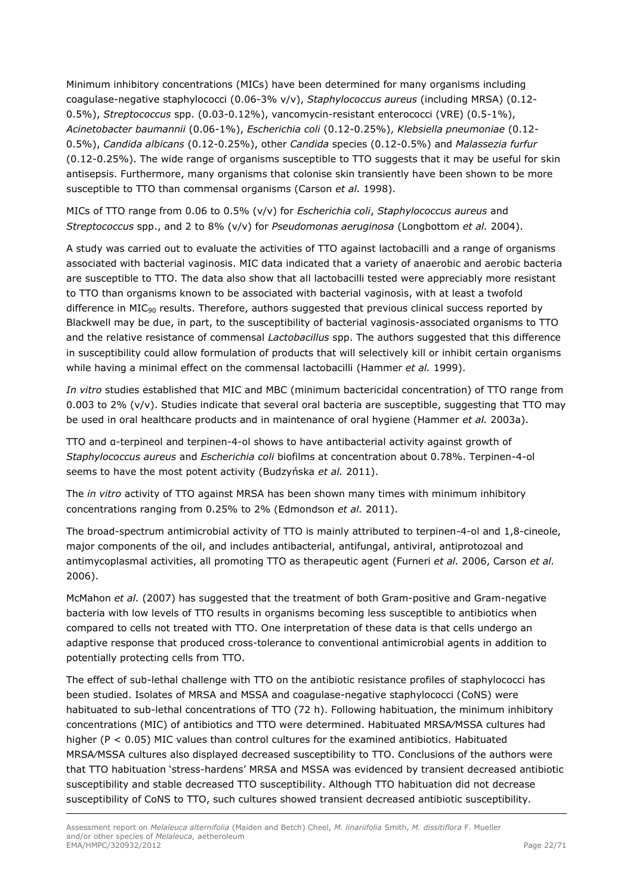Minimum inhibitory concentrations (MICs) have been determined for many organisms including coagulase-negative staphylococci (0.06-3% v/v), *Staphylococcus aureus* (including MRSA) (0.12-0.5%), *Streptococcus* spp. (0.03-0.12%), vancomycin-resistant enterococci (VRE) (0.5-1%), *Acinetobacter baumannii* (0.06-1%), *Escherichia coli* (0.12-0.25%), *Klebsiella pneumoniae* (0.12-0.5%), *Candida albicans* (0.12-0.25%), other *Candida* species (0.12-0.5%) and *Malassezia furfur* (0.12-0.25%). The wide range of organisms susceptible to TTO suggests that it may be useful for skin antisepsis. Furthermore, many organisms that colonise skin transiently have been shown to be more susceptible to TTO than commensal organisms (Carson *et al.* 1998).

MICs of TTO range from 0.06 to 0.5% (v/v) for *Escherichia coli*, *Staphylococcus aureus* and *Streptococcus* spp., and 2 to 8% (v/v) for *Pseudomonas aeruginosa* (Longbottom *et al.* 2004).

A study was carried out to evaluate the activities of TTO against lactobacilli and a range of organisms associated with bacterial vaginosis. MIC data indicated that a variety of anaerobic and aerobic bacteria are susceptible to TTO. The data also show that all lactobacilli tested were appreciably more resistant to TTO than organisms known to be associated with bacterial vaginosis, with at least a twofold difference in $MIC_{90}$ results. Therefore, authors suggested that previous clinical success reported by Blackwell may be due, in part, to the susceptibility of bacterial vaginosis-associated organisms to TTO and the relative resistance of commensal *Lactobacillus* spp. The authors suggested that this difference in susceptibility could allow formulation of products that will selectively kill or inhibit certain organisms while having a minimal effect on the commensal lactobacilli (Hammer *et al.* 1999).

*In vitro* studies established that MIC and MBC (minimum bactericidal concentration) of TTO range from 0.003 to 2% (v/v). Studies indicate that several oral bacteria are susceptible, suggesting that TTO may be used in oral healthcare products and in maintenance of oral hygiene (Hammer *et al.* 2003a).

TTO and α-terpineol and terpinen-4-ol shows to have antibacterial activity against growth of *Staphylococcus aureus* and *Escherichia coli* biofilms at concentration about 0.78%. Terpinen-4-ol seems to have the most potent activity (Budzyńska *et al.* 2011).

The *in vitro* activity of TTO against MRSA has been shown many times with minimum inhibitory concentrations ranging from 0.25% to 2% (Edmondson *et al.* 2011).

The broad-spectrum antimicrobial activity of TTO is mainly attributed to terpinen-4-ol and 1,8-cineole, major components of the oil, and includes antibacterial, antifungal, antiviral, antiprotozoal and antimycoplasmal activities, all promoting TTO as therapeutic agent (Furneri *et al.* 2006, Carson *et al.* 2006).

McMahon *et al.* (2007) has suggested that the treatment of both Gram-positive and Gram-negative bacteria with low levels of TTO results in organisms becoming less susceptible to antibiotics when compared to cells not treated with TTO. One interpretation of these data is that cells undergo an adaptive response that produced cross-tolerance to conventional antimicrobial agents in addition to potentially protecting cells from TTO.

The effect of sub-lethal challenge with TTO on the antibiotic resistance profiles of staphylococci has been studied. Isolates of MRSA and MSSA and coagulase-negative staphylococci (CoNS) were habituated to sub-lethal concentrations of TTO (72 h). Following habituation, the minimum inhibitory concentrations (MIC) of antibiotics and TTO were determined. Habituated MRSA/MSSA cultures had higher ($P < 0.05$) MIC values than control cultures for the examined antibiotics. Habituated MRSA/MSSA cultures also displayed decreased susceptibility to TTO. Conclusions of the authors were that TTO habituation 'stress-hardens' MRSA and MSSA was evidenced by transient decreased antibiotic susceptibility and stable decreased TTO susceptibility. Although TTO habituation did not decrease susceptibility of CoNS to TTO, such cultures showed transient decreased antibiotic susceptibility.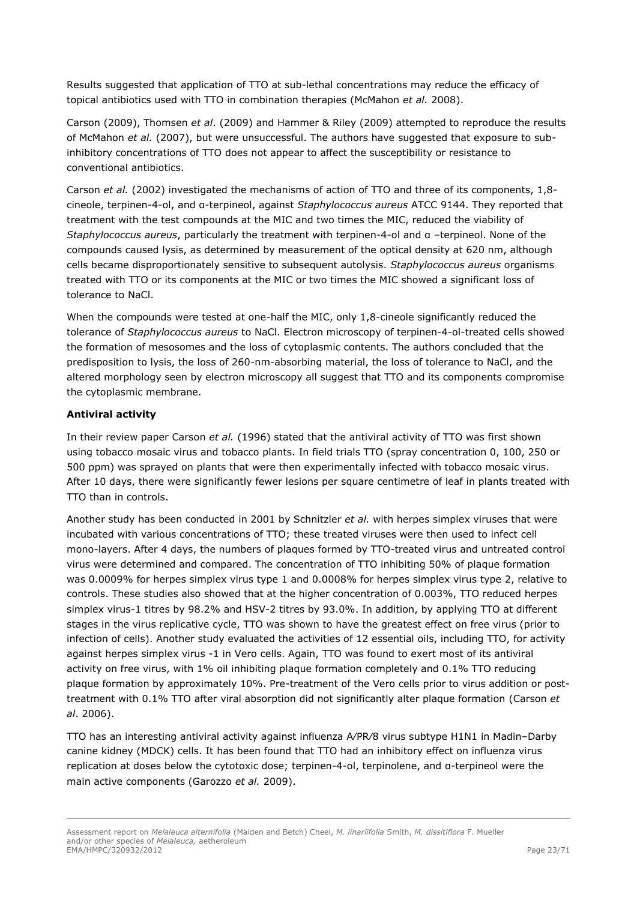Results suggested that application of TTO at sub-lethal concentrations may reduce the efficacy of topical antibiotics used with TTO in combination therapies (McMahon *et al.* 2008).

Carson (2009), Thomsen *et al*. (2009) and Hammer & Riley (2009) attempted to reproduce the results of McMahon *et al.* (2007), but were unsuccessful. The authors have suggested that exposure to sub-inhibitory concentrations of TTO does not appear to affect the susceptibility or resistance to conventional antibiotics.

Carson *et al.* (2002) investigated the mechanisms of action of TTO and three of its components, 1,8-cineole, terpinen-4-ol, and α-terpineol, against *Staphylococcus aureus* ATCC 9144. They reported that treatment with the test compounds at the MIC and two times the MIC, reduced the viability of *Staphylococcus aureus*, particularly the treatment with terpinen-4-ol and α –terpineol. None of the compounds caused lysis, as determined by measurement of the optical density at 620 nm, although cells became disproportionately sensitive to subsequent autolysis. *Staphylococcus aureus* organisms treated with TTO or its components at the MIC or two times the MIC showed a significant loss of tolerance to NaCl.

When the compounds were tested at one-half the MIC, only 1,8-cineole significantly reduced the tolerance of *Staphylococcus aureus* to NaCl. Electron microscopy of terpinen-4-ol-treated cells showed the formation of mesosomes and the loss of cytoplasmic contents. The authors concluded that the predisposition to lysis, the loss of 260-nm-absorbing material, the loss of tolerance to NaCl, and the altered morphology seen by electron microscopy all suggest that TTO and its components compromise the cytoplasmic membrane.

**Antiviral activity**

In their review paper Carson *et al.* (1996) stated that the antiviral activity of TTO was first shown using tobacco mosaic virus and tobacco plants. In field trials TTO (spray concentration 0, 100, 250 or 500 ppm) was sprayed on plants that were then experimentally infected with tobacco mosaic virus. After 10 days, there were significantly fewer lesions per square centimetre of leaf in plants treated with TTO than in controls.

Another study has been conducted in 2001 by Schnitzler *et al.* with herpes simplex viruses that were incubated with various concentrations of TTO; these treated viruses were then used to infect cell mono-layers. After 4 days, the numbers of plaques formed by TTO-treated virus and untreated control virus were determined and compared. The concentration of TTO inhibiting 50% of plaque formation was 0.0009% for herpes simplex virus type 1 and 0.0008% for herpes simplex virus type 2, relative to controls. These studies also showed that at the higher concentration of 0.003%, TTO reduced herpes simplex virus-1 titres by 98.2% and HSV-2 titres by 93.0%. In addition, by applying TTO at different stages in the virus replicative cycle, TTO was shown to have the greatest effect on free virus (prior to infection of cells). Another study evaluated the activities of 12 essential oils, including TTO, for activity against herpes simplex virus -1 in Vero cells. Again, TTO was found to exert most of its antiviral activity on free virus, with 1% oil inhibiting plaque formation completely and 0.1% TTO reducing plaque formation by approximately 10%. Pre-treatment of the Vero cells prior to virus addition or post-treatment with 0.1% TTO after viral absorption did not significantly alter plaque formation (Carson *et al*. 2006).

TTO has an interesting antiviral activity against influenza A/PR/8 virus subtype H1N1 in Madin–Darby canine kidney (MDCK) cells. It has been found that TTO had an inhibitory effect on influenza virus replication at doses below the cytotoxic dose; terpinen-4-ol, terpinolene, and α-terpineol were the main active components (Garozzo *et al.* 2009).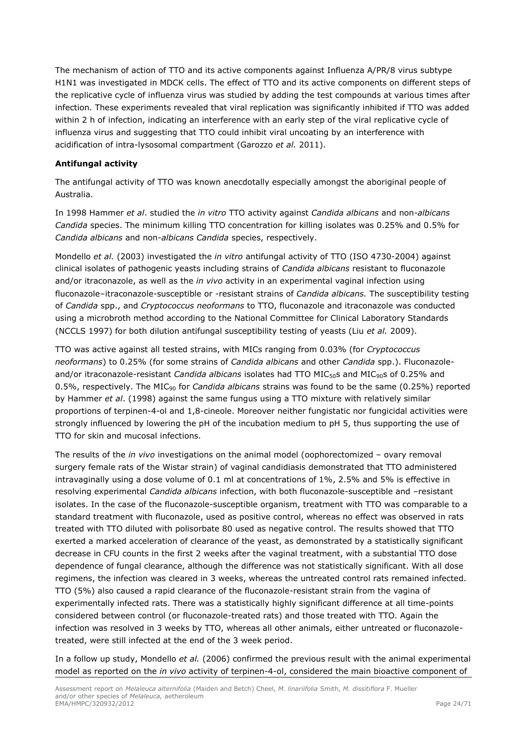The mechanism of action of TTO and its active components against Influenza A/PR/8 virus subtype H1N1 was investigated in MDCK cells. The effect of TTO and its active components on different steps of the replicative cycle of influenza virus was studied by adding the test compounds at various times after infection. These experiments revealed that viral replication was significantly inhibited if TTO was added within 2 h of infection, indicating an interference with an early step of the viral replicative cycle of influenza virus and suggesting that TTO could inhibit viral uncoating by an interference with acidification of intra-lysosomal compartment (Garozzo *et al.* 2011).

**Antifungal activity**

The antifungal activity of TTO was known anecdotally especially amongst the aboriginal people of Australia.

In 1998 Hammer *et al*. studied the *in vitro* TTO activity against *Candida albicans* and non-*albicans Candida* species. The minimum killing TTO concentration for killing isolates was 0.25% and 0.5% for *Candida albicans* and non-*albicans Candida* species, respectively.

Mondello *et al.* (2003) investigated the *in vitro* antifungal activity of TTO (ISO 4730-2004) against clinical isolates of pathogenic yeasts including strains of *Candida albicans* resistant to fluconazole and/or itraconazole, as well as the *in vivo* activity in an experimental vaginal infection using fluconazole–itraconazole-susceptible or -resistant strains of *Candida albicans.* The susceptibility testing of *Candida* spp., and *Cryptococcus neoformans* to TTO, fluconazole and itraconazole was conducted using a microbroth method according to the National Committee for Clinical Laboratory Standards (NCCLS 1997) for both dilution antifungal susceptibility testing of yeasts (Liu *et al.* 2009).

TTO was active against all tested strains, with MICs ranging from 0.03% (for *Cryptococcus neoformans*) to 0.25% (for some strains of *Candida albicans* and other *Candida* spp.). Fluconazole- and/or itraconazole-resistant *Candida albicans* isolates had TTO $MIC_{50}$s and $MIC_{90}$s of 0.25% and 0.5%, respectively. The $MIC_{90}$ for *Candida albicans* strains was found to be the same (0.25%) reported by Hammer *et al*. (1998) against the same fungus using a TTO mixture with relatively similar proportions of terpinen-4-ol and 1,8-cineole. Moreover neither fungistatic nor fungicidal activities were strongly influenced by lowering the pH of the incubation medium to pH 5, thus supporting the use of TTO for skin and mucosal infections.

The results of the *in vivo* investigations on the animal model (oophorectomized – ovary removal surgery female rats of the Wistar strain) of vaginal candidiasis demonstrated that TTO administered intravaginally using a dose volume of 0.1 ml at concentrations of 1%, 2.5% and 5% is effective in resolving experimental *Candida albicans* infection, with both fluconazole-susceptible and –resistant isolates. In the case of the fluconazole-susceptible organism, treatment with TTO was comparable to a standard treatment with fluconazole, used as positive control, whereas no effect was observed in rats treated with TTO diluted with polisorbate 80 used as negative control. The results showed that TTO exerted a marked acceleration of clearance of the yeast, as demonstrated by a statistically significant decrease in CFU counts in the first 2 weeks after the vaginal treatment, with a substantial TTO dose dependence of fungal clearance, although the difference was not statistically significant. With all dose regimens, the infection was cleared in 3 weeks, whereas the untreated control rats remained infected. TTO (5%) also caused a rapid clearance of the fluconazole-resistant strain from the vagina of experimentally infected rats. There was a statistically highly significant difference at all time-points considered between control (or fluconazole-treated rats) and those treated with TTO. Again the infection was resolved in 3 weeks by TTO, whereas all other animals, either untreated or fluconazole-treated, were still infected at the end of the 3 week period.

In a follow up study, Mondello *et al.* (2006) confirmed the previous result with the animal experimental model as reported on the *in vivo* activity of terpinen-4-ol, considered the main bioactive component of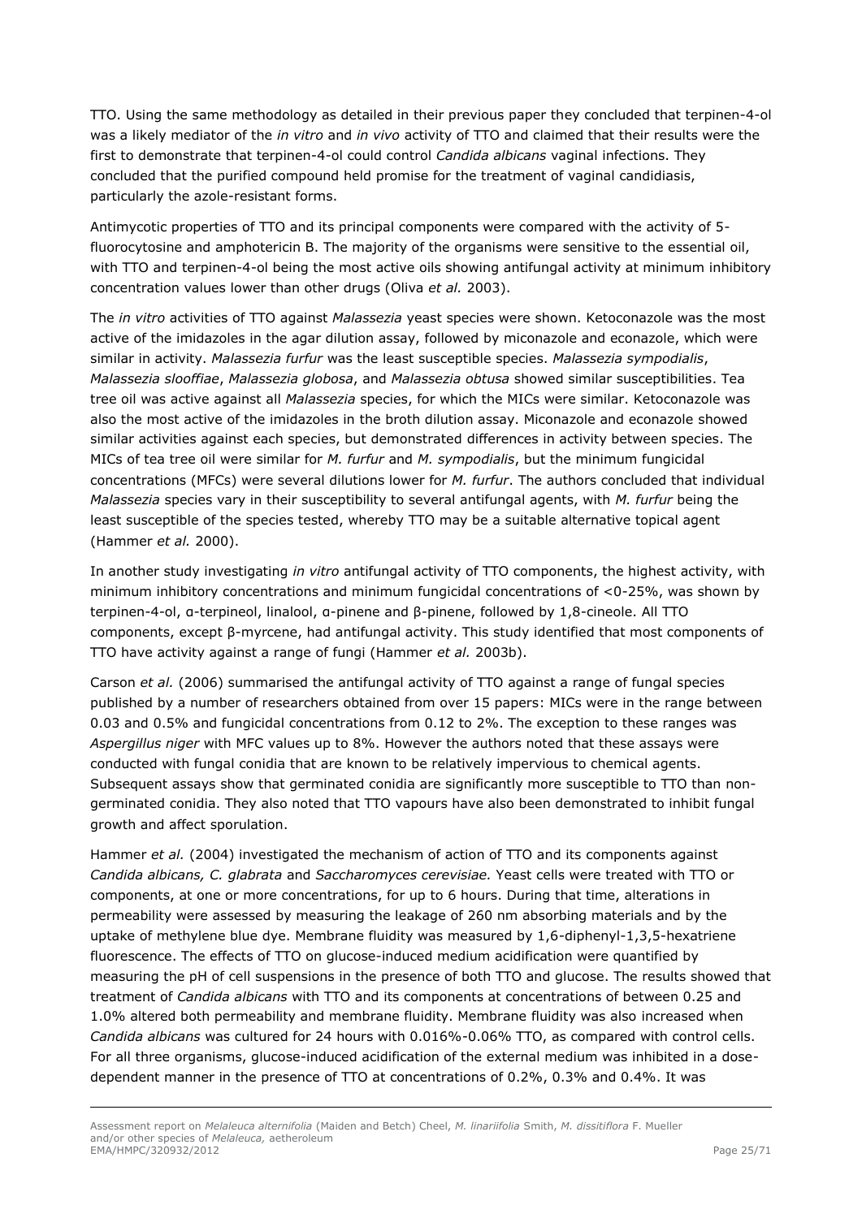TTO. Using the same methodology as detailed in their previous paper they concluded that terpinen-4-ol was a likely mediator of the *in vitro* and *in vivo* activity of TTO and claimed that their results were the first to demonstrate that terpinen-4-ol could control *Candida albicans* vaginal infections. They concluded that the purified compound held promise for the treatment of vaginal candidiasis, particularly the azole-resistant forms.

Antimycotic properties of TTO and its principal components were compared with the activity of 5-fluorocytosine and amphotericin B. The majority of the organisms were sensitive to the essential oil, with TTO and terpinen-4-ol being the most active oils showing antifungal activity at minimum inhibitory concentration values lower than other drugs (Oliva *et al.* 2003).

The *in vitro* activities of TTO against *Malassezia* yeast species were shown. Ketoconazole was the most active of the imidazoles in the agar dilution assay, followed by miconazole and econazole, which were similar in activity. *Malassezia furfur* was the least susceptible species. *Malassezia sympodialis*, *Malassezia slooffiae*, *Malassezia globosa*, and *Malassezia obtusa* showed similar susceptibilities. Tea tree oil was active against all *Malassezia* species, for which the MICs were similar. Ketoconazole was also the most active of the imidazoles in the broth dilution assay. Miconazole and econazole showed similar activities against each species, but demonstrated differences in activity between species. The MICs of tea tree oil were similar for *M. furfur* and *M. sympodialis*, but the minimum fungicidal concentrations (MFCs) were several dilutions lower for *M. furfur*. The authors concluded that individual *Malassezia* species vary in their susceptibility to several antifungal agents, with *M. furfur* being the least susceptible of the species tested, whereby TTO may be a suitable alternative topical agent (Hammer *et al.* 2000).

In another study investigating *in vitro* antifungal activity of TTO components, the highest activity, with minimum inhibitory concentrations and minimum fungicidal concentrations of <0-25%, was shown by terpinen-4-ol, α-terpineol, linalool, α-pinene and β-pinene, followed by 1,8-cineole. All TTO components, except β-myrcene, had antifungal activity. This study identified that most components of TTO have activity against a range of fungi (Hammer *et al.* 2003b).

Carson *et al.* (2006) summarised the antifungal activity of TTO against a range of fungal species published by a number of researchers obtained from over 15 papers: MICs were in the range between 0.03 and 0.5% and fungicidal concentrations from 0.12 to 2%. The exception to these ranges was *Aspergillus niger* with MFC values up to 8%. However the authors noted that these assays were conducted with fungal conidia that are known to be relatively impervious to chemical agents. Subsequent assays show that germinated conidia are significantly more susceptible to TTO than non-germinated conidia. They also noted that TTO vapours have also been demonstrated to inhibit fungal growth and affect sporulation.

Hammer *et al.* (2004) investigated the mechanism of action of TTO and its components against *Candida albicans, C. glabrata* and *Saccharomyces cerevisiae.* Yeast cells were treated with TTO or components, at one or more concentrations, for up to 6 hours. During that time, alterations in permeability were assessed by measuring the leakage of 260 nm absorbing materials and by the uptake of methylene blue dye. Membrane fluidity was measured by 1,6-diphenyl-1,3,5-hexatriene fluorescence. The effects of TTO on glucose-induced medium acidification were quantified by measuring the pH of cell suspensions in the presence of both TTO and glucose. The results showed that treatment of *Candida albicans* with TTO and its components at concentrations of between 0.25 and 1.0% altered both permeability and membrane fluidity. Membrane fluidity was also increased when *Candida albicans* was cultured for 24 hours with 0.016%-0.06% TTO, as compared with control cells. For all three organisms, glucose-induced acidification of the external medium was inhibited in a dose-dependent manner in the presence of TTO at concentrations of 0.2%, 0.3% and 0.4%. It was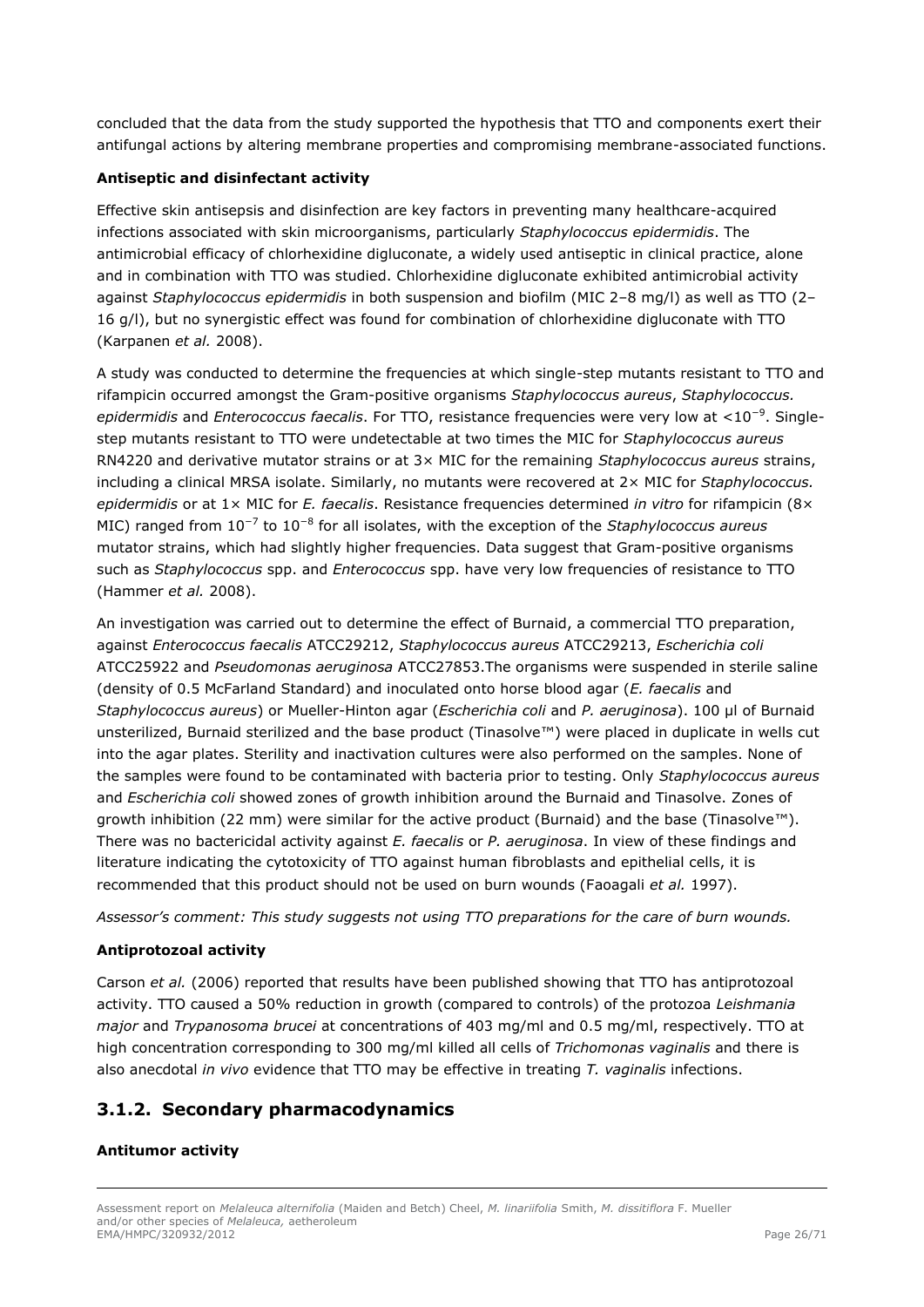concluded that the data from the study supported the hypothesis that TTO and components exert their antifungal actions by altering membrane properties and compromising membrane-associated functions.

**Antiseptic and disinfectant activity**

Effective skin antisepsis and disinfection are key factors in preventing many healthcare-acquired infections associated with skin microorganisms, particularly *Staphylococcus epidermidis*. The antimicrobial efficacy of chlorhexidine digluconate, a widely used antiseptic in clinical practice, alone and in combination with TTO was studied. Chlorhexidine digluconate exhibited antimicrobial activity against *Staphylococcus epidermidis* in both suspension and biofilm (MIC 2–8 mg/l) as well as TTO (2–16 g/l), but no synergistic effect was found for combination of chlorhexidine digluconate with TTO (Karpanen *et al.* 2008).

A study was conducted to determine the frequencies at which single-step mutants resistant to TTO and rifampicin occurred amongst the Gram-positive organisms *Staphylococcus aureus*, *Staphylococcus. epidermidis* and *Enterococcus faecalis*. For TTO, resistance frequencies were very low at $<10^{-9}$. Single-step mutants resistant to TTO were undetectable at two times the MIC for *Staphylococcus aureus* RN4220 and derivative mutator strains or at 3× MIC for the remaining *Staphylococcus aureus* strains, including a clinical MRSA isolate. Similarly, no mutants were recovered at 2× MIC for *Staphylococcus. epidermidis* or at 1× MIC for *E. faecalis*. Resistance frequencies determined *in vitro* for rifampicin (8× MIC) ranged from $10^{-7}$ to $10^{-8}$ for all isolates, with the exception of the *Staphylococcus aureus* mutator strains, which had slightly higher frequencies. Data suggest that Gram-positive organisms such as *Staphylococcus* spp. and *Enterococcus* spp. have very low frequencies of resistance to TTO (Hammer *et al.* 2008).

An investigation was carried out to determine the effect of Burnaid, a commercial TTO preparation, against *Enterococcus faecalis* ATCC29212, *Staphylococcus aureus* ATCC29213, *Escherichia coli* ATCC25922 and *Pseudomonas aeruginosa* ATCC27853.The organisms were suspended in sterile saline (density of 0.5 McFarland Standard) and inoculated onto horse blood agar (*E. faecalis* and *Staphylococcus aureus*) or Mueller-Hinton agar (*Escherichia coli* and *P. aeruginosa*). 100 µl of Burnaid unsterilized, Burnaid sterilized and the base product (Tinasolve™) were placed in duplicate in wells cut into the agar plates. Sterility and inactivation cultures were also performed on the samples. None of the samples were found to be contaminated with bacteria prior to testing. Only *Staphylococcus aureus* and *Escherichia coli* showed zones of growth inhibition around the Burnaid and Tinasolve. Zones of growth inhibition (22 mm) were similar for the active product (Burnaid) and the base (Tinasolve™). There was no bactericidal activity against *E. faecalis* or *P. aeruginosa*. In view of these findings and literature indicating the cytotoxicity of TTO against human fibroblasts and epithelial cells, it is recommended that this product should not be used on burn wounds (Faoagali *et al.* 1997).

*Assessor's comment: This study suggests not using TTO preparations for the care of burn wounds.*

**Antiprotozoal activity**

Carson *et al.* (2006) reported that results have been published showing that TTO has antiprotozoal activity. TTO caused a 50% reduction in growth (compared to controls) of the protozoa *Leishmania major* and *Trypanosoma brucei* at concentrations of 403 mg/ml and 0.5 mg/ml, respectively. TTO at high concentration corresponding to 300 mg/ml killed all cells of *Trichomonas vaginalis* and there is also anecdotal *in vivo* evidence that TTO may be effective in treating *T. vaginalis* infections.

## 3.1.2. Secondary pharmacodynamics

**Antitumor activity**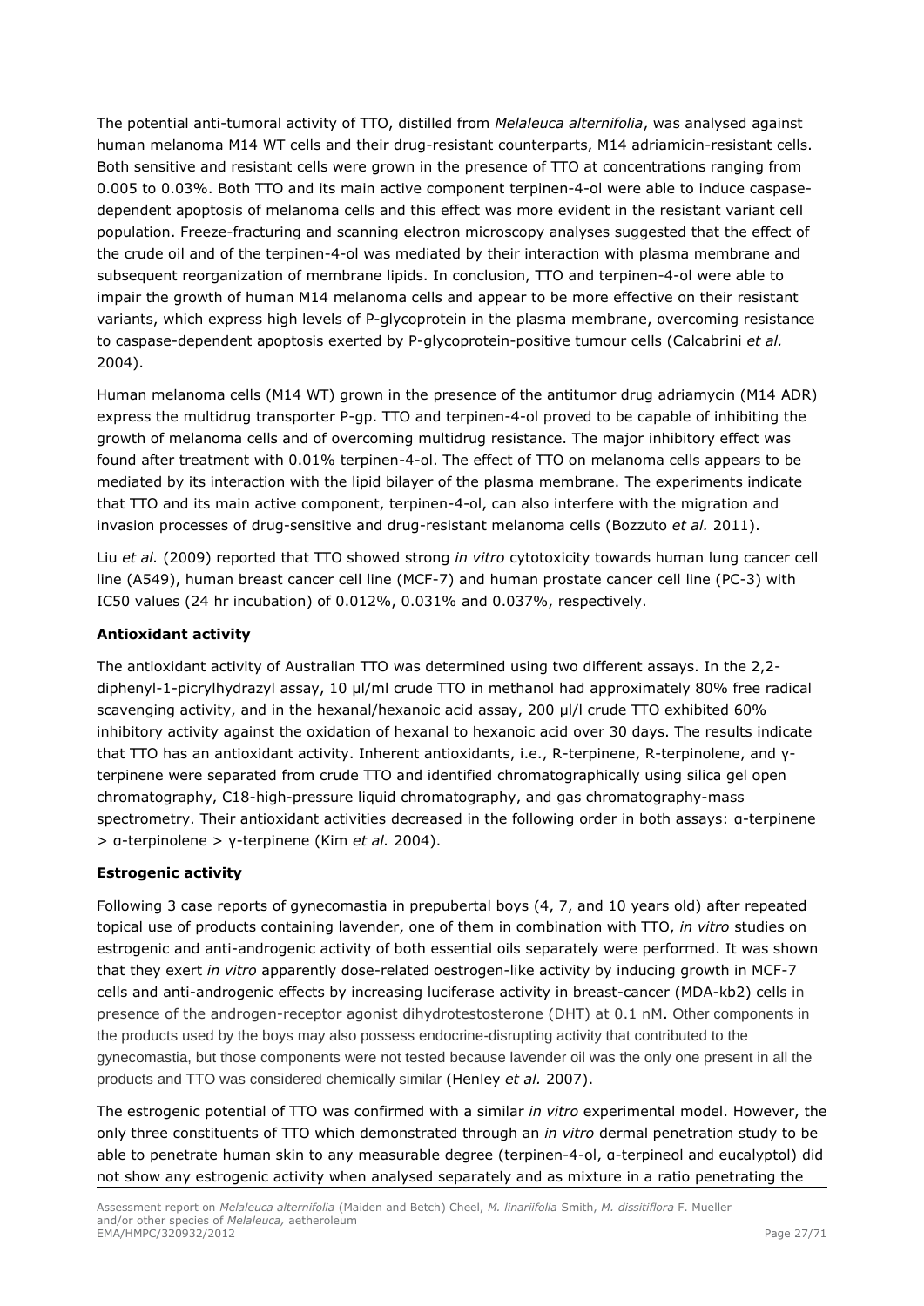The potential anti-tumoral activity of TTO, distilled from *Melaleuca alternifolia*, was analysed against human melanoma M14 WT cells and their drug-resistant counterparts, M14 adriamicin-resistant cells. Both sensitive and resistant cells were grown in the presence of TTO at concentrations ranging from 0.005 to 0.03%. Both TTO and its main active component terpinen-4-ol were able to induce caspase-dependent apoptosis of melanoma cells and this effect was more evident in the resistant variant cell population. Freeze-fracturing and scanning electron microscopy analyses suggested that the effect of the crude oil and of the terpinen-4-ol was mediated by their interaction with plasma membrane and subsequent reorganization of membrane lipids. In conclusion, TTO and terpinen-4-ol were able to impair the growth of human M14 melanoma cells and appear to be more effective on their resistant variants, which express high levels of P-glycoprotein in the plasma membrane, overcoming resistance to caspase-dependent apoptosis exerted by P-glycoprotein-positive tumour cells (Calcabrini *et al.* 2004).

Human melanoma cells (M14 WT) grown in the presence of the antitumor drug adriamycin (M14 ADR) express the multidrug transporter P-gp. TTO and terpinen-4-ol proved to be capable of inhibiting the growth of melanoma cells and of overcoming multidrug resistance. The major inhibitory effect was found after treatment with 0.01% terpinen-4-ol. The effect of TTO on melanoma cells appears to be mediated by its interaction with the lipid bilayer of the plasma membrane. The experiments indicate that TTO and its main active component, terpinen-4-ol, can also interfere with the migration and invasion processes of drug-sensitive and drug-resistant melanoma cells (Bozzuto *et al.* 2011).

Liu *et al.* (2009) reported that TTO showed strong *in vitro* cytotoxicity towards human lung cancer cell line (A549), human breast cancer cell line (MCF-7) and human prostate cancer cell line (PC-3) with IC50 values (24 hr incubation) of 0.012%, 0.031% and 0.037%, respectively.

**Antioxidant activity**

The antioxidant activity of Australian TTO was determined using two different assays. In the 2,2-diphenyl-1-picrylhydrazyl assay, 10 µl/ml crude TTO in methanol had approximately 80% free radical scavenging activity, and in the hexanal/hexanoic acid assay, 200 µl/l crude TTO exhibited 60% inhibitory activity against the oxidation of hexanal to hexanoic acid over 30 days. The results indicate that TTO has an antioxidant activity. Inherent antioxidants, i.e., R-terpinene, R-terpinolene, and γ-terpinene were separated from crude TTO and identified chromatographically using silica gel open chromatography, C18-high-pressure liquid chromatography, and gas chromatography-mass spectrometry. Their antioxidant activities decreased in the following order in both assays: α-terpinene > α-terpinolene > γ-terpinene (Kim *et al.* 2004).

**Estrogenic activity**

Following 3 case reports of gynecomastia in prepubertal boys (4, 7, and 10 years old) after repeated topical use of products containing lavender, one of them in combination with TTO, *in vitro* studies on estrogenic and anti-androgenic activity of both essential oils separately were performed. It was shown that they exert *in vitro* apparently dose-related oestrogen-like activity by inducing growth in MCF-7 cells and anti-androgenic effects by increasing luciferase activity in breast-cancer (MDA-kb2) cells in presence of the androgen-receptor agonist dihydrotestosterone (DHT) at 0.1 nM. Other components in the products used by the boys may also possess endocrine-disrupting activity that contributed to the gynecomastia, but those components were not tested because lavender oil was the only one present in all the products and TTO was considered chemically similar (Henley *et al.* 2007).

The estrogenic potential of TTO was confirmed with a similar *in vitro* experimental model. However, the only three constituents of TTO which demonstrated through an *in vitro* dermal penetration study to be able to penetrate human skin to any measurable degree (terpinen-4-ol, α-terpineol and eucalyptol) did not show any estrogenic activity when analysed separately and as mixture in a ratio penetrating the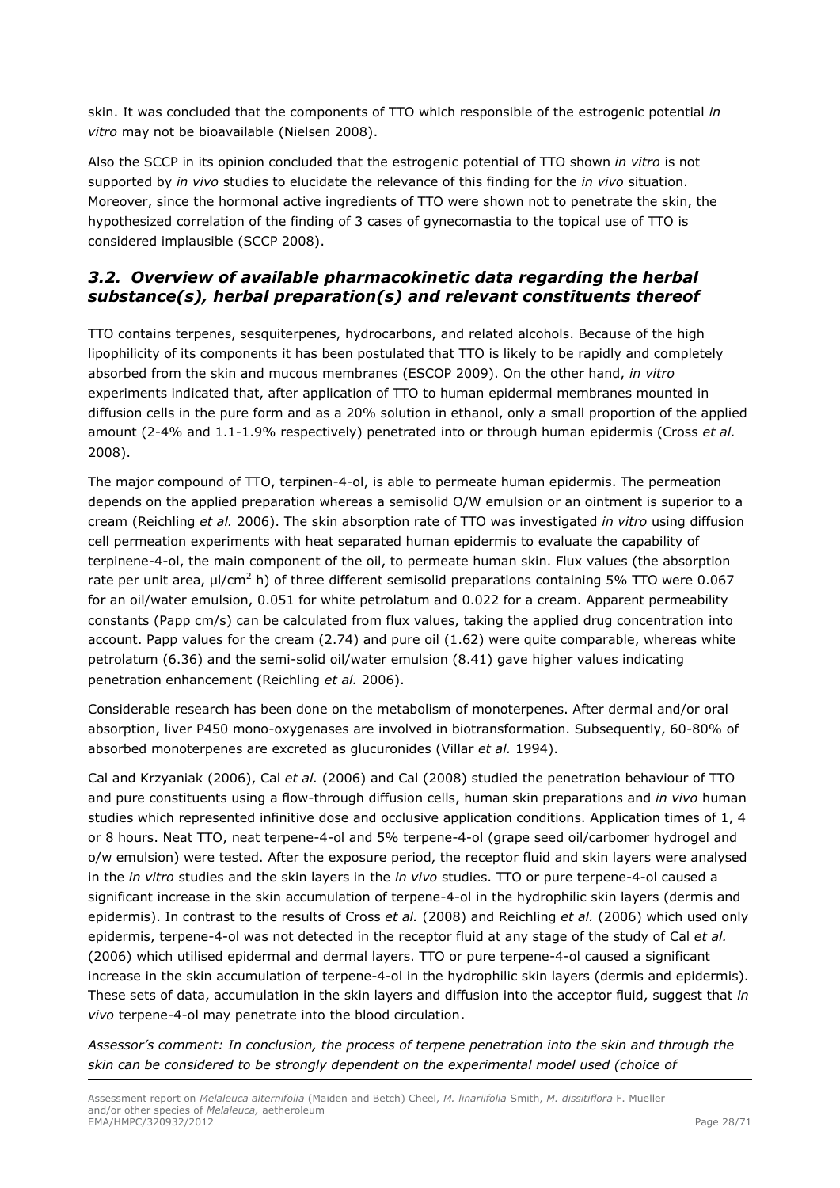skin. It was concluded that the components of TTO which responsible of the estrogenic potential *in vitro* may not be bioavailable (Nielsen 2008).

Also the SCCP in its opinion concluded that the estrogenic potential of TTO shown *in vitro* is not supported by *in vivo* studies to elucidate the relevance of this finding for the *in vivo* situation. Moreover, since the hormonal active ingredients of TTO were shown not to penetrate the skin, the hypothesized correlation of the finding of 3 cases of gynecomastia to the topical use of TTO is considered implausible (SCCP 2008).

## *3.2. Overview of available pharmacokinetic data regarding the herbal substance(s), herbal preparation(s) and relevant constituents thereof*

TTO contains terpenes, sesquiterpenes, hydrocarbons, and related alcohols. Because of the high lipophilicity of its components it has been postulated that TTO is likely to be rapidly and completely absorbed from the skin and mucous membranes (ESCOP 2009). On the other hand, *in vitro* experiments indicated that, after application of TTO to human epidermal membranes mounted in diffusion cells in the pure form and as a 20% solution in ethanol, only a small proportion of the applied amount (2-4% and 1.1-1.9% respectively) penetrated into or through human epidermis (Cross *et al.* 2008).

The major compound of TTO, terpinen-4-ol, is able to permeate human epidermis. The permeation depends on the applied preparation whereas a semisolid O/W emulsion or an ointment is superior to a cream (Reichling *et al.* 2006). The skin absorption rate of TTO was investigated *in vitro* using diffusion cell permeation experiments with heat separated human epidermis to evaluate the capability of terpinene-4-ol, the main component of the oil, to permeate human skin. Flux values (the absorption rate per unit area, µl/cm$^2$ h) of three different semisolid preparations containing 5% TTO were 0.067 for an oil/water emulsion, 0.051 for white petrolatum and 0.022 for a cream. Apparent permeability constants (Papp cm/s) can be calculated from flux values, taking the applied drug concentration into account. Papp values for the cream (2.74) and pure oil (1.62) were quite comparable, whereas white petrolatum (6.36) and the semi-solid oil/water emulsion (8.41) gave higher values indicating penetration enhancement (Reichling *et al.* 2006).

Considerable research has been done on the metabolism of monoterpenes. After dermal and/or oral absorption, liver P450 mono-oxygenases are involved in biotransformation. Subsequently, 60-80% of absorbed monoterpenes are excreted as glucuronides (Villar *et al.* 1994).

Cal and Krzyaniak (2006), Cal *et al.* (2006) and Cal (2008) studied the penetration behaviour of TTO and pure constituents using a flow-through diffusion cells, human skin preparations and *in vivo* human studies which represented infinitive dose and occlusive application conditions. Application times of 1, 4 or 8 hours. Neat TTO, neat terpene-4-ol and 5% terpene-4-ol (grape seed oil/carbomer hydrogel and o/w emulsion) were tested. After the exposure period, the receptor fluid and skin layers were analysed in the *in vitro* studies and the skin layers in the *in vivo* studies. TTO or pure terpene-4-ol caused a significant increase in the skin accumulation of terpene-4-ol in the hydrophilic skin layers (dermis and epidermis). In contrast to the results of Cross *et al.* (2008) and Reichling *et al.* (2006) which used only epidermis, terpene-4-ol was not detected in the receptor fluid at any stage of the study of Cal *et al.* (2006) which utilised epidermal and dermal layers. TTO or pure terpene-4-ol caused a significant increase in the skin accumulation of terpene-4-ol in the hydrophilic skin layers (dermis and epidermis). These sets of data, accumulation in the skin layers and diffusion into the acceptor fluid, suggest that *in vivo* terpene-4-ol may penetrate into the blood circulation.

*Assessor's comment: In conclusion, the process of terpene penetration into the skin and through the skin can be considered to be strongly dependent on the experimental model used (choice of*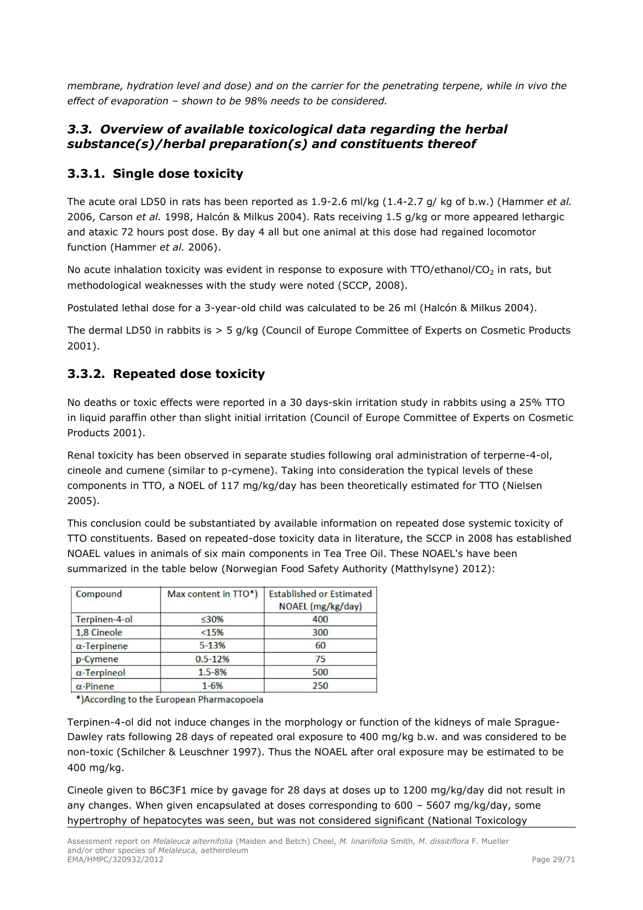*membrane, hydration level and dose) and on the carrier for the penetrating terpene, while in vivo the effect of evaporation – shown to be 98% needs to be considered.*

## *3.3. Overview of available toxicological data regarding the herbal substance(s)/herbal preparation(s) and constituents thereof*

### 3.3.1. Single dose toxicity

The acute oral LD50 in rats has been reported as 1.9-2.6 ml/kg (1.4-2.7 g/ kg of b.w.) (Hammer *et al.* 2006, Carson *et al.* 1998, Halcón & Milkus 2004). Rats receiving 1.5 g/kg or more appeared lethargic and ataxic 72 hours post dose. By day 4 all but one animal at this dose had regained locomotor function (Hammer *et al.* 2006).

No acute inhalation toxicity was evident in response to exposure with TTO/ethanol/$CO_2$ in rats, but methodological weaknesses with the study were noted (SCCP, 2008).

Postulated lethal dose for a 3-year-old child was calculated to be 26 ml (Halcón & Milkus 2004).

The dermal LD50 in rabbits is > 5 g/kg (Council of Europe Committee of Experts on Cosmetic Products 2001).

### 3.3.2. Repeated dose toxicity

No deaths or toxic effects were reported in a 30 days-skin irritation study in rabbits using a 25% TTO in liquid paraffin other than slight initial irritation (Council of Europe Committee of Experts on Cosmetic Products 2001).

Renal toxicity has been observed in separate studies following oral administration of terperne-4-ol, cineole and cumene (similar to p-cymene). Taking into consideration the typical levels of these components in TTO, a NOEL of 117 mg/kg/day has been theoretically estimated for TTO (Nielsen 2005).

This conclusion could be substantiated by available information on repeated dose systemic toxicity of TTO constituents. Based on repeated-dose toxicity data in literature, the SCCP in 2008 has established NOAEL values in animals of six main components in Tea Tree Oil. These NOAEL's have been summarized in the table below (Norwegian Food Safety Authority (Matthylsyne) 2012):

| Compound | Max content in TTO*) | Established or Estimated NOAEL (mg/kg/day) |
|---|---|---|
| Terpinen-4-ol | ≤30% | 400 |
| 1,8 Cineole | <15% | 300 |
| α-Terpinene | 5-13% | 60 |
| p-Cymene | 0.5-12% | 75 |
| α-Terpineol | 1.5-8% | 500 |
| α-Pinene | 1-6% | 250 |

*)According to the European Pharmacopoeia

Terpinen-4-ol did not induce changes in the morphology or function of the kidneys of male Sprague-Dawley rats following 28 days of repeated oral exposure to 400 mg/kg b.w. and was considered to be non-toxic (Schilcher & Leuschner 1997). Thus the NOAEL after oral exposure may be estimated to be 400 mg/kg.

Cineole given to B6C3F1 mice by gavage for 28 days at doses up to 1200 mg/kg/day did not result in any changes. When given encapsulated at doses corresponding to 600 – 5607 mg/kg/day, some hypertrophy of hepatocytes was seen, but was not considered significant (National Toxicology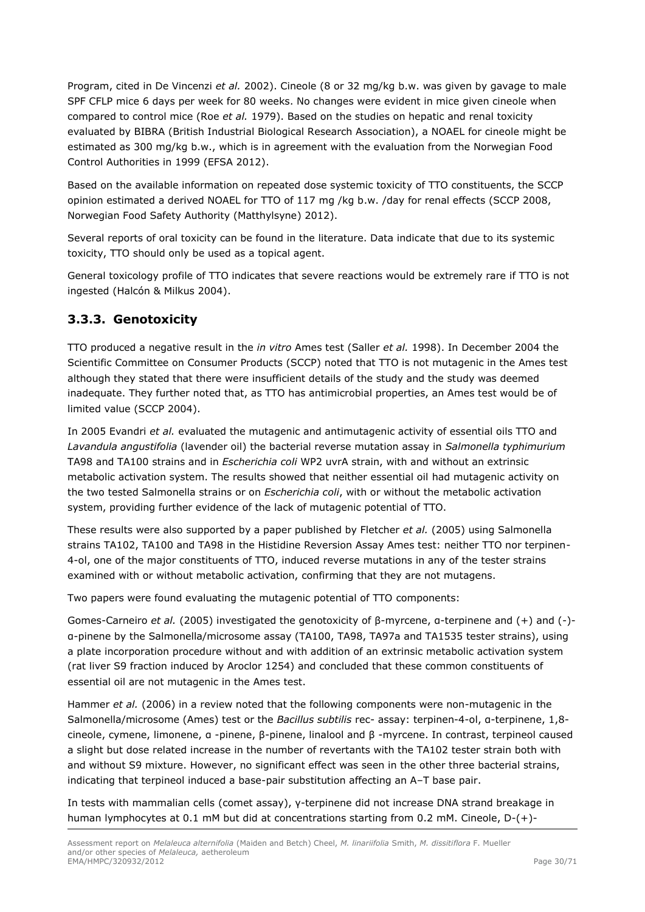Program, cited in De Vincenzi *et al.* 2002). Cineole (8 or 32 mg/kg b.w. was given by gavage to male SPF CFLP mice 6 days per week for 80 weeks. No changes were evident in mice given cineole when compared to control mice (Roe *et al.* 1979). Based on the studies on hepatic and renal toxicity evaluated by BIBRA (British Industrial Biological Research Association), a NOAEL for cineole might be estimated as 300 mg/kg b.w., which is in agreement with the evaluation from the Norwegian Food Control Authorities in 1999 (EFSA 2012).

Based on the available information on repeated dose systemic toxicity of TTO constituents, the SCCP opinion estimated a derived NOAEL for TTO of 117 mg /kg b.w. /day for renal effects (SCCP 2008, Norwegian Food Safety Authority (Matthylsyne) 2012).

Several reports of oral toxicity can be found in the literature. Data indicate that due to its systemic toxicity, TTO should only be used as a topical agent.

General toxicology profile of TTO indicates that severe reactions would be extremely rare if TTO is not ingested (Halcón & Milkus 2004).

### 3.3.3. Genotoxicity

TTO produced a negative result in the *in vitro* Ames test (Saller *et al.* 1998). In December 2004 the Scientific Committee on Consumer Products (SCCP) noted that TTO is not mutagenic in the Ames test although they stated that there were insufficient details of the study and the study was deemed inadequate. They further noted that, as TTO has antimicrobial properties, an Ames test would be of limited value (SCCP 2004).

In 2005 Evandri *et al.* evaluated the mutagenic and antimutagenic activity of essential oils TTO and *Lavandula angustifolia* (lavender oil) the bacterial reverse mutation assay in *Salmonella typhimurium* TA98 and TA100 strains and in *Escherichia coli* WP2 uvrA strain, with and without an extrinsic metabolic activation system. The results showed that neither essential oil had mutagenic activity on the two tested Salmonella strains or on *Escherichia coli*, with or without the metabolic activation system, providing further evidence of the lack of mutagenic potential of TTO.

These results were also supported by a paper published by Fletcher *et al.* (2005) using Salmonella strains TA102, TA100 and TA98 in the Histidine Reversion Assay Ames test: neither TTO nor terpinen-4-ol, one of the major constituents of TTO, induced reverse mutations in any of the tester strains examined with or without metabolic activation, confirming that they are not mutagens.

Two papers were found evaluating the mutagenic potential of TTO components:

Gomes-Carneiro *et al.* (2005) investigated the genotoxicity of β-myrcene, α-terpinene and (+) and (-)-α-pinene by the Salmonella/microsome assay (TA100, TA98, TA97a and TA1535 tester strains), using a plate incorporation procedure without and with addition of an extrinsic metabolic activation system (rat liver S9 fraction induced by Aroclor 1254) and concluded that these common constituents of essential oil are not mutagenic in the Ames test.

Hammer *et al.* (2006) in a review noted that the following components were non-mutagenic in the Salmonella/microsome (Ames) test or the *Bacillus subtilis* rec- assay: terpinen-4-ol, α-terpinene, 1,8-cineole, cymene, limonene, α -pinene, β-pinene, linalool and β -myrcene. In contrast, terpineol caused a slight but dose related increase in the number of revertants with the TA102 tester strain both with and without S9 mixture. However, no significant effect was seen in the other three bacterial strains, indicating that terpineol induced a base-pair substitution affecting an A–T base pair.

In tests with mammalian cells (comet assay), γ-terpinene did not increase DNA strand breakage in human lymphocytes at 0.1 mM but did at concentrations starting from 0.2 mM. Cineole, D-(+)-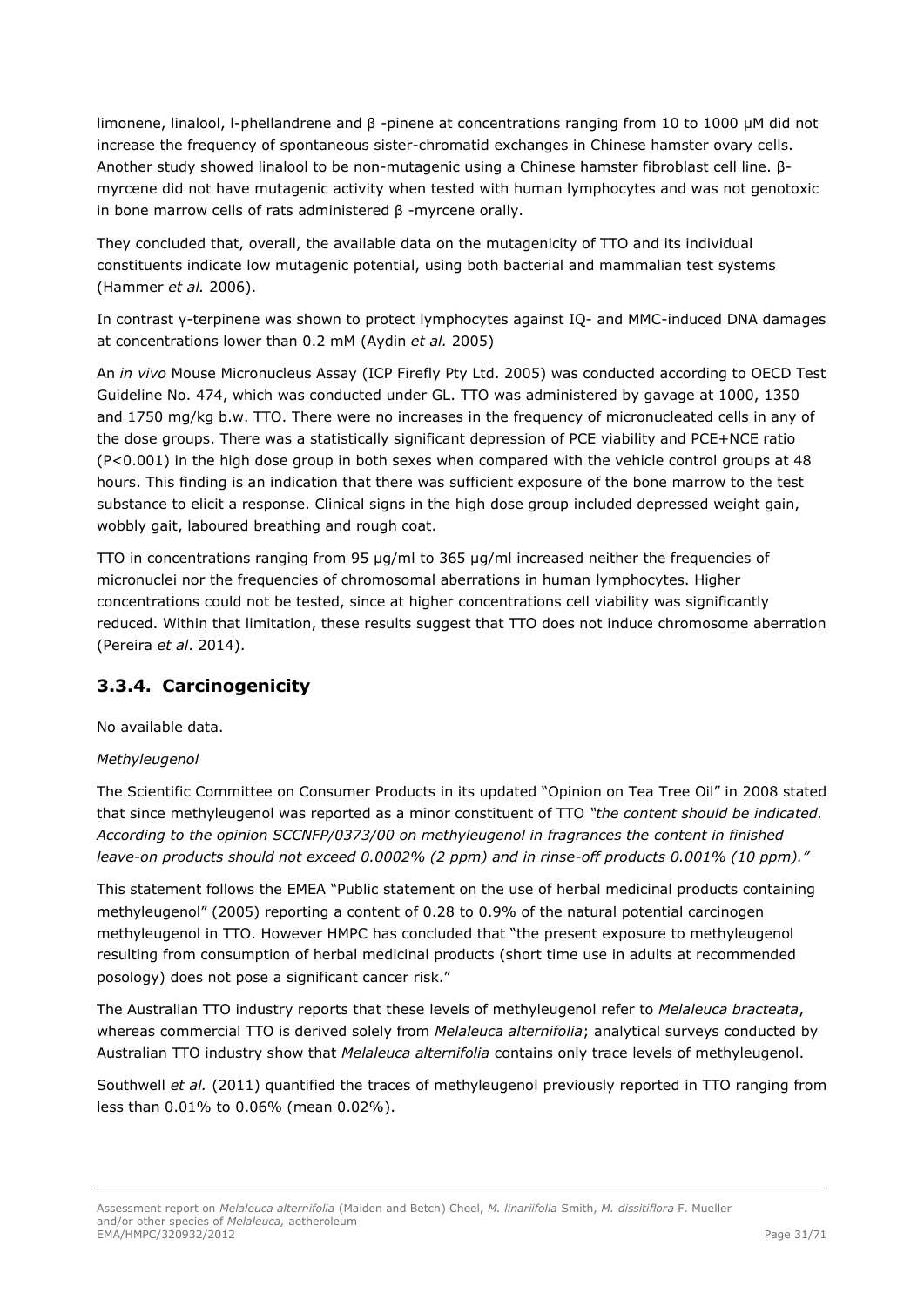limonene, linalool, l-phellandrene and β -pinene at concentrations ranging from 10 to 1000 μM did not increase the frequency of spontaneous sister-chromatid exchanges in Chinese hamster ovary cells. Another study showed linalool to be non-mutagenic using a Chinese hamster fibroblast cell line. β-myrcene did not have mutagenic activity when tested with human lymphocytes and was not genotoxic in bone marrow cells of rats administered β -myrcene orally.

They concluded that, overall, the available data on the mutagenicity of TTO and its individual constituents indicate low mutagenic potential, using both bacterial and mammalian test systems (Hammer *et al.* 2006).

In contrast γ-terpinene was shown to protect lymphocytes against IQ- and MMC-induced DNA damages at concentrations lower than 0.2 mM (Aydin *et al.* 2005)

An *in vivo* Mouse Micronucleus Assay (ICP Firefly Pty Ltd. 2005) was conducted according to OECD Test Guideline No. 474, which was conducted under GL. TTO was administered by gavage at 1000, 1350 and 1750 mg/kg b.w. TTO. There were no increases in the frequency of micronucleated cells in any of the dose groups. There was a statistically significant depression of PCE viability and PCE+NCE ratio ($P<0.001$) in the high dose group in both sexes when compared with the vehicle control groups at 48 hours. This finding is an indication that there was sufficient exposure of the bone marrow to the test substance to elicit a response. Clinical signs in the high dose group included depressed weight gain, wobbly gait, laboured breathing and rough coat.

TTO in concentrations ranging from 95 μg/ml to 365 μg/ml increased neither the frequencies of micronuclei nor the frequencies of chromosomal aberrations in human lymphocytes. Higher concentrations could not be tested, since at higher concentrations cell viability was significantly reduced. Within that limitation, these results suggest that TTO does not induce chromosome aberration (Pereira *et al*. 2014).

## 3.3.4. Carcinogenicity

No available data.

*Methyleugenol*

The Scientific Committee on Consumer Products in its updated "Opinion on Tea Tree Oil" in 2008 stated that since methyleugenol was reported as a minor constituent of TTO *"the content should be indicated. According to the opinion SCCNFP/0373/00 on methyleugenol in fragrances the content in finished leave-on products should not exceed 0.0002% (2 ppm) and in rinse-off products 0.001% (10 ppm)."*

This statement follows the EMEA "Public statement on the use of herbal medicinal products containing methyleugenol" (2005) reporting a content of 0.28 to 0.9% of the natural potential carcinogen methyleugenol in TTO. However HMPC has concluded that "the present exposure to methyleugenol resulting from consumption of herbal medicinal products (short time use in adults at recommended posology) does not pose a significant cancer risk."

The Australian TTO industry reports that these levels of methyleugenol refer to *Melaleuca bracteata*, whereas commercial TTO is derived solely from *Melaleuca alternifolia*; analytical surveys conducted by Australian TTO industry show that *Melaleuca alternifolia* contains only trace levels of methyleugenol.

Southwell *et al.* (2011) quantified the traces of methyleugenol previously reported in TTO ranging from less than 0.01% to 0.06% (mean 0.02%).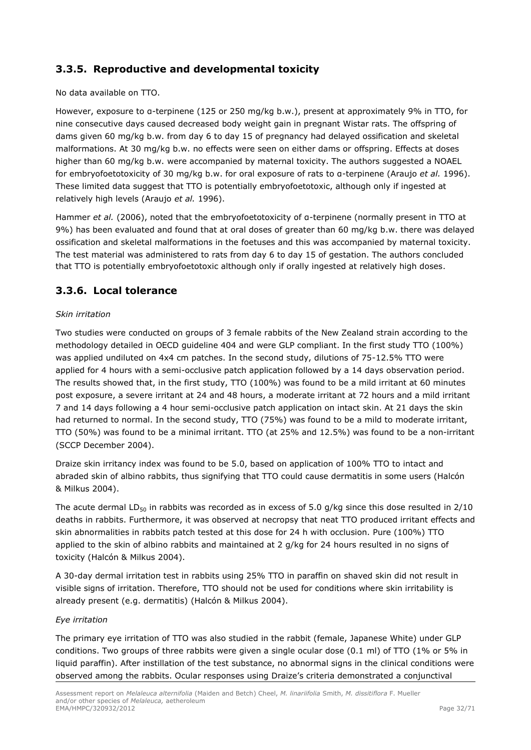### 3.3.5. Reproductive and developmental toxicity

No data available on TTO.

However, exposure to α-terpinene (125 or 250 mg/kg b.w.), present at approximately 9% in TTO, for nine consecutive days caused decreased body weight gain in pregnant Wistar rats. The offspring of dams given 60 mg/kg b.w. from day 6 to day 15 of pregnancy had delayed ossification and skeletal malformations. At 30 mg/kg b.w. no effects were seen on either dams or offspring. Effects at doses higher than 60 mg/kg b.w. were accompanied by maternal toxicity. The authors suggested a NOAEL for embryofoetotoxicity of 30 mg/kg b.w. for oral exposure of rats to α-terpinene (Araujo *et al.* 1996). These limited data suggest that TTO is potentially embryofoetotoxic, although only if ingested at relatively high levels (Araujo *et al.* 1996).

Hammer *et al.* (2006), noted that the embryofoetotoxicity of α-terpinene (normally present in TTO at 9%) has been evaluated and found that at oral doses of greater than 60 mg/kg b.w. there was delayed ossification and skeletal malformations in the foetuses and this was accompanied by maternal toxicity. The test material was administered to rats from day 6 to day 15 of gestation. The authors concluded that TTO is potentially embryofoetotoxic although only if orally ingested at relatively high doses.

### 3.3.6. Local tolerance

*Skin irritation*

Two studies were conducted on groups of 3 female rabbits of the New Zealand strain according to the methodology detailed in OECD guideline 404 and were GLP compliant. In the first study TTO (100%) was applied undiluted on 4x4 cm patches. In the second study, dilutions of 75-12.5% TTO were applied for 4 hours with a semi-occlusive patch application followed by a 14 days observation period. The results showed that, in the first study, TTO (100%) was found to be a mild irritant at 60 minutes post exposure, a severe irritant at 24 and 48 hours, a moderate irritant at 72 hours and a mild irritant 7 and 14 days following a 4 hour semi-occlusive patch application on intact skin. At 21 days the skin had returned to normal. In the second study, TTO (75%) was found to be a mild to moderate irritant, TTO (50%) was found to be a minimal irritant. TTO (at 25% and 12.5%) was found to be a non-irritant (SCCP December 2004).

Draize skin irritancy index was found to be 5.0, based on application of 100% TTO to intact and abraded skin of albino rabbits, thus signifying that TTO could cause dermatitis in some users (Halcón & Milkus 2004).

The acute dermal $LD_{50}$ in rabbits was recorded as in excess of 5.0 g/kg since this dose resulted in 2/10 deaths in rabbits. Furthermore, it was observed at necropsy that neat TTO produced irritant effects and skin abnormalities in rabbits patch tested at this dose for 24 h with occlusion. Pure (100%) TTO applied to the skin of albino rabbits and maintained at 2 g/kg for 24 hours resulted in no signs of toxicity (Halcón & Milkus 2004).

A 30-day dermal irritation test in rabbits using 25% TTO in paraffin on shaved skin did not result in visible signs of irritation. Therefore, TTO should not be used for conditions where skin irritability is already present (e.g. dermatitis) (Halcón & Milkus 2004).

*Eye irritation*

The primary eye irritation of TTO was also studied in the rabbit (female, Japanese White) under GLP conditions. Two groups of three rabbits were given a single ocular dose (0.1 ml) of TTO (1% or 5% in liquid paraffin). After instillation of the test substance, no abnormal signs in the clinical conditions were observed among the rabbits. Ocular responses using Draize's criteria demonstrated a conjunctival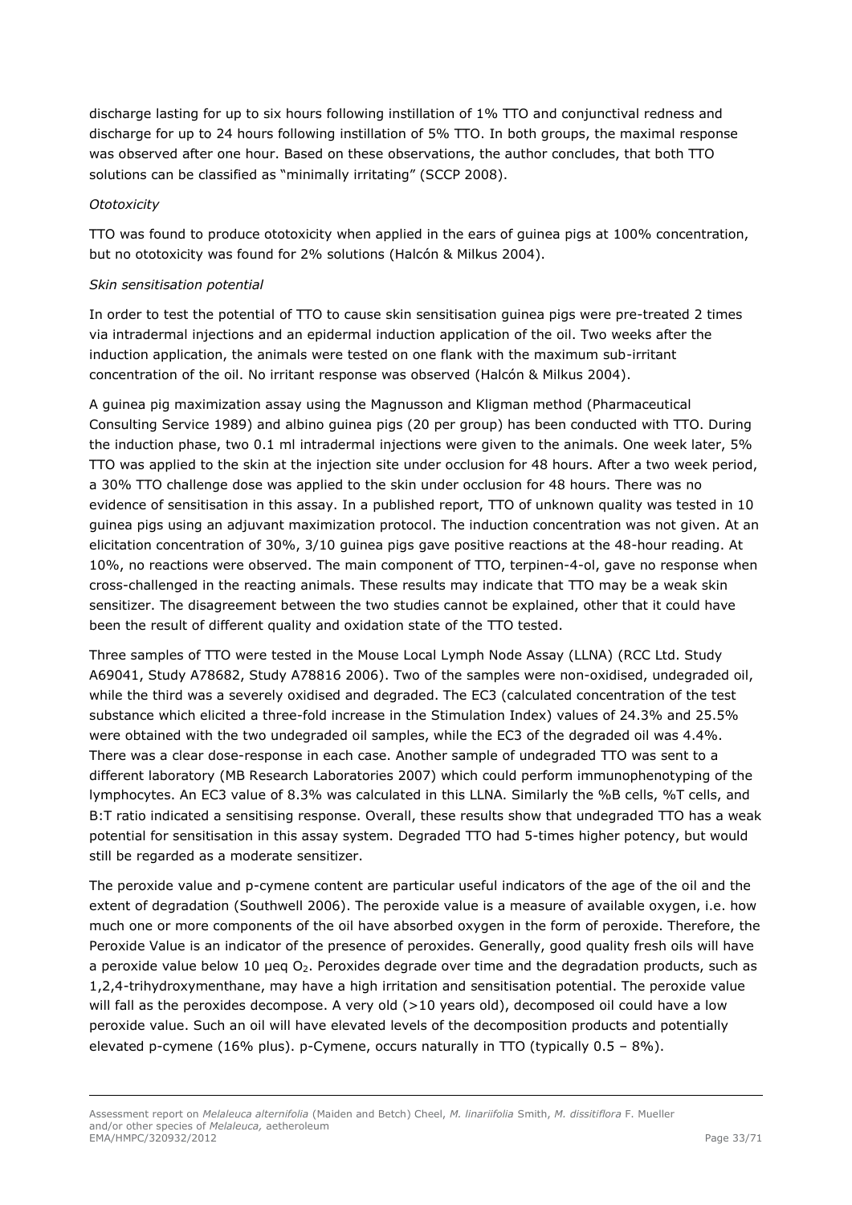discharge lasting for up to six hours following instillation of 1% TTO and conjunctival redness and discharge for up to 24 hours following instillation of 5% TTO. In both groups, the maximal response was observed after one hour. Based on these observations, the author concludes, that both TTO solutions can be classified as "minimally irritating" (SCCP 2008).

*Ototoxicity*

TTO was found to produce ototoxicity when applied in the ears of guinea pigs at 100% concentration, but no ototoxicity was found for 2% solutions (Halcón & Milkus 2004).

*Skin sensitisation potential*

In order to test the potential of TTO to cause skin sensitisation guinea pigs were pre-treated 2 times via intradermal injections and an epidermal induction application of the oil. Two weeks after the induction application, the animals were tested on one flank with the maximum sub-irritant concentration of the oil. No irritant response was observed (Halcón & Milkus 2004).

A guinea pig maximization assay using the Magnusson and Kligman method (Pharmaceutical Consulting Service 1989) and albino guinea pigs (20 per group) has been conducted with TTO. During the induction phase, two 0.1 ml intradermal injections were given to the animals. One week later, 5% TTO was applied to the skin at the injection site under occlusion for 48 hours. After a two week period, a 30% TTO challenge dose was applied to the skin under occlusion for 48 hours. There was no evidence of sensitisation in this assay. In a published report, TTO of unknown quality was tested in 10 guinea pigs using an adjuvant maximization protocol. The induction concentration was not given. At an elicitation concentration of 30%, 3/10 guinea pigs gave positive reactions at the 48-hour reading. At 10%, no reactions were observed. The main component of TTO, terpinen-4-ol, gave no response when cross-challenged in the reacting animals. These results may indicate that TTO may be a weak skin sensitizer. The disagreement between the two studies cannot be explained, other that it could have been the result of different quality and oxidation state of the TTO tested.

Three samples of TTO were tested in the Mouse Local Lymph Node Assay (LLNA) (RCC Ltd. Study A69041, Study A78682, Study A78816 2006). Two of the samples were non-oxidised, undegraded oil, while the third was a severely oxidised and degraded. The EC3 (calculated concentration of the test substance which elicited a three-fold increase in the Stimulation Index) values of 24.3% and 25.5% were obtained with the two undegraded oil samples, while the EC3 of the degraded oil was 4.4%. There was a clear dose-response in each case. Another sample of undegraded TTO was sent to a different laboratory (MB Research Laboratories 2007) which could perform immunophenotyping of the lymphocytes. An EC3 value of 8.3% was calculated in this LLNA. Similarly the %B cells, %T cells, and B:T ratio indicated a sensitising response. Overall, these results show that undegraded TTO has a weak potential for sensitisation in this assay system. Degraded TTO had 5-times higher potency, but would still be regarded as a moderate sensitizer.

The peroxide value and p-cymene content are particular useful indicators of the age of the oil and the extent of degradation (Southwell 2006). The peroxide value is a measure of available oxygen, i.e. how much one or more components of the oil have absorbed oxygen in the form of peroxide. Therefore, the Peroxide Value is an indicator of the presence of peroxides. Generally, good quality fresh oils will have a peroxide value below 10 µeq $O_2$. Peroxides degrade over time and the degradation products, such as 1,2,4-trihydroxymenthane, may have a high irritation and sensitisation potential. The peroxide value will fall as the peroxides decompose. A very old (>10 years old), decomposed oil could have a low peroxide value. Such an oil will have elevated levels of the decomposition products and potentially elevated p-cymene (16% plus). p-Cymene, occurs naturally in TTO (typically 0.5 – 8%).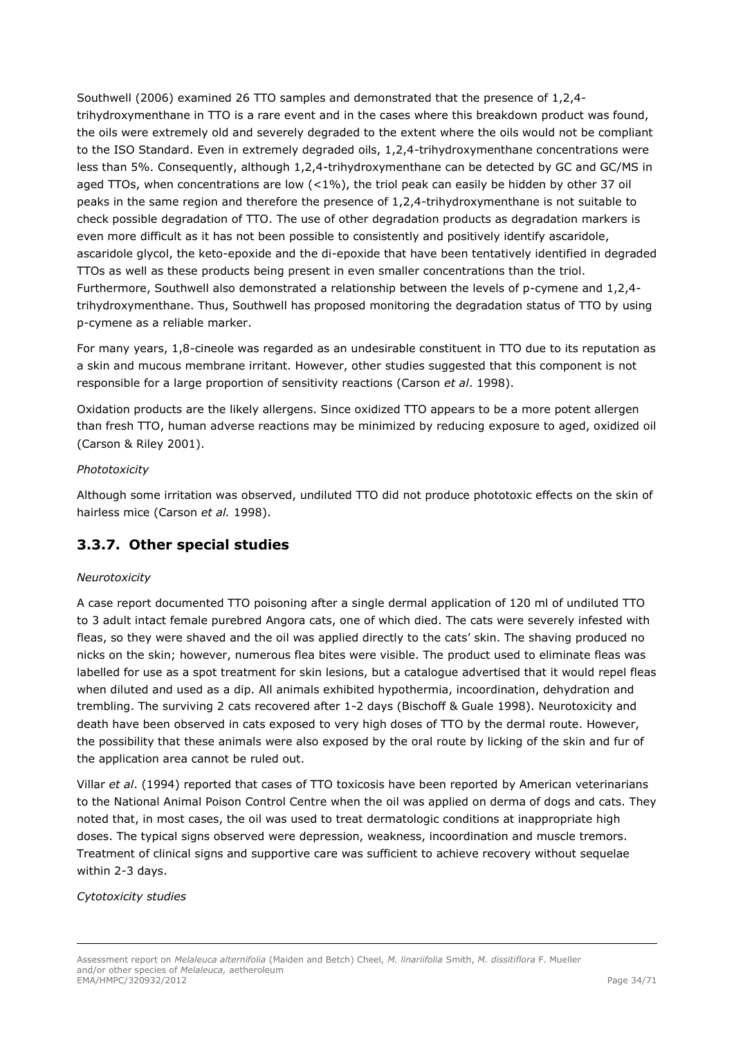Southwell (2006) examined 26 TTO samples and demonstrated that the presence of 1,2,4-trihydroxymenthane in TTO is a rare event and in the cases where this breakdown product was found, the oils were extremely old and severely degraded to the extent where the oils would not be compliant to the ISO Standard. Even in extremely degraded oils, 1,2,4-trihydroxymenthane concentrations were less than 5%. Consequently, although 1,2,4-trihydroxymenthane can be detected by GC and GC/MS in aged TTOs, when concentrations are low (<1%), the triol peak can easily be hidden by other 37 oil peaks in the same region and therefore the presence of 1,2,4-trihydroxymenthane is not suitable to check possible degradation of TTO. The use of other degradation products as degradation markers is even more difficult as it has not been possible to consistently and positively identify ascaridole, ascaridole glycol, the keto-epoxide and the di-epoxide that have been tentatively identified in degraded TTOs as well as these products being present in even smaller concentrations than the triol. Furthermore, Southwell also demonstrated a relationship between the levels of p-cymene and 1,2,4-trihydroxymenthane. Thus, Southwell has proposed monitoring the degradation status of TTO by using p-cymene as a reliable marker.

For many years, 1,8-cineole was regarded as an undesirable constituent in TTO due to its reputation as a skin and mucous membrane irritant. However, other studies suggested that this component is not responsible for a large proportion of sensitivity reactions (Carson *et al*. 1998).

Oxidation products are the likely allergens. Since oxidized TTO appears to be a more potent allergen than fresh TTO, human adverse reactions may be minimized by reducing exposure to aged, oxidized oil (Carson & Riley 2001).

*Phototoxicity*

Although some irritation was observed, undiluted TTO did not produce phototoxic effects on the skin of hairless mice (Carson *et al.* 1998).

### 3.3.7. Other special studies

*Neurotoxicity*

A case report documented TTO poisoning after a single dermal application of 120 ml of undiluted TTO to 3 adult intact female purebred Angora cats, one of which died. The cats were severely infested with fleas, so they were shaved and the oil was applied directly to the cats' skin. The shaving produced no nicks on the skin; however, numerous flea bites were visible. The product used to eliminate fleas was labelled for use as a spot treatment for skin lesions, but a catalogue advertised that it would repel fleas when diluted and used as a dip. All animals exhibited hypothermia, incoordination, dehydration and trembling. The surviving 2 cats recovered after 1-2 days (Bischoff & Guale 1998). Neurotoxicity and death have been observed in cats exposed to very high doses of TTO by the dermal route. However, the possibility that these animals were also exposed by the oral route by licking of the skin and fur of the application area cannot be ruled out.

Villar *et al*. (1994) reported that cases of TTO toxicosis have been reported by American veterinarians to the National Animal Poison Control Centre when the oil was applied on derma of dogs and cats. They noted that, in most cases, the oil was used to treat dermatologic conditions at inappropriate high doses. The typical signs observed were depression, weakness, incoordination and muscle tremors. Treatment of clinical signs and supportive care was sufficient to achieve recovery without sequelae within 2-3 days.

*Cytotoxicity studies*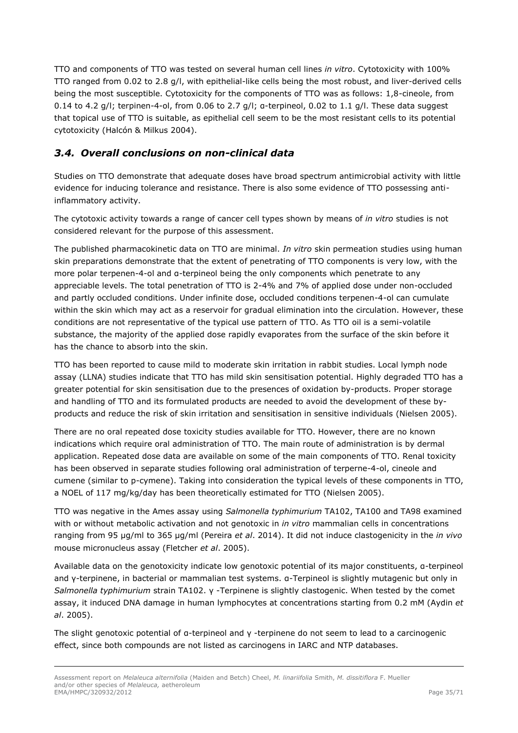TTO and components of TTO was tested on several human cell lines *in vitro*. Cytotoxicity with 100% TTO ranged from 0.02 to 2.8 g/l, with epithelial-like cells being the most robust, and liver-derived cells being the most susceptible. Cytotoxicity for the components of TTO was as follows: 1,8-cineole, from 0.14 to 4.2 g/l; terpinen-4-ol, from 0.06 to 2.7 g/l; α-terpineol, 0.02 to 1.1 g/l. These data suggest that topical use of TTO is suitable, as epithelial cell seem to be the most resistant cells to its potential cytotoxicity (Halcón & Milkus 2004).

## *3.4. Overall conclusions on non-clinical data*

Studies on TTO demonstrate that adequate doses have broad spectrum antimicrobial activity with little evidence for inducing tolerance and resistance. There is also some evidence of TTO possessing anti-inflammatory activity.

The cytotoxic activity towards a range of cancer cell types shown by means of *in vitro* studies is not considered relevant for the purpose of this assessment.

The published pharmacokinetic data on TTO are minimal. *In vitro* skin permeation studies using human skin preparations demonstrate that the extent of penetrating of TTO components is very low, with the more polar terpenen-4-ol and α-terpineol being the only components which penetrate to any appreciable levels. The total penetration of TTO is 2-4% and 7% of applied dose under non-occluded and partly occluded conditions. Under infinite dose, occluded conditions terpenen-4-ol can cumulate within the skin which may act as a reservoir for gradual elimination into the circulation. However, these conditions are not representative of the typical use pattern of TTO. As TTO oil is a semi-volatile substance, the majority of the applied dose rapidly evaporates from the surface of the skin before it has the chance to absorb into the skin.

TTO has been reported to cause mild to moderate skin irritation in rabbit studies. Local lymph node assay (LLNA) studies indicate that TTO has mild skin sensitisation potential. Highly degraded TTO has a greater potential for skin sensitisation due to the presences of oxidation by-products. Proper storage and handling of TTO and its formulated products are needed to avoid the development of these by-products and reduce the risk of skin irritation and sensitisation in sensitive individuals (Nielsen 2005).

There are no oral repeated dose toxicity studies available for TTO. However, there are no known indications which require oral administration of TTO. The main route of administration is by dermal application. Repeated dose data are available on some of the main components of TTO. Renal toxicity has been observed in separate studies following oral administration of terperne-4-ol, cineole and cumene (similar to p-cymene). Taking into consideration the typical levels of these components in TTO, a NOEL of 117 mg/kg/day has been theoretically estimated for TTO (Nielsen 2005).

TTO was negative in the Ames assay using *Salmonella typhimurium* TA102, TA100 and TA98 examined with or without metabolic activation and not genotoxic in *in vitro* mammalian cells in concentrations ranging from 95 µg/ml to 365 µg/ml (Pereira *et al*. 2014). It did not induce clastogenicity in the *in vivo* mouse micronucleus assay (Fletcher *et al*. 2005).

Available data on the genotoxicity indicate low genotoxic potential of its major constituents, α-terpineol and γ-terpinene, in bacterial or mammalian test systems. α-Terpineol is slightly mutagenic but only in *Salmonella typhimurium* strain TA102. γ -Terpinene is slightly clastogenic. When tested by the comet assay, it induced DNA damage in human lymphocytes at concentrations starting from 0.2 mM (Aydin *et al*. 2005).

The slight genotoxic potential of α-terpineol and γ -terpinene do not seem to lead to a carcinogenic effect, since both compounds are not listed as carcinogens in IARC and NTP databases.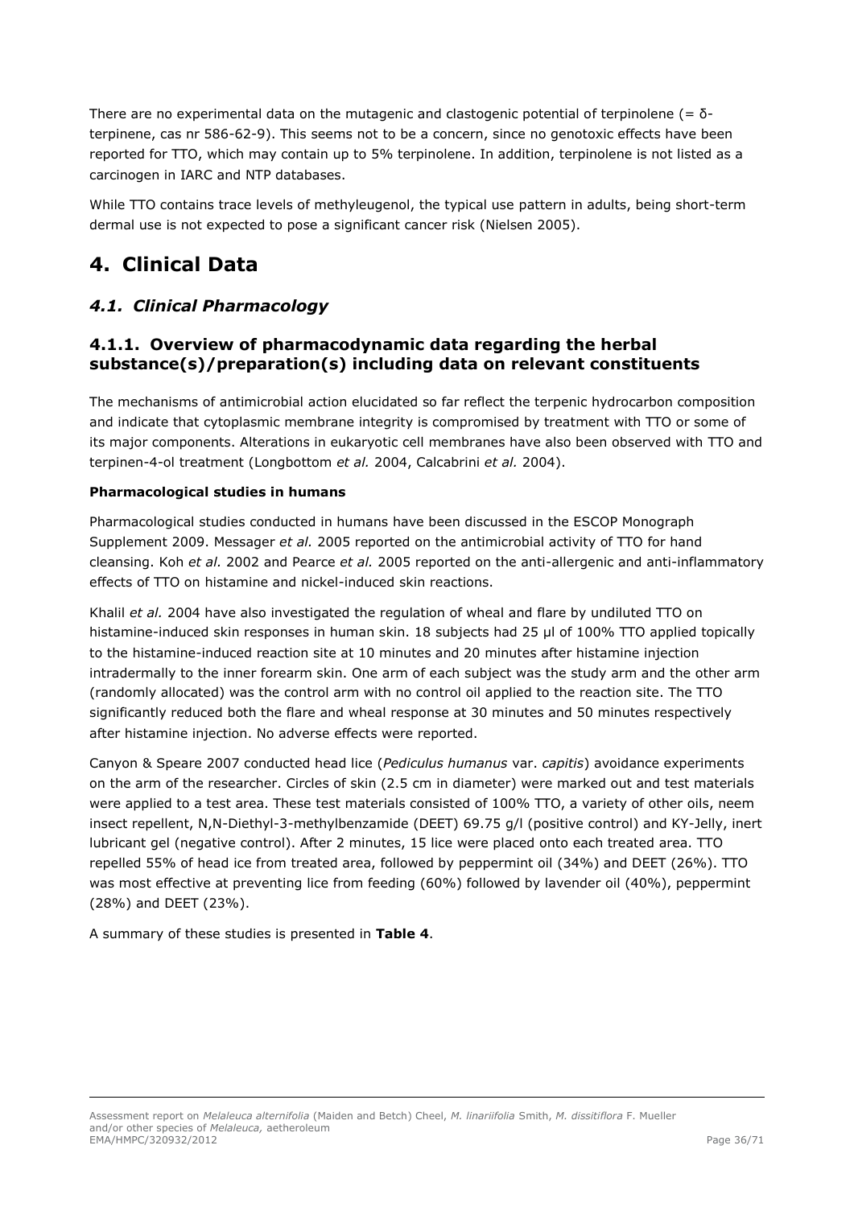There are no experimental data on the mutagenic and clastogenic potential of terpinolene (= δ-terpinene, cas nr 586-62-9). This seems not to be a concern, since no genotoxic effects have been reported for TTO, which may contain up to 5% terpinolene. In addition, terpinolene is not listed as a carcinogen in IARC and NTP databases.

While TTO contains trace levels of methyleugenol, the typical use pattern in adults, being short-term dermal use is not expected to pose a significant cancer risk (Nielsen 2005).

# 4. Clinical Data

## *4.1. Clinical Pharmacology*

### 4.1.1. Overview of pharmacodynamic data regarding the herbal substance(s)/preparation(s) including data on relevant constituents

The mechanisms of antimicrobial action elucidated so far reflect the terpenic hydrocarbon composition and indicate that cytoplasmic membrane integrity is compromised by treatment with TTO or some of its major components. Alterations in eukaryotic cell membranes have also been observed with TTO and terpinen-4-ol treatment (Longbottom *et al.* 2004, Calcabrini *et al.* 2004).

**Pharmacological studies in humans**

Pharmacological studies conducted in humans have been discussed in the ESCOP Monograph Supplement 2009. Messager *et al.* 2005 reported on the antimicrobial activity of TTO for hand cleansing. Koh *et al.* 2002 and Pearce *et al.* 2005 reported on the anti-allergenic and anti-inflammatory effects of TTO on histamine and nickel-induced skin reactions.

Khalil *et al.* 2004 have also investigated the regulation of wheal and flare by undiluted TTO on histamine-induced skin responses in human skin. 18 subjects had 25 µl of 100% TTO applied topically to the histamine-induced reaction site at 10 minutes and 20 minutes after histamine injection intradermally to the inner forearm skin. One arm of each subject was the study arm and the other arm (randomly allocated) was the control arm with no control oil applied to the reaction site. The TTO significantly reduced both the flare and wheal response at 30 minutes and 50 minutes respectively after histamine injection. No adverse effects were reported.

Canyon & Speare 2007 conducted head lice (*Pediculus humanus* var. *capitis*) avoidance experiments on the arm of the researcher. Circles of skin (2.5 cm in diameter) were marked out and test materials were applied to a test area. These test materials consisted of 100% TTO, a variety of other oils, neem insect repellent, N,N-Diethyl-3-methylbenzamide (DEET) 69.75 g/l (positive control) and KY-Jelly, inert lubricant gel (negative control). After 2 minutes, 15 lice were placed onto each treated area. TTO repelled 55% of head ice from treated area, followed by peppermint oil (34%) and DEET (26%). TTO was most effective at preventing lice from feeding (60%) followed by lavender oil (40%), peppermint (28%) and DEET (23%).

A summary of these studies is presented in **Table 4**.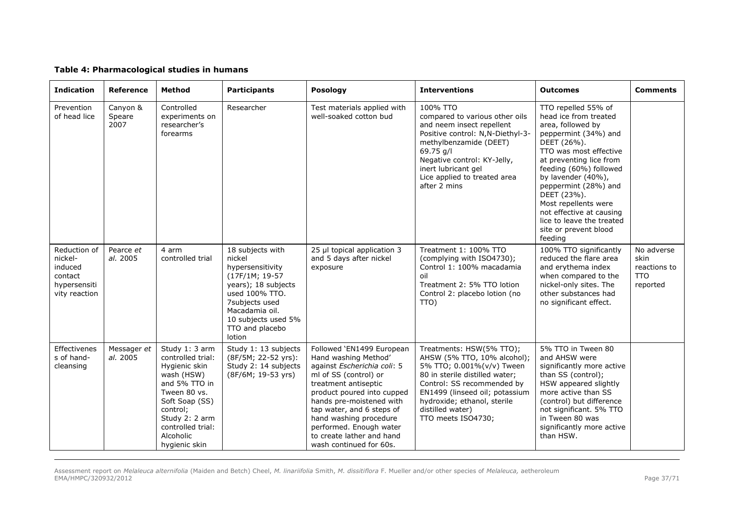**Table 4: Pharmacological studies in humans**

| Indication | Reference | Method | Participants | Posology | Interventions | Outcomes | Comments |
|---|---|---|---|---|---|---|---|
| Prevention of head lice | Canyon & Speare 2007 | Controlled experiments on researcher's forearms | Researcher | Test materials applied with well-soaked cotton bud | 100% TTO compared to various other oils and neem insect repellent<br>Positive control: N,N-Diethyl-3-methylbenzamide (DEET) 69.75 g/l<br>Negative control: KY-Jelly, inert lubricant gel<br>Lice applied to treated area after 2 mins | TTO repelled 55% of head ice from treated area, followed by peppermint (34%) and DEET (26%).<br>TTO was most effective at preventing lice from feeding (60%) followed by lavender (40%), peppermint (28%) and DEET (23%).<br>Most repellents were not effective at causing lice to leave the treated site or prevent blood feeding | |
| Reduction of nickel-induced contact hypersensitivity reaction | Pearce *et al.* 2005 | 4 arm controlled trial | 18 subjects with nickel hypersensitivity (17F/1M; 19-57 years); 18 subjects used 100% TTO. 7subjects used Macadamia oil. 10 subjects used 5% TTO and placebo lotion | 25 µl topical application 3 and 5 days after nickel exposure | Treatment 1: 100% TTO (complying with ISO4730);<br>Control 1: 100% macadamia oil<br>Treatment 2: 5% TTO lotion<br>Control 2: placebo lotion (no TTO) | 100% TTO significantly reduced the flare area and erythema index when compared to the nickel-only sites. The other substances had no significant effect. | No adverse skin reactions to TTO reported |
| Effectiveness of hand-cleansing | Messager *et al.* 2005 | Study 1: 3 arm controlled trial: Hygienic skin wash (HSW) and 5% TTO in Tween 80 vs. Soft Soap (SS) control;<br>Study 2: 2 arm controlled trial: Alcoholic hygienic skin | Study 1: 13 subjects (8F/5M; 22-52 yrs):<br>Study 2: 14 subjects (8F/6M; 19-53 yrs) | Followed 'EN1499 European Hand washing Method' against *Escherichia coli*: 5 ml of SS (control) or treatment antiseptic product poured into cupped hands pre-moistened with tap water, and 6 steps of hand washing procedure performed. Enough water to create lather and hand wash continued for 60s. | Treatments: HSW(5% TTO);<br>AHSW (5% TTO, 10% alcohol);<br>5% TTO; 0.001%(v/v) Tween 80 in sterile distilled water;<br>Control: SS recommended by EN1499 (linseed oil; potassium hydroxide; ethanol, sterile distilled water)<br>TTO meets ISO4730; | 5% TTO in Tween 80 and AHSW were significantly more active than SS (control);<br>HSW appeared slightly more active than SS (control) but difference not significant. 5% TTO in Tween 80 was significantly more active than HSW. | |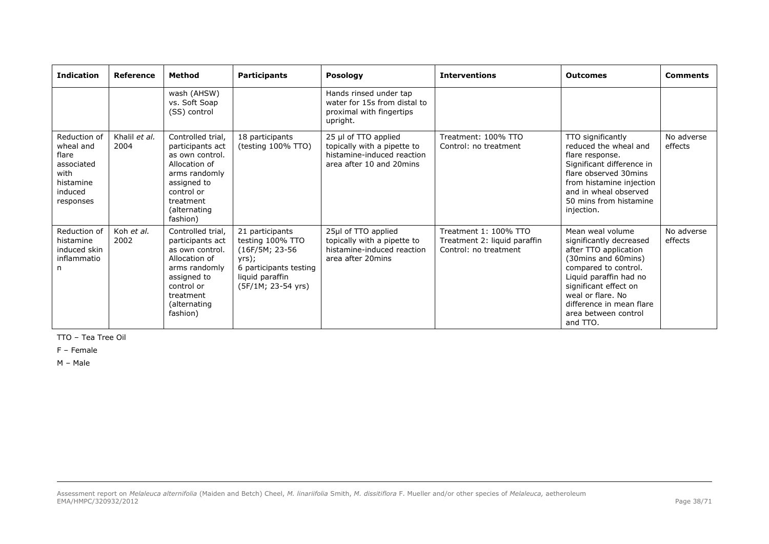| Indication | Reference | Method | Participants | Posology | Interventions | Outcomes | Comments |
|---|---|---|---|---|---|---|---|
| | | wash (AHSW) vs. Soft Soap (SS) control | | Hands rinsed under tap water for 15s from distal to proximal with fingertips upright. | | | |
| Reduction of wheal and flare associated with histamine induced responses | Khalil *et al.* 2004 | Controlled trial, participants act as own control. Allocation of arms randomly assigned to control or treatment (alternating fashion) | 18 participants (testing 100% TTO) | 25 µl of TTO applied topically with a pipette to histamine-induced reaction area after 10 and 20mins | Treatment: 100% TTO<br>Control: no treatment | TTO significantly reduced the wheal and flare response. Significant difference in flare observed 30mins from histamine injection and in wheal observed 50 mins from histamine injection. | No adverse effects |
| Reduction of histamine induced skin inflammation | Koh *et al.* 2002 | Controlled trial, participants act as own control. Allocation of arms randomly assigned to control or treatment (alternating fashion) | 21 participants testing 100% TTO (16F/5M; 23-56 yrs);<br>6 participants testing liquid paraffin (5F/1M; 23-54 yrs) | 25µl of TTO applied topically with a pipette to histamine-induced reaction area after 20mins | Treatment 1: 100% TTO<br>Treatment 2: liquid paraffin<br>Control: no treatment | Mean weal volume significantly decreased after TTO application (30mins and 60mins) compared to control. Liquid paraffin had no significant effect on weal or flare. No difference in mean flare area between control and TTO. | No adverse effects |

TTO – Tea Tree Oil

F – Female

M – Male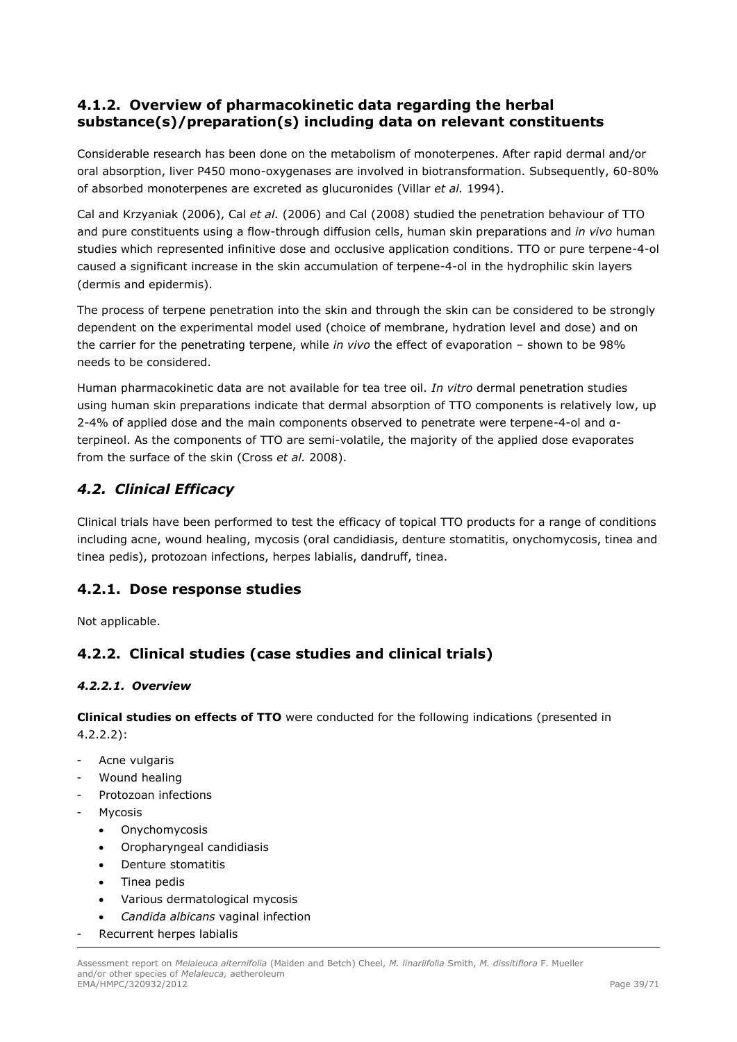### 4.1.2. Overview of pharmacokinetic data regarding the herbal substance(s)/preparation(s) including data on relevant constituents

Considerable research has been done on the metabolism of monoterpenes. After rapid dermal and/or oral absorption, liver P450 mono-oxygenases are involved in biotransformation. Subsequently, 60-80% of absorbed monoterpenes are excreted as glucuronides (Villar *et al.* 1994).

Cal and Krzyaniak (2006), Cal *et al.* (2006) and Cal (2008) studied the penetration behaviour of TTO and pure constituents using a flow-through diffusion cells, human skin preparations and *in vivo* human studies which represented infinitive dose and occlusive application conditions. TTO or pure terpene-4-ol caused a significant increase in the skin accumulation of terpene-4-ol in the hydrophilic skin layers (dermis and epidermis).

The process of terpene penetration into the skin and through the skin can be considered to be strongly dependent on the experimental model used (choice of membrane, hydration level and dose) and on the carrier for the penetrating terpene, while *in vivo* the effect of evaporation – shown to be 98% needs to be considered.

Human pharmacokinetic data are not available for tea tree oil. *In vitro* dermal penetration studies using human skin preparations indicate that dermal absorption of TTO components is relatively low, up 2-4% of applied dose and the main components observed to penetrate were terpene-4-ol and α-terpineol. As the components of TTO are semi-volatile, the majority of the applied dose evaporates from the surface of the skin (Cross *et al.* 2008).

## *4.2. Clinical Efficacy*

Clinical trials have been performed to test the efficacy of topical TTO products for a range of conditions including acne, wound healing, mycosis (oral candidiasis, denture stomatitis, onychomycosis, tinea and tinea pedis), protozoan infections, herpes labialis, dandruff, tinea.

### 4.2.1. Dose response studies

Not applicable.

### 4.2.2. Clinical studies (case studies and clinical trials)

#### *4.2.2.1. Overview*

**Clinical studies on effects of TTO** were conducted for the following indications (presented in 4.2.2.2):

- Acne vulgaris
- Wound healing
- Protozoan infections
- Mycosis
  - Onychomycosis
  - Oropharyngeal candidiasis
  - Denture stomatitis
  - Tinea pedis
  - Various dermatological mycosis
  - *Candida albicans* vaginal infection
- Recurrent herpes labialis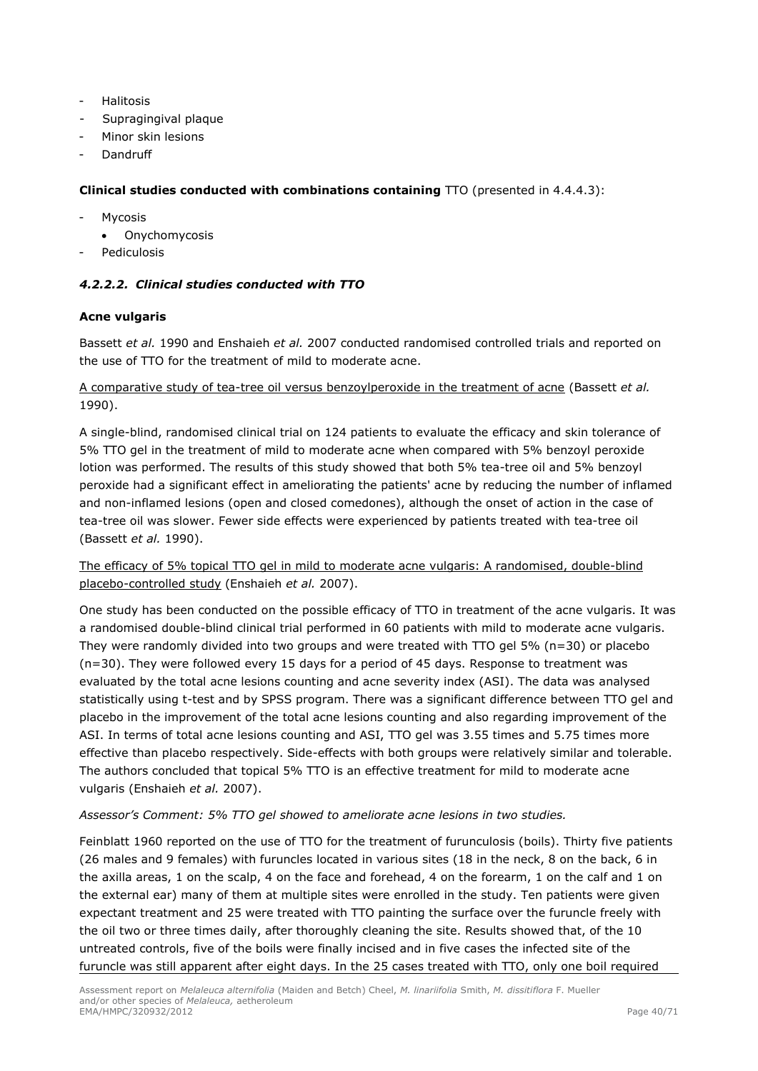- Halitosis
- Supragingival plaque
- Minor skin lesions
- Dandruff

**Clinical studies conducted with combinations containing** TTO (presented in 4.4.4.3):

- Mycosis
    - Onychomycosis
- Pediculosis

#### *4.2.2.2. Clinical studies conducted with TTO*

**Acne vulgaris**

Bassett *et al.* 1990 and Enshaieh *et al.* 2007 conducted randomised controlled trials and reported on the use of TTO for the treatment of mild to moderate acne.

A comparative study of tea-tree oil versus benzoylperoxide in the treatment of acne (Bassett *et al.* 1990).

A single-blind, randomised clinical trial on 124 patients to evaluate the efficacy and skin tolerance of 5% TTO gel in the treatment of mild to moderate acne when compared with 5% benzoyl peroxide lotion was performed. The results of this study showed that both 5% tea-tree oil and 5% benzoyl peroxide had a significant effect in ameliorating the patients' acne by reducing the number of inflamed and non-inflamed lesions (open and closed comedones), although the onset of action in the case of tea-tree oil was slower. Fewer side effects were experienced by patients treated with tea-tree oil (Bassett *et al.* 1990).

The efficacy of 5% topical TTO gel in mild to moderate acne vulgaris: A randomised, double-blind placebo-controlled study (Enshaieh *et al.* 2007).

One study has been conducted on the possible efficacy of TTO in treatment of the acne vulgaris. It was a randomised double-blind clinical trial performed in 60 patients with mild to moderate acne vulgaris. They were randomly divided into two groups and were treated with TTO gel 5% (n=30) or placebo (n=30). They were followed every 15 days for a period of 45 days. Response to treatment was evaluated by the total acne lesions counting and acne severity index (ASI). The data was analysed statistically using t-test and by SPSS program. There was a significant difference between TTO gel and placebo in the improvement of the total acne lesions counting and also regarding improvement of the ASI. In terms of total acne lesions counting and ASI, TTO gel was 3.55 times and 5.75 times more effective than placebo respectively. Side-effects with both groups were relatively similar and tolerable. The authors concluded that topical 5% TTO is an effective treatment for mild to moderate acne vulgaris (Enshaieh *et al.* 2007).

*Assessor's Comment: 5% TTO gel showed to ameliorate acne lesions in two studies.*

Feinblatt 1960 reported on the use of TTO for the treatment of furunculosis (boils). Thirty five patients (26 males and 9 females) with furuncles located in various sites (18 in the neck, 8 on the back, 6 in the axilla areas, 1 on the scalp, 4 on the face and forehead, 4 on the forearm, 1 on the calf and 1 on the external ear) many of them at multiple sites were enrolled in the study. Ten patients were given expectant treatment and 25 were treated with TTO painting the surface over the furuncle freely with the oil two or three times daily, after thoroughly cleaning the site. Results showed that, of the 10 untreated controls, five of the boils were finally incised and in five cases the infected site of the furuncle was still apparent after eight days. In the 25 cases treated with TTO, only one boil required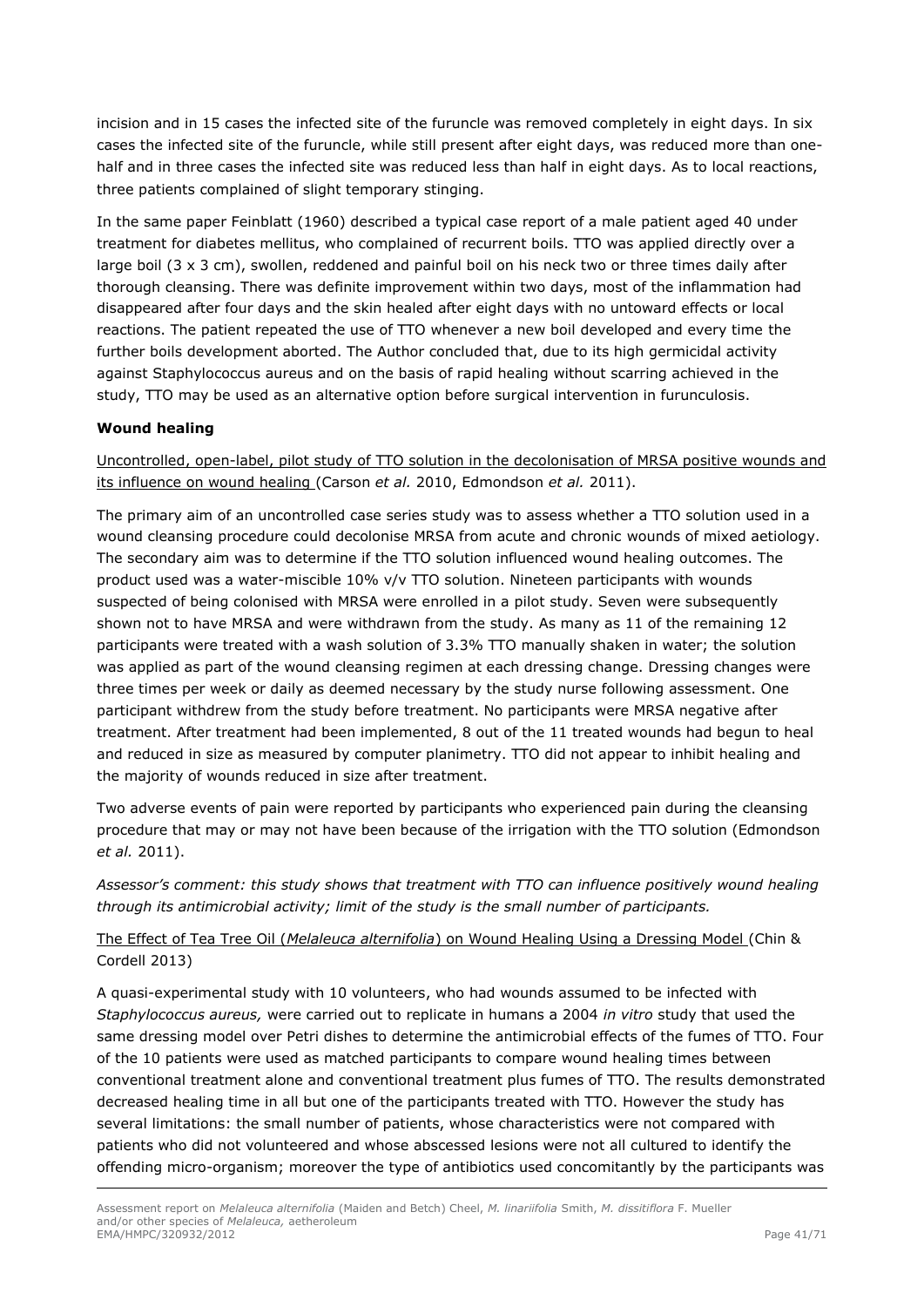incision and in 15 cases the infected site of the furuncle was removed completely in eight days. In six cases the infected site of the furuncle, while still present after eight days, was reduced more than one-half and in three cases the infected site was reduced less than half in eight days. As to local reactions, three patients complained of slight temporary stinging.

In the same paper Feinblatt (1960) described a typical case report of a male patient aged 40 under treatment for diabetes mellitus, who complained of recurrent boils. TTO was applied directly over a large boil (3 x 3 cm), swollen, reddened and painful boil on his neck two or three times daily after thorough cleansing. There was definite improvement within two days, most of the inflammation had disappeared after four days and the skin healed after eight days with no untoward effects or local reactions. The patient repeated the use of TTO whenever a new boil developed and every time the further boils development aborted. The Author concluded that, due to its high germicidal activity against Staphylococcus aureus and on the basis of rapid healing without scarring achieved in the study, TTO may be used as an alternative option before surgical intervention in furunculosis.

**Wound healing**

Uncontrolled, open-label, pilot study of TTO solution in the decolonisation of MRSA positive wounds and its influence on wound healing (Carson *et al.* 2010, Edmondson *et al.* 2011).

The primary aim of an uncontrolled case series study was to assess whether a TTO solution used in a wound cleansing procedure could decolonise MRSA from acute and chronic wounds of mixed aetiology. The secondary aim was to determine if the TTO solution influenced wound healing outcomes. The product used was a water-miscible 10% v/v TTO solution. Nineteen participants with wounds suspected of being colonised with MRSA were enrolled in a pilot study. Seven were subsequently shown not to have MRSA and were withdrawn from the study. As many as 11 of the remaining 12 participants were treated with a wash solution of 3.3% TTO manually shaken in water; the solution was applied as part of the wound cleansing regimen at each dressing change. Dressing changes were three times per week or daily as deemed necessary by the study nurse following assessment. One participant withdrew from the study before treatment. No participants were MRSA negative after treatment. After treatment had been implemented, 8 out of the 11 treated wounds had begun to heal and reduced in size as measured by computer planimetry. TTO did not appear to inhibit healing and the majority of wounds reduced in size after treatment.

Two adverse events of pain were reported by participants who experienced pain during the cleansing procedure that may or may not have been because of the irrigation with the TTO solution (Edmondson *et al.* 2011).

*Assessor's comment: this study shows that treatment with TTO can influence positively wound healing through its antimicrobial activity; limit of the study is the small number of participants.*

The Effect of Tea Tree Oil (*Melaleuca alternifolia*) on Wound Healing Using a Dressing Model (Chin & Cordell 2013)

A quasi-experimental study with 10 volunteers, who had wounds assumed to be infected with *Staphylococcus aureus,* were carried out to replicate in humans a 2004 *in vitro* study that used the same dressing model over Petri dishes to determine the antimicrobial effects of the fumes of TTO. Four of the 10 patients were used as matched participants to compare wound healing times between conventional treatment alone and conventional treatment plus fumes of TTO. The results demonstrated decreased healing time in all but one of the participants treated with TTO. However the study has several limitations: the small number of patients, whose characteristics were not compared with patients who did not volunteered and whose abscessed lesions were not all cultured to identify the offending micro-organism; moreover the type of antibiotics used concomitantly by the participants was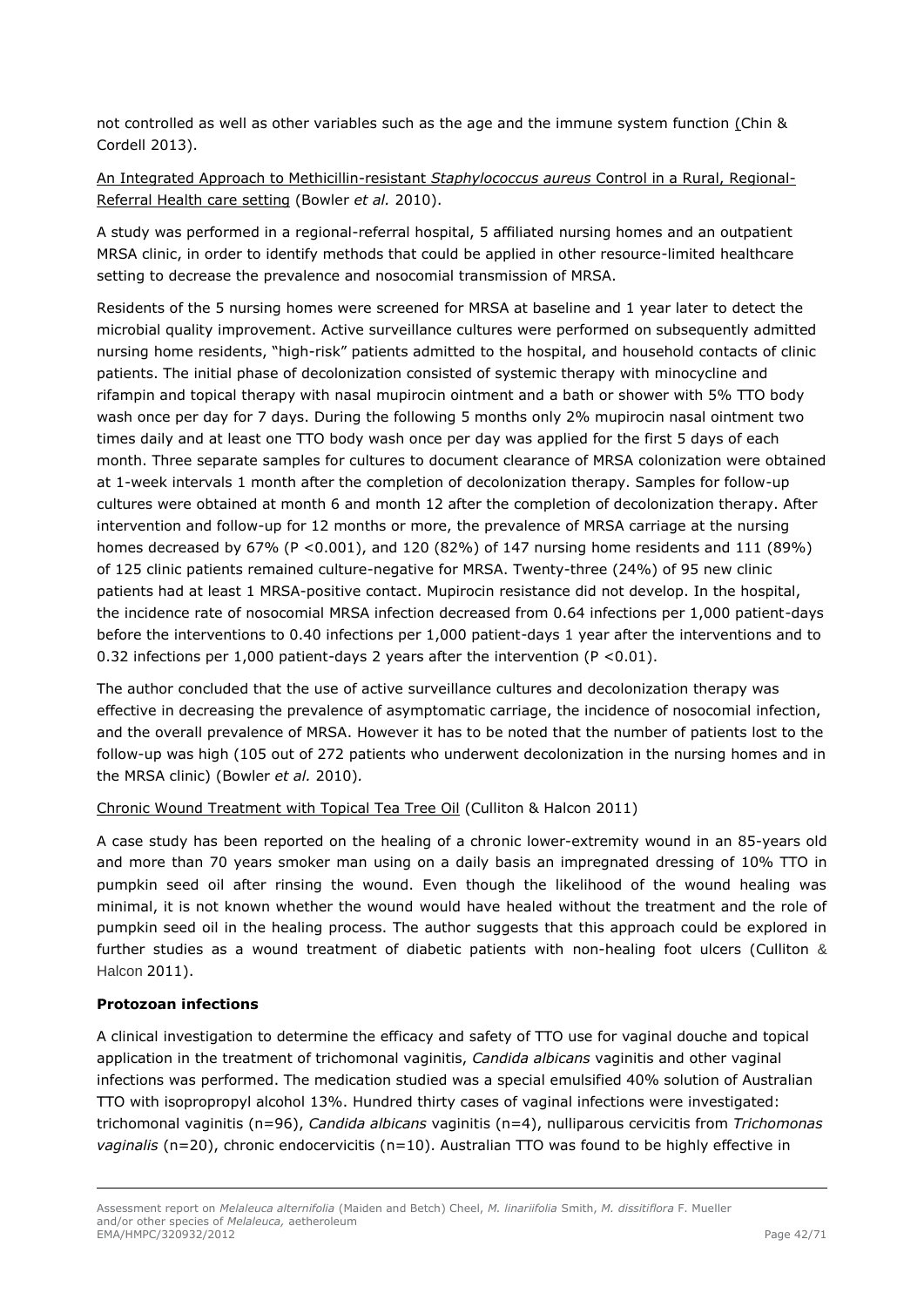not controlled as well as other variables such as the age and the immune system function (Chin & Cordell 2013).

An Integrated Approach to Methicillin-resistant *Staphylococcus aureus* Control in a Rural, Regional-Referral Health care setting (Bowler *et al.* 2010).

A study was performed in a regional-referral hospital, 5 affiliated nursing homes and an outpatient MRSA clinic, in order to identify methods that could be applied in other resource-limited healthcare setting to decrease the prevalence and nosocomial transmission of MRSA.

Residents of the 5 nursing homes were screened for MRSA at baseline and 1 year later to detect the microbial quality improvement. Active surveillance cultures were performed on subsequently admitted nursing home residents, "high-risk" patients admitted to the hospital, and household contacts of clinic patients. The initial phase of decolonization consisted of systemic therapy with minocycline and rifampin and topical therapy with nasal mupirocin ointment and a bath or shower with 5% TTO body wash once per day for 7 days. During the following 5 months only 2% mupirocin nasal ointment two times daily and at least one TTO body wash once per day was applied for the first 5 days of each month. Three separate samples for cultures to document clearance of MRSA colonization were obtained at 1-week intervals 1 month after the completion of decolonization therapy. Samples for follow-up cultures were obtained at month 6 and month 12 after the completion of decolonization therapy. After intervention and follow-up for 12 months or more, the prevalence of MRSA carriage at the nursing homes decreased by 67% ($P < 0.001$), and 120 (82%) of 147 nursing home residents and 111 (89%) of 125 clinic patients remained culture-negative for MRSA. Twenty-three (24%) of 95 new clinic patients had at least 1 MRSA-positive contact. Mupirocin resistance did not develop. In the hospital, the incidence rate of nosocomial MRSA infection decreased from 0.64 infections per 1,000 patient-days before the interventions to 0.40 infections per 1,000 patient-days 1 year after the interventions and to 0.32 infections per 1,000 patient-days 2 years after the intervention ($P < 0.01$).

The author concluded that the use of active surveillance cultures and decolonization therapy was effective in decreasing the prevalence of asymptomatic carriage, the incidence of nosocomial infection, and the overall prevalence of MRSA. However it has to be noted that the number of patients lost to the follow-up was high (105 out of 272 patients who underwent decolonization in the nursing homes and in the MRSA clinic) (Bowler *et al.* 2010).

Chronic Wound Treatment with Topical Tea Tree Oil (Culliton & Halcon 2011)

A case study has been reported on the healing of a chronic lower-extremity wound in an 85-years old and more than 70 years smoker man using on a daily basis an impregnated dressing of 10% TTO in pumpkin seed oil after rinsing the wound. Even though the likelihood of the wound healing was minimal, it is not known whether the wound would have healed without the treatment and the role of pumpkin seed oil in the healing process. The author suggests that this approach could be explored in further studies as a wound treatment of diabetic patients with non-healing foot ulcers (Culliton & Halcon 2011).

**Protozoan infections**

A clinical investigation to determine the efficacy and safety of TTO use for vaginal douche and topical application in the treatment of trichomonal vaginitis, *Candida albicans* vaginitis and other vaginal infections was performed. The medication studied was a special emulsified 40% solution of Australian TTO with isopropropyl alcohol 13%. Hundred thirty cases of vaginal infections were investigated: trichomonal vaginitis (n=96), *Candida albicans* vaginitis (n=4), nulliparous cervicitis from *Trichomonas vaginalis* (n=20), chronic endocervicitis (n=10). Australian TTO was found to be highly effective in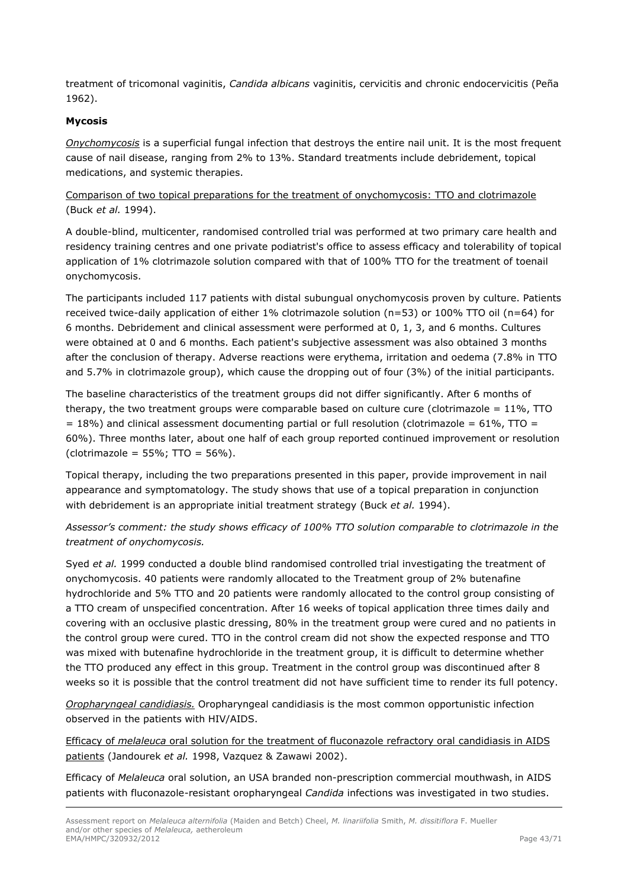treatment of tricomonal vaginitis, *Candida albicans* vaginitis, cervicitis and chronic endocervicitis (Peña 1962).

**Mycosis**

*Onychomycosis* is a superficial fungal infection that destroys the entire nail unit. It is the most frequent cause of nail disease, ranging from 2% to 13%. Standard treatments include debridement, topical medications, and systemic therapies.

Comparison of two topical preparations for the treatment of onychomycosis: TTO and clotrimazole (Buck *et al.* 1994).

A double-blind, multicenter, randomised controlled trial was performed at two primary care health and residency training centres and one private podiatrist's office to assess efficacy and tolerability of topical application of 1% clotrimazole solution compared with that of 100% TTO for the treatment of toenail onychomycosis.

The participants included 117 patients with distal subungual onychomycosis proven by culture. Patients received twice-daily application of either 1% clotrimazole solution (n=53) or 100% TTO oil (n=64) for 6 months. Debridement and clinical assessment were performed at 0, 1, 3, and 6 months. Cultures were obtained at 0 and 6 months. Each patient's subjective assessment was also obtained 3 months after the conclusion of therapy. Adverse reactions were erythema, irritation and oedema (7.8% in TTO and 5.7% in clotrimazole group), which cause the dropping out of four (3%) of the initial participants.

The baseline characteristics of the treatment groups did not differ significantly. After 6 months of therapy, the two treatment groups were comparable based on culture cure (clotrimazole = 11%, TTO = 18%) and clinical assessment documenting partial or full resolution (clotrimazole = 61%, TTO = 60%). Three months later, about one half of each group reported continued improvement or resolution (clotrimazole = 55%; TTO = 56%).

Topical therapy, including the two preparations presented in this paper, provide improvement in nail appearance and symptomatology. The study shows that use of a topical preparation in conjunction with debridement is an appropriate initial treatment strategy (Buck *et al.* 1994).

*Assessor's comment: the study shows efficacy of 100% TTO solution comparable to clotrimazole in the treatment of onychomycosis.*

Syed *et al.* 1999 conducted a double blind randomised controlled trial investigating the treatment of onychomycosis. 40 patients were randomly allocated to the Treatment group of 2% butenafine hydrochloride and 5% TTO and 20 patients were randomly allocated to the control group consisting of a TTO cream of unspecified concentration. After 16 weeks of topical application three times daily and covering with an occlusive plastic dressing, 80% in the treatment group were cured and no patients in the control group were cured. TTO in the control cream did not show the expected response and TTO was mixed with butenafine hydrochloride in the treatment group, it is difficult to determine whether the TTO produced any effect in this group. Treatment in the control group was discontinued after 8 weeks so it is possible that the control treatment did not have sufficient time to render its full potency.

*Oropharyngeal candidiasis.* Oropharyngeal candidiasis is the most common opportunistic infection observed in the patients with HIV/AIDS.

Efficacy of *melaleuca* oral solution for the treatment of fluconazole refractory oral candidiasis in AIDS patients (Jandourek *et al.* 1998, Vazquez & Zawawi 2002).

Efficacy of *Melaleuca* oral solution, an USA branded non-prescription commercial mouthwash, in AIDS patients with fluconazole-resistant oropharyngeal *Candida* infections was investigated in two studies.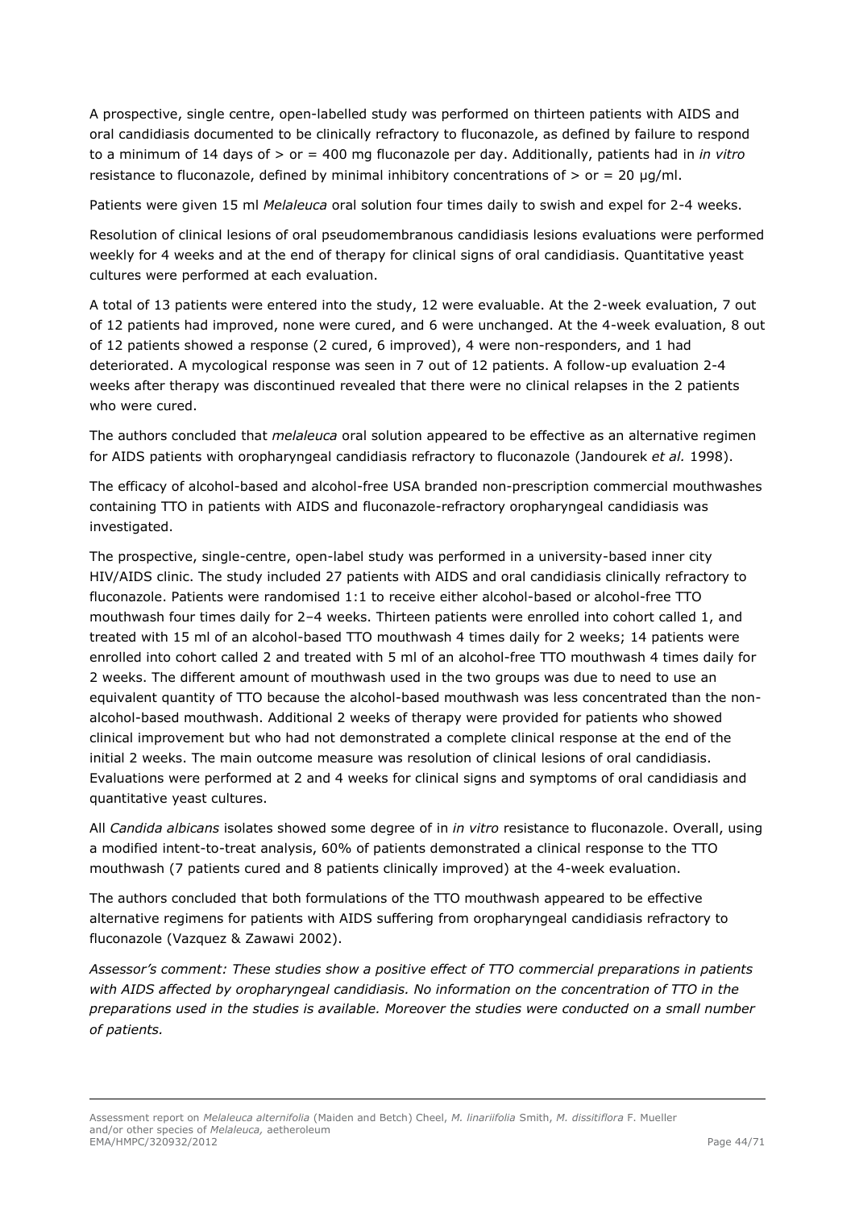A prospective, single centre, open-labelled study was performed on thirteen patients with AIDS and oral candidiasis documented to be clinically refractory to fluconazole, as defined by failure to respond to a minimum of 14 days of > or = 400 mg fluconazole per day. Additionally, patients had in *in vitro* resistance to fluconazole, defined by minimal inhibitory concentrations of > or = 20 µg/ml.

Patients were given 15 ml *Melaleuca* oral solution four times daily to swish and expel for 2-4 weeks.

Resolution of clinical lesions of oral pseudomembranous candidiasis lesions evaluations were performed weekly for 4 weeks and at the end of therapy for clinical signs of oral candidiasis. Quantitative yeast cultures were performed at each evaluation.

A total of 13 patients were entered into the study, 12 were evaluable. At the 2-week evaluation, 7 out of 12 patients had improved, none were cured, and 6 were unchanged. At the 4-week evaluation, 8 out of 12 patients showed a response (2 cured, 6 improved), 4 were non-responders, and 1 had deteriorated. A mycological response was seen in 7 out of 12 patients. A follow-up evaluation 2-4 weeks after therapy was discontinued revealed that there were no clinical relapses in the 2 patients who were cured.

The authors concluded that *melaleuca* oral solution appeared to be effective as an alternative regimen for AIDS patients with oropharyngeal candidiasis refractory to fluconazole (Jandourek *et al.* 1998).

The efficacy of alcohol-based and alcohol-free USA branded non-prescription commercial mouthwashes containing TTO in patients with AIDS and fluconazole-refractory oropharyngeal candidiasis was investigated.

The prospective, single-centre, open-label study was performed in a university-based inner city HIV/AIDS clinic. The study included 27 patients with AIDS and oral candidiasis clinically refractory to fluconazole. Patients were randomised 1:1 to receive either alcohol-based or alcohol-free TTO mouthwash four times daily for 2–4 weeks. Thirteen patients were enrolled into cohort called 1, and treated with 15 ml of an alcohol-based TTO mouthwash 4 times daily for 2 weeks; 14 patients were enrolled into cohort called 2 and treated with 5 ml of an alcohol-free TTO mouthwash 4 times daily for 2 weeks. The different amount of mouthwash used in the two groups was due to need to use an equivalent quantity of TTO because the alcohol-based mouthwash was less concentrated than the non-alcohol-based mouthwash. Additional 2 weeks of therapy were provided for patients who showed clinical improvement but who had not demonstrated a complete clinical response at the end of the initial 2 weeks. The main outcome measure was resolution of clinical lesions of oral candidiasis. Evaluations were performed at 2 and 4 weeks for clinical signs and symptoms of oral candidiasis and quantitative yeast cultures.

All *Candida albicans* isolates showed some degree of in *in vitro* resistance to fluconazole. Overall, using a modified intent-to-treat analysis, 60% of patients demonstrated a clinical response to the TTO mouthwash (7 patients cured and 8 patients clinically improved) at the 4-week evaluation.

The authors concluded that both formulations of the TTO mouthwash appeared to be effective alternative regimens for patients with AIDS suffering from oropharyngeal candidiasis refractory to fluconazole (Vazquez & Zawawi 2002).

*Assessor's comment: These studies show a positive effect of TTO commercial preparations in patients with AIDS affected by oropharyngeal candidiasis. No information on the concentration of TTO in the preparations used in the studies is available. Moreover the studies were conducted on a small number of patients.*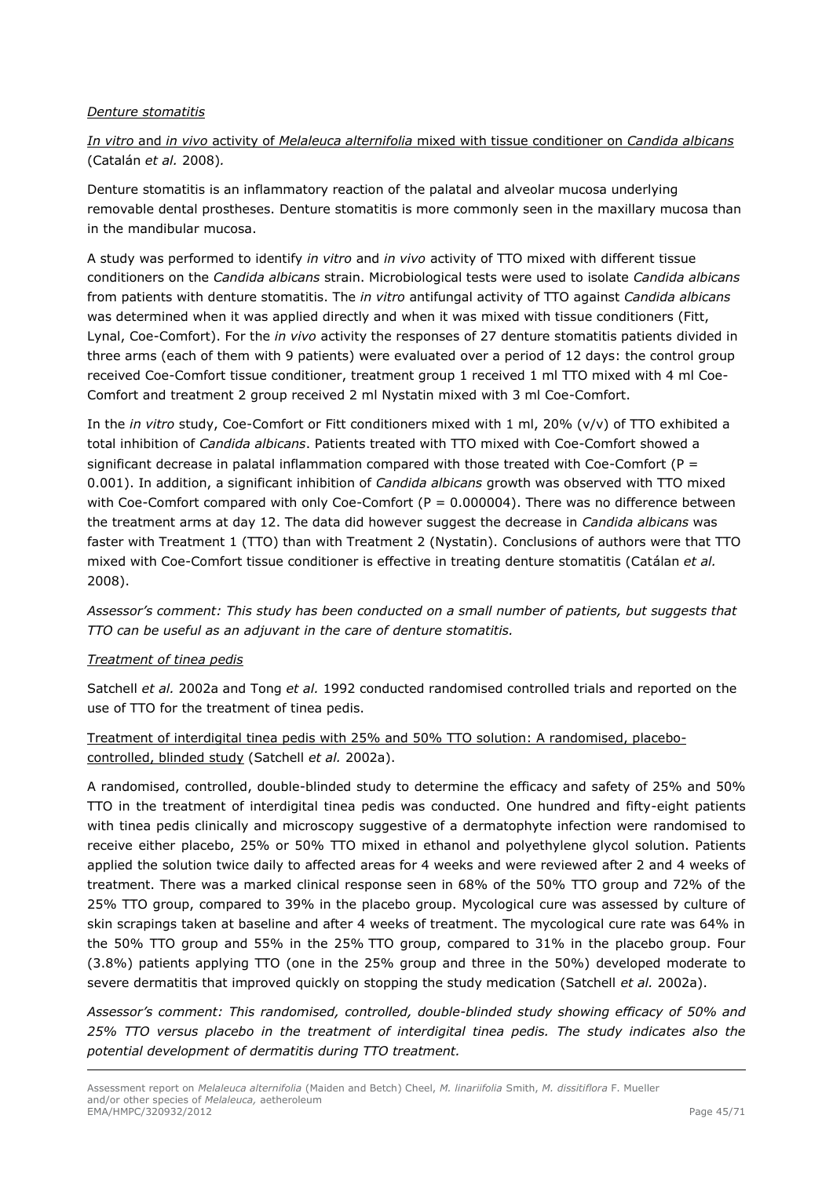*Denture stomatitis*

*In vitro* and *in vivo* activity of *Melaleuca alternifolia* mixed with tissue conditioner on *Candida albicans* (Catalán *et al.* 2008).

Denture stomatitis is an inflammatory reaction of the palatal and alveolar mucosa underlying removable dental prostheses. Denture stomatitis is more commonly seen in the maxillary mucosa than in the mandibular mucosa.

A study was performed to identify *in vitro* and *in vivo* activity of TTO mixed with different tissue conditioners on the *Candida albicans* strain. Microbiological tests were used to isolate *Candida albicans* from patients with denture stomatitis. The *in vitro* antifungal activity of TTO against *Candida albicans* was determined when it was applied directly and when it was mixed with tissue conditioners (Fitt, Lynal, Coe-Comfort). For the *in vivo* activity the responses of 27 denture stomatitis patients divided in three arms (each of them with 9 patients) were evaluated over a period of 12 days: the control group received Coe-Comfort tissue conditioner, treatment group 1 received 1 ml TTO mixed with 4 ml Coe-Comfort and treatment 2 group received 2 ml Nystatin mixed with 3 ml Coe-Comfort.

In the *in vitro* study, Coe-Comfort or Fitt conditioners mixed with 1 ml, 20% (v/v) of TTO exhibited a total inhibition of *Candida albicans*. Patients treated with TTO mixed with Coe-Comfort showed a significant decrease in palatal inflammation compared with those treated with Coe-Comfort ($P = 0.001$). In addition, a significant inhibition of *Candida albicans* growth was observed with TTO mixed with Coe-Comfort compared with only Coe-Comfort ($P = 0.000004$). There was no difference between the treatment arms at day 12. The data did however suggest the decrease in *Candida albicans* was faster with Treatment 1 (TTO) than with Treatment 2 (Nystatin). Conclusions of authors were that TTO mixed with Coe-Comfort tissue conditioner is effective in treating denture stomatitis (Catálan *et al.* 2008).

*Assessor's comment: This study has been conducted on a small number of patients, but suggests that TTO can be useful as an adjuvant in the care of denture stomatitis.*

*Treatment of tinea pedis*

Satchell *et al.* 2002a and Tong *et al.* 1992 conducted randomised controlled trials and reported on the use of TTO for the treatment of tinea pedis.

Treatment of interdigital tinea pedis with 25% and 50% TTO solution: A randomised, placebo-controlled, blinded study (Satchell *et al.* 2002a).

A randomised, controlled, double-blinded study to determine the efficacy and safety of 25% and 50% TTO in the treatment of interdigital tinea pedis was conducted. One hundred and fifty-eight patients with tinea pedis clinically and microscopy suggestive of a dermatophyte infection were randomised to receive either placebo, 25% or 50% TTO mixed in ethanol and polyethylene glycol solution. Patients applied the solution twice daily to affected areas for 4 weeks and were reviewed after 2 and 4 weeks of treatment. There was a marked clinical response seen in 68% of the 50% TTO group and 72% of the 25% TTO group, compared to 39% in the placebo group. Mycological cure was assessed by culture of skin scrapings taken at baseline and after 4 weeks of treatment. The mycological cure rate was 64% in the 50% TTO group and 55% in the 25% TTO group, compared to 31% in the placebo group. Four (3.8%) patients applying TTO (one in the 25% group and three in the 50%) developed moderate to severe dermatitis that improved quickly on stopping the study medication (Satchell *et al.* 2002a).

*Assessor's comment: This randomised, controlled, double-blinded study showing efficacy of 50% and 25% TTO versus placebo in the treatment of interdigital tinea pedis. The study indicates also the potential development of dermatitis during TTO treatment.*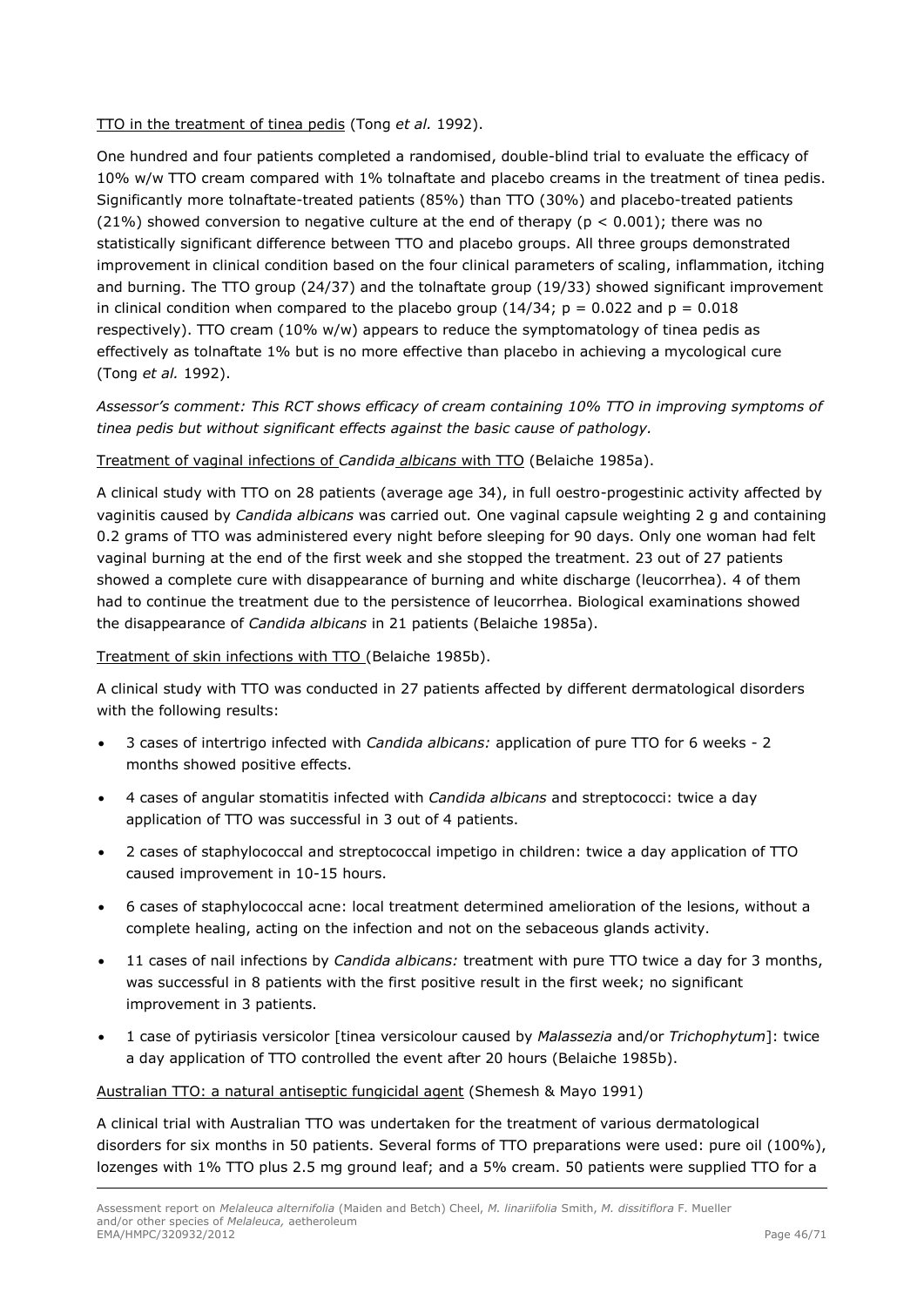TTO in the treatment of tinea pedis (Tong *et al.* 1992).

One hundred and four patients completed a randomised, double-blind trial to evaluate the efficacy of 10% w/w TTO cream compared with 1% tolnaftate and placebo creams in the treatment of tinea pedis. Significantly more tolnaftate-treated patients (85%) than TTO (30%) and placebo-treated patients (21%) showed conversion to negative culture at the end of therapy ($p < 0.001$); there was no statistically significant difference between TTO and placebo groups. All three groups demonstrated improvement in clinical condition based on the four clinical parameters of scaling, inflammation, itching and burning. The TTO group (24/37) and the tolnaftate group (19/33) showed significant improvement in clinical condition when compared to the placebo group (14/34; $p = 0.022$ and $p = 0.018$ respectively). TTO cream (10% w/w) appears to reduce the symptomatology of tinea pedis as effectively as tolnaftate 1% but is no more effective than placebo in achieving a mycological cure (Tong *et al.* 1992).

*Assessor's comment: This RCT shows efficacy of cream containing 10% TTO in improving symptoms of tinea pedis but without significant effects against the basic cause of pathology.*

Treatment of vaginal infections of *Candida albicans* with TTO (Belaiche 1985a).

A clinical study with TTO on 28 patients (average age 34), in full oestro-progestinic activity affected by vaginitis caused by *Candida albicans* was carried out. One vaginal capsule weighting 2 g and containing 0.2 grams of TTO was administered every night before sleeping for 90 days. Only one woman had felt vaginal burning at the end of the first week and she stopped the treatment. 23 out of 27 patients showed a complete cure with disappearance of burning and white discharge (leucorrhea). 4 of them had to continue the treatment due to the persistence of leucorrhea. Biological examinations showed the disappearance of *Candida albicans* in 21 patients (Belaiche 1985a).

Treatment of skin infections with TTO (Belaiche 1985b).

A clinical study with TTO was conducted in 27 patients affected by different dermatological disorders with the following results:

- 3 cases of intertrigo infected with *Candida albicans:* application of pure TTO for 6 weeks - 2 months showed positive effects.
- 4 cases of angular stomatitis infected with *Candida albicans* and streptococci: twice a day application of TTO was successful in 3 out of 4 patients.
- 2 cases of staphylococcal and streptococcal impetigo in children: twice a day application of TTO caused improvement in 10-15 hours.
- 6 cases of staphylococcal acne: local treatment determined amelioration of the lesions, without a complete healing, acting on the infection and not on the sebaceous glands activity.
- 11 cases of nail infections by *Candida albicans:* treatment with pure TTO twice a day for 3 months, was successful in 8 patients with the first positive result in the first week; no significant improvement in 3 patients.
- 1 case of pytiriasis versicolor [tinea versicolour caused by *Malassezia* and/or *Trichophytum*]: twice a day application of TTO controlled the event after 20 hours (Belaiche 1985b).

Australian TTO: a natural antiseptic fungicidal agent (Shemesh & Mayo 1991)

A clinical trial with Australian TTO was undertaken for the treatment of various dermatological disorders for six months in 50 patients. Several forms of TTO preparations were used: pure oil (100%), lozenges with 1% TTO plus 2.5 mg ground leaf; and a 5% cream. 50 patients were supplied TTO for a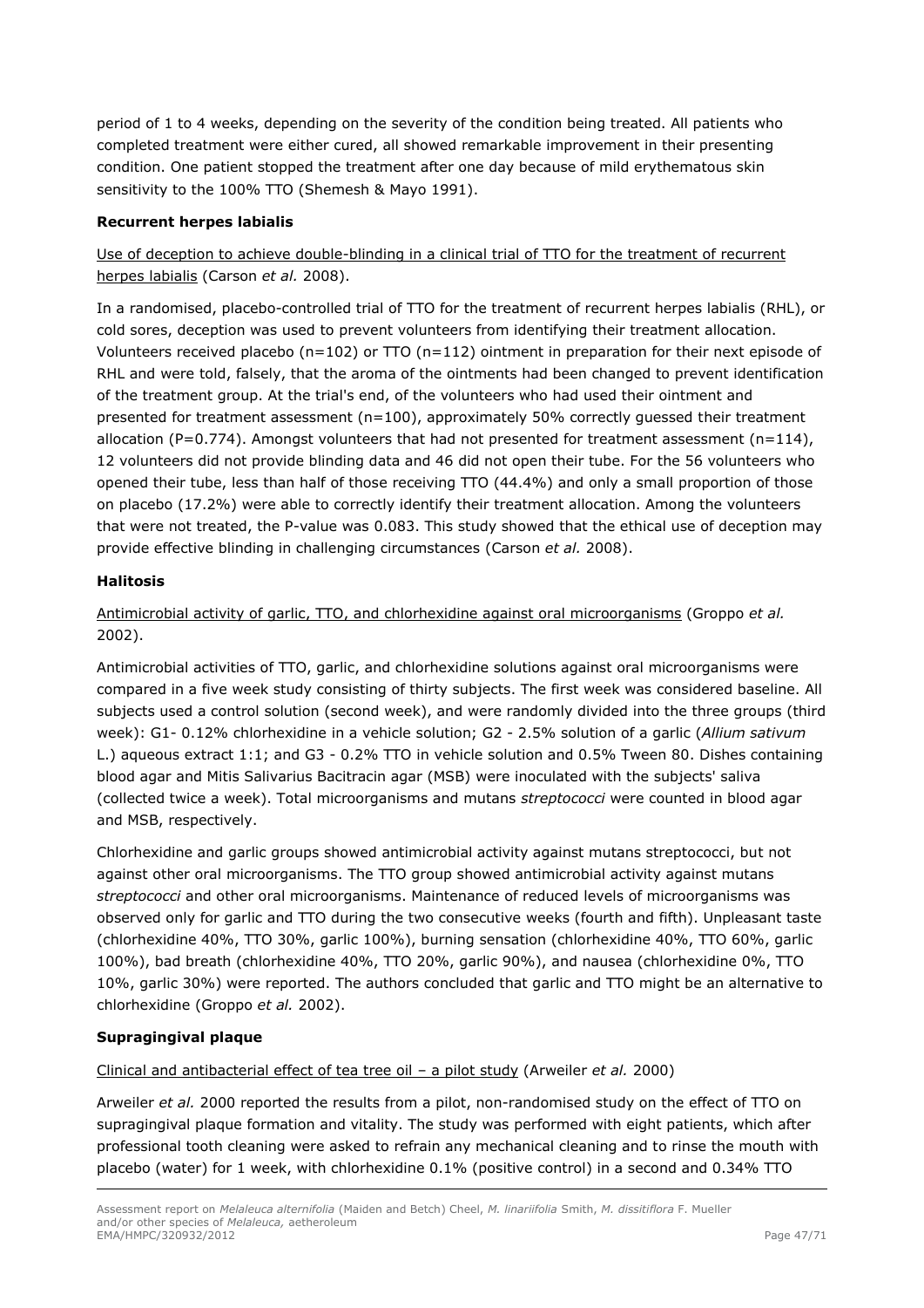period of 1 to 4 weeks, depending on the severity of the condition being treated. All patients who completed treatment were either cured, all showed remarkable improvement in their presenting condition. One patient stopped the treatment after one day because of mild erythematous skin sensitivity to the 100% TTO (Shemesh & Mayo 1991).

**Recurrent herpes labialis**

Use of deception to achieve double-blinding in a clinical trial of TTO for the treatment of recurrent herpes labialis (Carson *et al.* 2008).

In a randomised, placebo-controlled trial of TTO for the treatment of recurrent herpes labialis (RHL), or cold sores, deception was used to prevent volunteers from identifying their treatment allocation. Volunteers received placebo (n=102) or TTO (n=112) ointment in preparation for their next episode of RHL and were told, falsely, that the aroma of the ointments had been changed to prevent identification of the treatment group. At the trial's end, of the volunteers who had used their ointment and presented for treatment assessment (n=100), approximately 50% correctly guessed their treatment allocation (P=0.774). Amongst volunteers that had not presented for treatment assessment (n=114), 12 volunteers did not provide blinding data and 46 did not open their tube. For the 56 volunteers who opened their tube, less than half of those receiving TTO (44.4%) and only a small proportion of those on placebo (17.2%) were able to correctly identify their treatment allocation. Among the volunteers that were not treated, the P-value was 0.083. This study showed that the ethical use of deception may provide effective blinding in challenging circumstances (Carson *et al.* 2008).

**Halitosis**

Antimicrobial activity of garlic, TTO, and chlorhexidine against oral microorganisms (Groppo *et al.* 2002).

Antimicrobial activities of TTO, garlic, and chlorhexidine solutions against oral microorganisms were compared in a five week study consisting of thirty subjects. The first week was considered baseline. All subjects used a control solution (second week), and were randomly divided into the three groups (third week): G1- 0.12% chlorhexidine in a vehicle solution; G2 - 2.5% solution of a garlic (*Allium sativum* L.) aqueous extract 1:1; and G3 - 0.2% TTO in vehicle solution and 0.5% Tween 80. Dishes containing blood agar and Mitis Salivarius Bacitracin agar (MSB) were inoculated with the subjects' saliva (collected twice a week). Total microorganisms and mutans *streptococci* were counted in blood agar and MSB, respectively.

Chlorhexidine and garlic groups showed antimicrobial activity against mutans streptococci, but not against other oral microorganisms. The TTO group showed antimicrobial activity against mutans *streptococci* and other oral microorganisms. Maintenance of reduced levels of microorganisms was observed only for garlic and TTO during the two consecutive weeks (fourth and fifth). Unpleasant taste (chlorhexidine 40%, TTO 30%, garlic 100%), burning sensation (chlorhexidine 40%, TTO 60%, garlic 100%), bad breath (chlorhexidine 40%, TTO 20%, garlic 90%), and nausea (chlorhexidine 0%, TTO 10%, garlic 30%) were reported. The authors concluded that garlic and TTO might be an alternative to chlorhexidine (Groppo *et al.* 2002).

**Supragingival plaque**

Clinical and antibacterial effect of tea tree oil – a pilot study (Arweiler *et al.* 2000)

Arweiler *et al.* 2000 reported the results from a pilot, non-randomised study on the effect of TTO on supragingival plaque formation and vitality. The study was performed with eight patients, which after professional tooth cleaning were asked to refrain any mechanical cleaning and to rinse the mouth with placebo (water) for 1 week, with chlorhexidine 0.1% (positive control) in a second and 0.34% TTO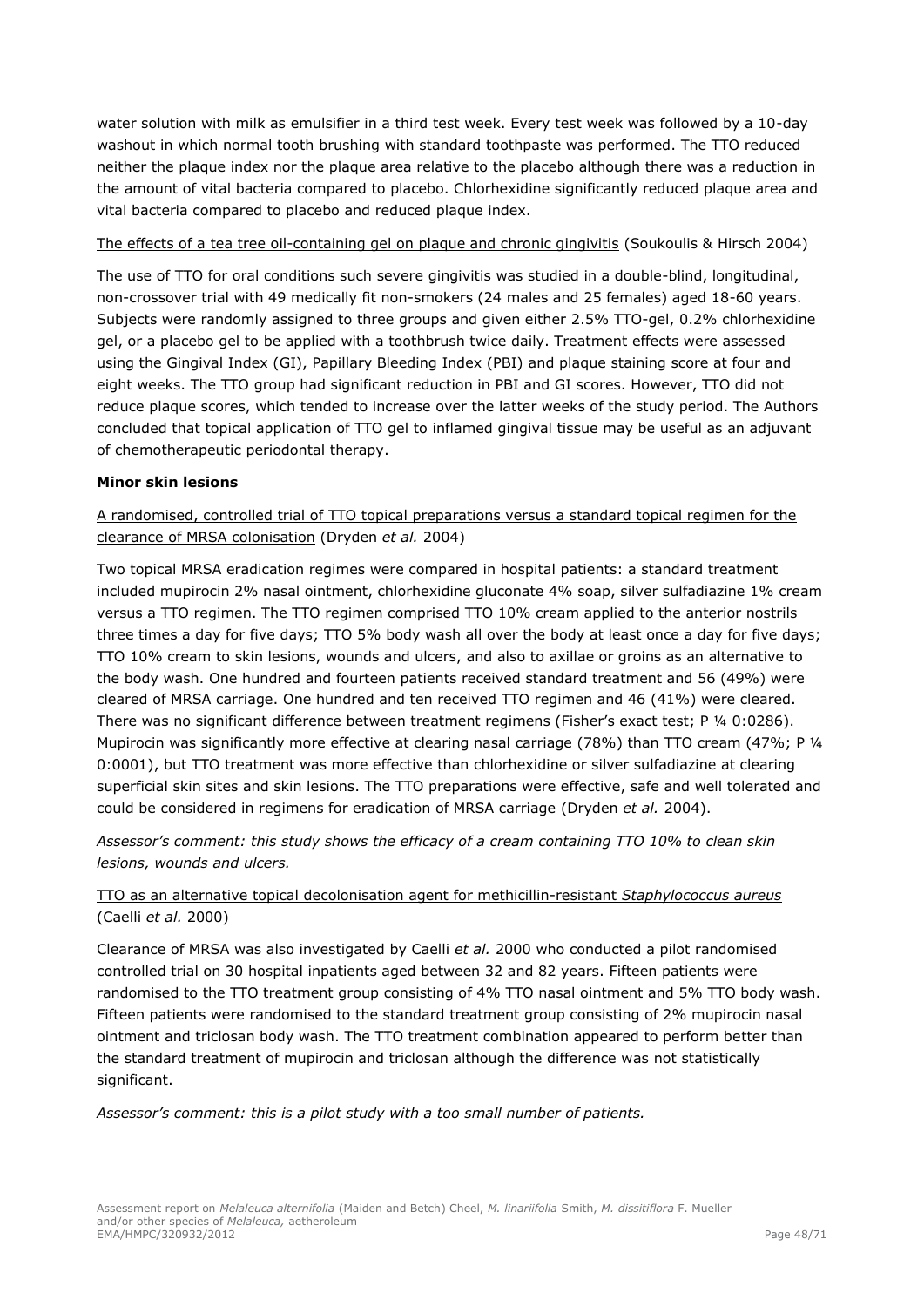water solution with milk as emulsifier in a third test week. Every test week was followed by a 10-day washout in which normal tooth brushing with standard toothpaste was performed. The TTO reduced neither the plaque index nor the plaque area relative to the placebo although there was a reduction in the amount of vital bacteria compared to placebo. Chlorhexidine significantly reduced plaque area and vital bacteria compared to placebo and reduced plaque index.

The effects of a tea tree oil-containing gel on plaque and chronic gingivitis (Soukoulis & Hirsch 2004)

The use of TTO for oral conditions such severe gingivitis was studied in a double-blind, longitudinal, non-crossover trial with 49 medically fit non-smokers (24 males and 25 females) aged 18-60 years. Subjects were randomly assigned to three groups and given either 2.5% TTO-gel, 0.2% chlorhexidine gel, or a placebo gel to be applied with a toothbrush twice daily. Treatment effects were assessed using the Gingival Index (GI), Papillary Bleeding Index (PBI) and plaque staining score at four and eight weeks. The TTO group had significant reduction in PBI and GI scores. However, TTO did not reduce plaque scores, which tended to increase over the latter weeks of the study period. The Authors concluded that topical application of TTO gel to inflamed gingival tissue may be useful as an adjuvant of chemotherapeutic periodontal therapy.

**Minor skin lesions**

A randomised, controlled trial of TTO topical preparations versus a standard topical regimen for the clearance of MRSA colonisation (Dryden *et al.* 2004)

Two topical MRSA eradication regimes were compared in hospital patients: a standard treatment included mupirocin 2% nasal ointment, chlorhexidine gluconate 4% soap, silver sulfadiazine 1% cream versus a TTO regimen. The TTO regimen comprised TTO 10% cream applied to the anterior nostrils three times a day for five days; TTO 5% body wash all over the body at least once a day for five days; TTO 10% cream to skin lesions, wounds and ulcers, and also to axillae or groins as an alternative to the body wash. One hundred and fourteen patients received standard treatment and 56 (49%) were cleared of MRSA carriage. One hundred and ten received TTO regimen and 46 (41%) were cleared. There was no significant difference between treatment regimens (Fisher's exact test; P ¼ 0:0286). Mupirocin was significantly more effective at clearing nasal carriage (78%) than TTO cream (47%; P ¼ 0:0001), but TTO treatment was more effective than chlorhexidine or silver sulfadiazine at clearing superficial skin sites and skin lesions. The TTO preparations were effective, safe and well tolerated and could be considered in regimens for eradication of MRSA carriage (Dryden *et al.* 2004).

*Assessor's comment: this study shows the efficacy of a cream containing TTO 10% to clean skin lesions, wounds and ulcers.*

TTO as an alternative topical decolonisation agent for methicillin-resistant *Staphylococcus aureus* (Caelli *et al.* 2000)

Clearance of MRSA was also investigated by Caelli *et al.* 2000 who conducted a pilot randomised controlled trial on 30 hospital inpatients aged between 32 and 82 years. Fifteen patients were randomised to the TTO treatment group consisting of 4% TTO nasal ointment and 5% TTO body wash. Fifteen patients were randomised to the standard treatment group consisting of 2% mupirocin nasal ointment and triclosan body wash. The TTO treatment combination appeared to perform better than the standard treatment of mupirocin and triclosan although the difference was not statistically significant.

*Assessor's comment: this is a pilot study with a too small number of patients.*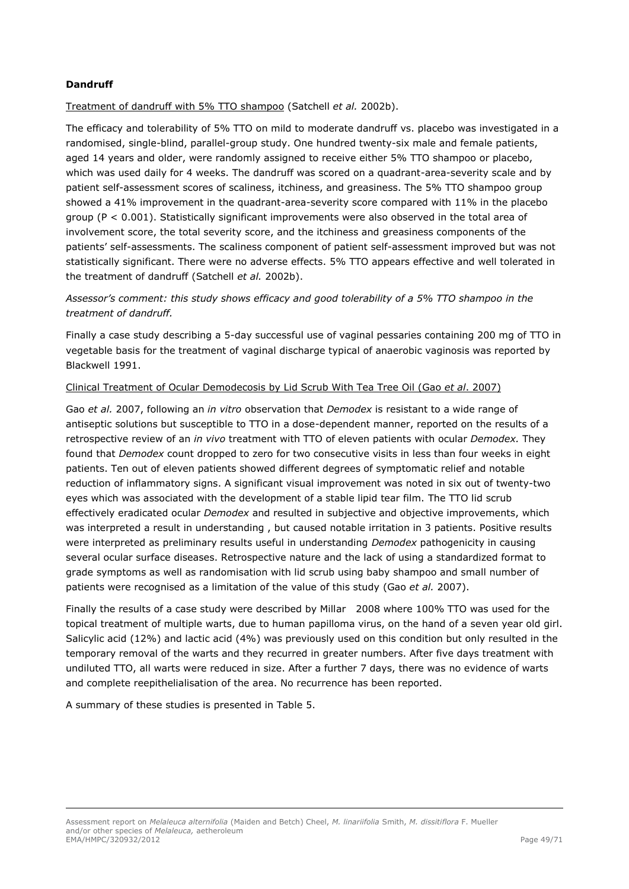**Dandruff**

Treatment of dandruff with 5% TTO shampoo (Satchell *et al.* 2002b).

The efficacy and tolerability of 5% TTO on mild to moderate dandruff vs. placebo was investigated in a randomised, single-blind, parallel-group study. One hundred twenty-six male and female patients, aged 14 years and older, were randomly assigned to receive either 5% TTO shampoo or placebo, which was used daily for 4 weeks. The dandruff was scored on a quadrant-area-severity scale and by patient self-assessment scores of scaliness, itchiness, and greasiness. The 5% TTO shampoo group showed a 41% improvement in the quadrant-area-severity score compared with 11% in the placebo group ($P < 0.001$). Statistically significant improvements were also observed in the total area of involvement score, the total severity score, and the itchiness and greasiness components of the patients' self-assessments. The scaliness component of patient self-assessment improved but was not statistically significant. There were no adverse effects. 5% TTO appears effective and well tolerated in the treatment of dandruff (Satchell *et al.* 2002b).

*Assessor's comment: this study shows efficacy and good tolerability of a 5% TTO shampoo in the treatment of dandruff.*

Finally a case study describing a 5-day successful use of vaginal pessaries containing 200 mg of TTO in vegetable basis for the treatment of vaginal discharge typical of anaerobic vaginosis was reported by Blackwell 1991.

Clinical Treatment of Ocular Demodecosis by Lid Scrub With Tea Tree Oil (Gao *et al*. 2007)

Gao *et al.* 2007, following an *in vitro* observation that *Demodex* is resistant to a wide range of antiseptic solutions but susceptible to TTO in a dose-dependent manner, reported on the results of a retrospective review of an *in vivo* treatment with TTO of eleven patients with ocular *Demodex.* They found that *Demodex* count dropped to zero for two consecutive visits in less than four weeks in eight patients. Ten out of eleven patients showed different degrees of symptomatic relief and notable reduction of inflammatory signs. A significant visual improvement was noted in six out of twenty-two eyes which was associated with the development of a stable lipid tear film. The TTO lid scrub effectively eradicated ocular *Demodex* and resulted in subjective and objective improvements, which was interpreted a result in understanding , but caused notable irritation in 3 patients. Positive results were interpreted as preliminary results useful in understanding *Demodex* pathogenicity in causing several ocular surface diseases. Retrospective nature and the lack of using a standardized format to grade symptoms as well as randomisation with lid scrub using baby shampoo and small number of patients were recognised as a limitation of the value of this study (Gao *et al.* 2007).

Finally the results of a case study were described by Millar 2008 where 100% TTO was used for the topical treatment of multiple warts, due to human papilloma virus, on the hand of a seven year old girl. Salicylic acid (12%) and lactic acid (4%) was previously used on this condition but only resulted in the temporary removal of the warts and they recurred in greater numbers. After five days treatment with undiluted TTO, all warts were reduced in size. After a further 7 days, there was no evidence of warts and complete reepithelialisation of the area. No recurrence has been reported.

A summary of these studies is presented in Table 5.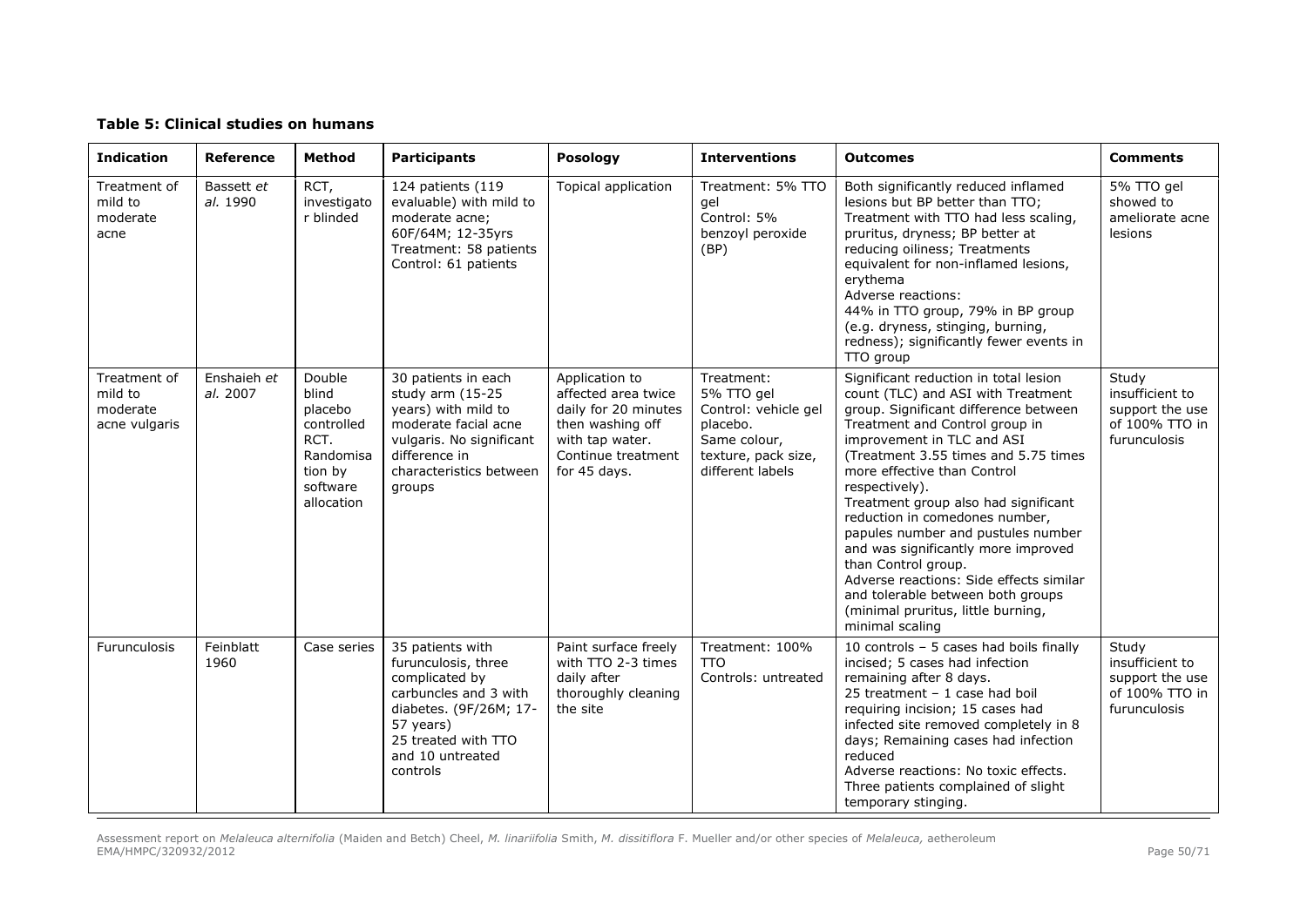**Table 5: Clinical studies on humans**

| Indication | Reference | Method | Participants | Posology | Interventions | Outcomes | Comments |
|---|---|---|---|---|---|---|---|
| Treatment of mild to moderate acne | Bassett *et al.* 1990 | RCT, investigator blinded | 124 patients (119 evaluable) with mild to moderate acne; 60F/64M; 12-35yrs Treatment: 58 patients Control: 61 patients | Topical application | Treatment: 5% TTO gel Control: 5% benzoyl peroxide (BP) | Both significantly reduced inflamed lesions but BP better than TTO; Treatment with TTO had less scaling, pruritus, dryness; BP better at reducing oiliness; Treatments equivalent for non-inflamed lesions, erythema<br>Adverse reactions:<br>44% in TTO group, 79% in BP group (e.g. dryness, stinging, burning, redness); significantly fewer events in TTO group | 5% TTO gel showed to ameliorate acne lesions |
| Treatment of mild to moderate acne vulgaris | Enshaieh *et al.* 2007 | Double blind placebo controlled RCT. Randomisation by software allocation | 30 patients in each study arm (15-25 years) with mild to moderate facial acne vulgaris. No significant difference in characteristics between groups | Application to affected area twice daily for 20 minutes then washing off with tap water. Continue treatment for 45 days. | Treatment: 5% TTO gel Control: vehicle gel placebo. Same colour, texture, pack size, different labels | Significant reduction in total lesion count (TLC) and ASI with Treatment group. Significant difference between Treatment and Control group in improvement in TLC and ASI (Treatment 3.55 times and 5.75 times more effective than Control respectively).<br>Treatment group also had significant reduction in comedones number, papules number and pustules number and was significantly more improved than Control group.<br>Adverse reactions: Side effects similar and tolerable between both groups (minimal pruritus, little burning, minimal scaling | Study insufficient to support the use of 100% TTO in furunculosis |
| Furunculosis | Feinblatt 1960 | Case series | 35 patients with furunculosis, three complicated by carbuncles and 3 with diabetes. (9F/26M; 17-57 years) 25 treated with TTO and 10 untreated controls | Paint surface freely with TTO 2-3 times daily after thoroughly cleaning the site | Treatment: 100% TTO Controls: untreated | 10 controls – 5 cases had boils finally incised; 5 cases had infection remaining after 8 days.<br>25 treatment – 1 case had boil requiring incision; 15 cases had infected site removed completely in 8 days; Remaining cases had infection reduced<br>Adverse reactions: No toxic effects. Three patients complained of slight temporary stinging. | Study insufficient to support the use of 100% TTO in furunculosis |

Assessment report on *Melaleuca alternifolia* (Maiden and Betch) Cheel, *M. linariifolia* Smith, *M. dissitiflora* F. Mueller and/or other species of *Melaleuca,* aetheroleum
EMA/HMPC/320932/2012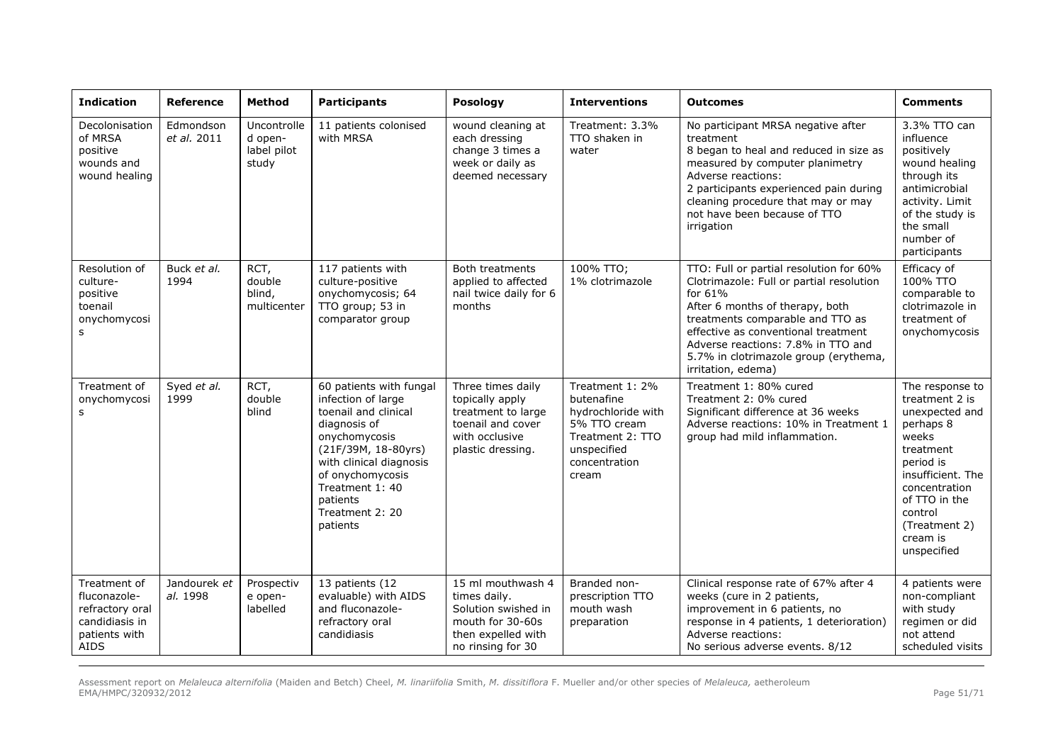| Indication | Reference | Method | Participants | Posology | Interventions | Outcomes | Comments |
|---|---|---|---|---|---|---|---|
| Decolonisation of MRSA positive wounds and wound healing | Edmondson *et al.* 2011 | Uncontrolled open-label pilot study | 11 patients colonised with MRSA | wound cleaning at each dressing change 3 times a week or daily as deemed necessary | Treatment: 3.3% TTO shaken in water | No participant MRSA negative after treatment<br>8 began to heal and reduced in size as measured by computer planimetry<br>Adverse reactions:<br>2 participants experienced pain during cleaning procedure that may or may not have been because of TTO irrigation | 3.3% TTO can influence positively wound healing through its antimicrobial activity. Limit of the study is the small number of participants |
| Resolution of culture-positive toenail onychomycosis | Buck *et al.* 1994 | RCT, double blind, multicenter | 117 patients with culture-positive onychomycosis; 64 TTO group; 53 in comparator group | Both treatments applied to affected nail twice daily for 6 months | 100% TTO;<br>1% clotrimazole | TTO: Full or partial resolution for 60%<br>Clotrimazole: Full or partial resolution for 61%<br>After 6 months of therapy, both treatments comparable and TTO as effective as conventional treatment<br>Adverse reactions: 7.8% in TTO and 5.7% in clotrimazole group (erythema, irritation, edema) | Efficacy of 100% TTO comparable to clotrimazole in treatment of onychomycosis |
| Treatment of onychomycosis | Syed *et al.* 1999 | RCT, double blind | 60 patients with fungal infection of large toenail and clinical diagnosis of onychomycosis (21F/39M, 18-80yrs) with clinical diagnosis of onychomycosis<br>Treatment 1: 40 patients<br>Treatment 2: 20 patients | Three times daily topically apply treatment to large toenail and cover with occlusive plastic dressing. | Treatment 1: 2% butenafine hydrochloride with 5% TTO cream<br>Treatment 2: TTO unspecified concentration cream | Treatment 1: 80% cured<br>Treatment 2: 0% cured<br>Significant difference at 36 weeks<br>Adverse reactions: 10% in Treatment 1 group had mild inflammation. | The response to treatment 2 is unexpected and perhaps 8 weeks treatment period is insufficient. The concentration of TTO in the control (Treatment 2) cream is unspecified |
| Treatment of fluconazole-refractory oral candidiasis in patients with AIDS | Jandourek *et al.* 1998 | Prospective open-labelled | 13 patients (12 evaluable) with AIDS and fluconazole-refractory oral candidiasis | 15 ml mouthwash 4 times daily. Solution swished in mouth for 30-60s then expelled with no rinsing for 30 | Branded non-prescription TTO mouth wash preparation | Clinical response rate of 67% after 4 weeks (cure in 2 patients, improvement in 6 patients, no response in 4 patients, 1 deterioration)<br>Adverse reactions:<br>No serious adverse events. 8/12 | 4 patients were non-compliant with study regimen or did not attend scheduled visits |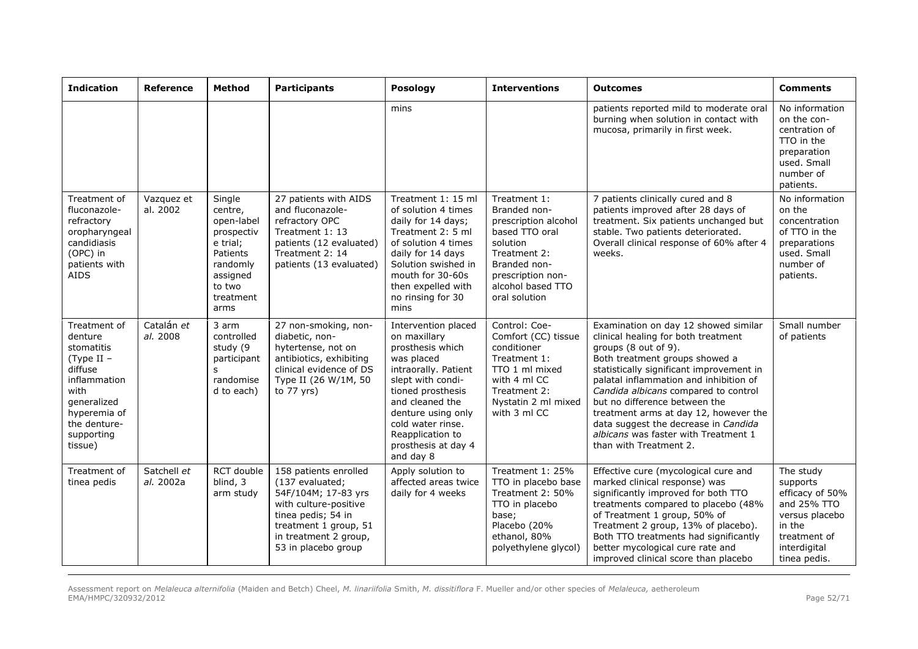| Indication | Reference | Method | Participants | Posology | Interventions | Outcomes | Comments |
|---|---|---|---|---|---|---|---|
| | | | | mins | | patients reported mild to moderate oral burning when solution in contact with mucosa, primarily in first week. | No information on the concentration of TTO in the preparation used. Small number of patients. |
| Treatment of fluconazole-refractory oropharyngeal candidiasis (OPC) in patients with AIDS | Vazquez et al. 2002 | Single centre, open-label prospective trial; Patients randomly assigned to two treatment arms | 27 patients with AIDS and fluconazole-refractory OPC Treatment 1: 13 patients (12 evaluated) Treatment 2: 14 patients (13 evaluated) | Treatment 1: 15 ml of solution 4 times daily for 14 days; Treatment 2: 5 ml of solution 4 times daily for 14 days Solution swished in mouth for 30-60s then expelled with no rinsing for 30 mins | Treatment 1: Branded non-prescription alcohol based TTO oral solution Treatment 2: Branded non-prescription non-alcohol based TTO oral solution | 7 patients clinically cured and 8 patients improved after 28 days of treatment. Six patients unchanged but stable. Two patients deteriorated. Overall clinical response of 60% after 4 weeks. | No information on the concentration of TTO in the preparations used. Small number of patients. |
| Treatment of denture stomatitis (Type II – diffuse inflammation with generalized hyperemia of the denture-supporting tissue) | Catalán *et al.* 2008 | 3 arm controlled study (9 participants randomised to each) | 27 non-smoking, non-diabetic, non-hytertense, not on antibiotics, exhibiting clinical evidence of DS Type II (26 W/1M, 50 to 77 yrs) | Intervention placed on maxillary prosthesis which was placed intraorally. Patient slept with conditioned prosthesis and cleaned the denture using only cold water rinse. Reapplication to prosthesis at day 4 and day 8 | Control: Coe-Comfort (CC) tissue conditioner Treatment 1: TTO 1 ml mixed with 4 ml CC Treatment 2: Nystatin 2 ml mixed with 3 ml CC | Examination on day 12 showed similar clinical healing for both treatment groups (8 out of 9). Both treatment groups showed a statistically significant improvement in palatal inflammation and inhibition of *Candida albicans* compared to control but no difference between the treatment arms at day 12, however the data suggest the decrease in *Candida albicans* was faster with Treatment 1 than with Treatment 2. | Small number of patients |
| Treatment of tinea pedis | Satchell *et al.* 2002a | RCT double blind, 3 arm study | 158 patients enrolled (137 evaluated; 54F/104M; 17-83 yrs with culture-positive tinea pedis; 54 in treatment 1 group, 51 in treatment 2 group, 53 in placebo group | Apply solution to affected areas twice daily for 4 weeks | Treatment 1: 25% TTO in placebo base Treatment 2: 50% TTO in placebo base; Placebo (20% ethanol, 80% polyethylene glycol) | Effective cure (mycological cure and marked clinical response) was significantly improved for both TTO treatments compared to placebo (48% of Treatment 1 group, 50% of Treatment 2 group, 13% of placebo). Both TTO treatments had significantly better mycological cure rate and improved clinical score than placebo | The study supports efficacy of 50% and 25% TTO versus placebo in the treatment of interdigital tinea pedis. |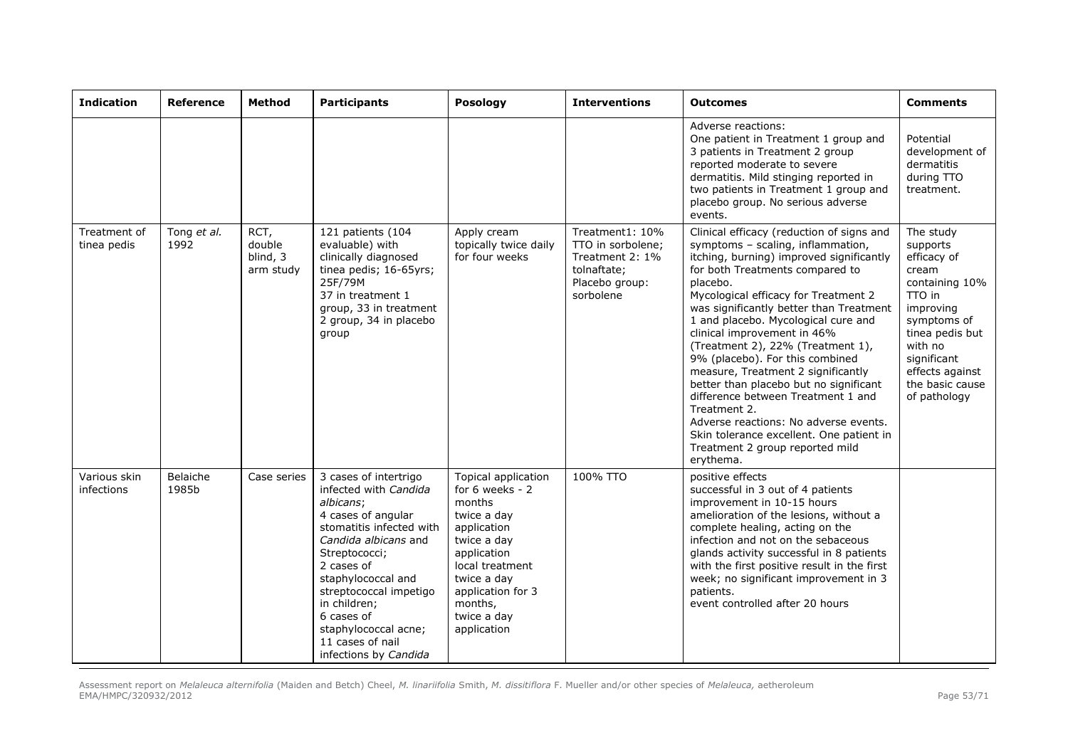| Indication | Reference | Method | Participants | Posology | Interventions | Outcomes | Comments |
|---|---|---|---|---|---|---|---|
| | | | | | | Adverse reactions:<br>One patient in Treatment 1 group and 3 patients in Treatment 2 group reported moderate to severe dermatitis. Mild stinging reported in two patients in Treatment 1 group and placebo group. No serious adverse events. | Potential development of dermatitis during TTO treatment. |
| Treatment of tinea pedis | Tong *et al.* 1992 | RCT, double blind, 3 arm study | 121 patients (104 evaluable) with clinically diagnosed tinea pedis; 16-65yrs; 25F/79M<br>37 in treatment 1 group, 33 in treatment 2 group, 34 in placebo group | Apply cream topically twice daily for four weeks | Treatment1: 10% TTO in sorbolene; Treatment 2: 1% tolnaftate; Placebo group: sorbolene | Clinical efficacy (reduction of signs and symptoms – scaling, inflammation, itching, burning) improved significantly for both Treatments compared to placebo.<br>Mycological efficacy for Treatment 2 was significantly better than Treatment 1 and placebo. Mycological cure and clinical improvement in 46% (Treatment 2), 22% (Treatment 1), 9% (placebo). For this combined measure, Treatment 2 significantly better than placebo but no significant difference between Treatment 1 and Treatment 2.<br>Adverse reactions: No adverse events. Skin tolerance excellent. One patient in Treatment 2 group reported mild erythema. | The study supports efficacy of cream containing 10% TTO in improving symptoms of tinea pedis but with no significant effects against the basic cause of pathology |
| Various skin infections | Belaiche 1985b | Case series | 3 cases of intertrigo infected with *Candida albicans*;<br>4 cases of angular stomatitis infected with *Candida albicans* and Streptococci;<br>2 cases of staphylococcal and streptococcal impetigo in children;<br>6 cases of staphylococcal acne;<br>11 cases of nail infections by *Candida* | Topical application for 6 weeks - 2 months<br>twice a day application<br>twice a day application<br>local treatment twice a day application for 3 months,<br>twice a day application | 100% TTO | positive effects<br>successful in 3 out of 4 patients<br>improvement in 10-15 hours<br>amelioration of the lesions, without a complete healing, acting on the infection and not on the sebaceous glands activity successful in 8 patients with the first positive result in the first week; no significant improvement in 3 patients.<br>event controlled after 20 hours | |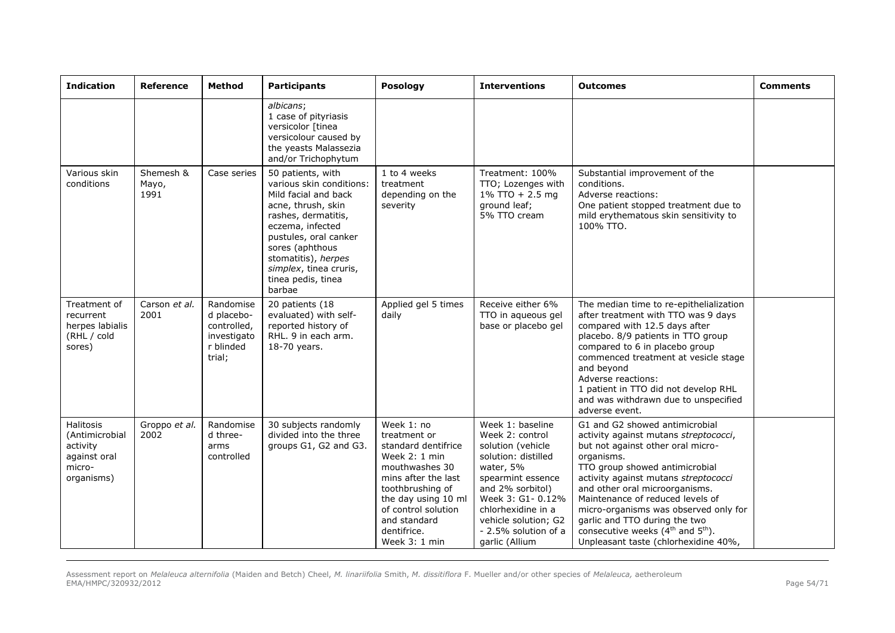| Indication | Reference | Method | Participants | Posology | Interventions | Outcomes | Comments |
|---|---|---|---|---|---|---|---|
| | | | *albicans*;<br>1 case of pityriasis versicolor [tinea versicolour caused by the yeasts Malassezia and/or Trichophytum | | | | |
| Various skin conditions | Shemesh & Mayo, 1991 | Case series | 50 patients, with various skin conditions: Mild facial and back acne, thrush, skin rashes, dermatitis, eczema, infected pustules, oral canker sores (aphthous stomatitis), *herpes simplex*, tinea cruris, tinea pedis, tinea barbae | 1 to 4 weeks treatment depending on the severity | Treatment: 100% TTO; Lozenges with 1% TTO + 2.5 mg ground leaf;<br>5% TTO cream | Substantial improvement of the conditions.<br>Adverse reactions:<br>One patient stopped treatment due to mild erythematous skin sensitivity to 100% TTO. | |
| Treatment of recurrent herpes labialis (RHL / cold sores) | Carson *et al.* 2001 | Randomised placebo-controlled, investigator blinded trial; | 20 patients (18 evaluated) with self-reported history of RHL. 9 in each arm. 18-70 years. | Applied gel 5 times daily | Receive either 6% TTO in aqueous gel base or placebo gel | The median time to re-epithelialization after treatment with TTO was 9 days compared with 12.5 days after placebo. 8/9 patients in TTO group compared to 6 in placebo group commenced treatment at vesicle stage and beyond<br>Adverse reactions:<br>1 patient in TTO did not develop RHL and was withdrawn due to unspecified adverse event. | |
| Halitosis (Antimicrobial activity against oral micro-organisms) | Groppo *et al.* 2002 | Randomised three-arms controlled | 30 subjects randomly divided into the three groups G1, G2 and G3. | Week 1: no treatment or standard dentifrice<br>Week 2: 1 min mouthwashes 30 mins after the last toothbrushing of the day using 10 ml of control solution and standard dentifrice.<br>Week 3: 1 min | Week 1: baseline<br>Week 2: control solution (vehicle solution: distilled water, 5% spearmint essence and 2% sorbitol)<br>Week 3: G1- 0.12% chlorhexidine in a vehicle solution; G2 - 2.5% solution of a garlic (Allium | G1 and G2 showed antimicrobial activity against mutans *streptococci*, but not against other oral micro-organisms.<br>TTO group showed antimicrobial activity against mutans *streptococci* and other oral microorganisms.<br>Maintenance of reduced levels of micro-organisms was observed only for garlic and TTO during the two consecutive weeks (4th and 5th).<br>Unpleasant taste (chlorhexidine 40%, | |

Assessment report on *Melaleuca alternifolia* (Maiden and Betch) Cheel, *M. linariifolia* Smith, *M. dissitiflora* F. Mueller and/or other species of *Melaleuca,* aetheroleum
EMA/HMPC/320932/2012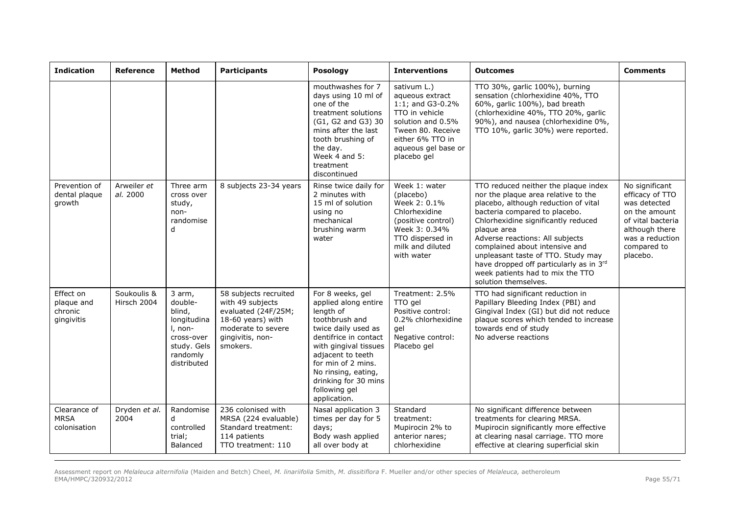| Indication | Reference | Method | Participants | Posology | Interventions | Outcomes | Comments |
|---|---|---|---|---|---|---|---|
| | | | | mouthwashes for 7 days using 10 ml of one of the treatment solutions (G1, G2 and G3) 30 mins after the last tooth brushing of the day. Week 4 and 5: treatment discontinued | sativum L.) aqueous extract 1:1; and G3-0.2% TTO in vehicle solution and 0.5% Tween 80. Receive either 6% TTO in aqueous gel base or placebo gel | TTO 30%, garlic 100%), burning sensation (chlorhexidine 40%, TTO 60%, garlic 100%), bad breath (chlorhexidine 40%, TTO 20%, garlic 90%), and nausea (chlorhexidine 0%, TTO 10%, garlic 30%) were reported. | |
| Prevention of dental plaque growth | Arweiler *et al.* 2000 | Three arm cross over study, non-randomised | 8 subjects 23-34 years | Rinse twice daily for 2 minutes with 15 ml of solution using no mechanical brushing warm water | Week 1: water (placebo) Week 2: 0.1% Chlorhexidine (positive control) Week 3: 0.34% TTO dispersed in milk and diluted with water | TTO reduced neither the plaque index nor the plaque area relative to the placebo, although reduction of vital bacteria compared to placebo. Chlorhexidine significantly reduced plaque area Adverse reactions: All subjects complained about intensive and unpleasant taste of TTO. Study may have dropped off particularly as in 3rd week patients had to mix the TTO solution themselves. | No significant efficacy of TTO was detected on the amount of vital bacteria although there was a reduction compared to placebo. |
| Effect on plaque and chronic gingivitis | Soukoulis & Hirsch 2004 | 3 arm, double-blind, longitudinal, non-cross-over study. Gels randomly distributed | 58 subjects recruited with 49 subjects evaluated (24F/25M; 18-60 years) with moderate to severe gingivitis, non-smokers. | For 8 weeks, gel applied along entire length of toothbrush and twice daily used as dentifrice in contact with gingival tissues adjacent to teeth for min of 2 mins. No rinsing, eating, drinking for 30 mins following gel application. | Treatment: 2.5% TTO gel Positive control: 0.2% chlorhexidine gel Negative control: Placebo gel | TTO had significant reduction in Papillary Bleeding Index (PBI) and Gingival Index (GI) but did not reduce plaque scores which tended to increase towards end of study No adverse reactions | |
| Clearance of MRSA colonisation | Dryden *et al.* 2004 | Randomised controlled trial; Balanced | 236 colonised with MRSA (224 evaluable) Standard treatment: 114 patients TTO treatment: 110 | Nasal application 3 times per day for 5 days; Body wash applied all over body at | Standard treatment: Mupirocin 2% to anterior nares; chlorhexidine | No significant difference between treatments for clearing MRSA. Mupirocin significantly more effective at clearing nasal carriage. TTO more effective at clearing superficial skin | |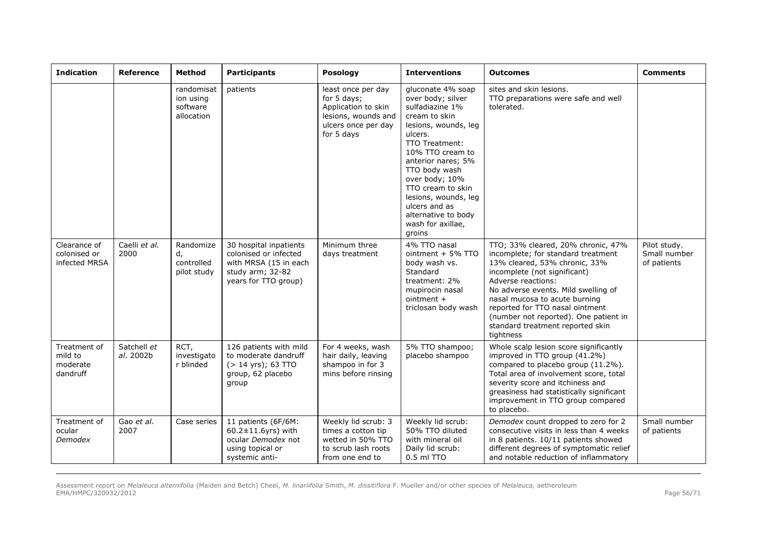| Indication | Reference | Method | Participants | Posology | Interventions | Outcomes | Comments |
|---|---|---|---|---|---|---|---|
| | | randomisation using software allocation | patients | least once per day for 5 days; Application to skin lesions, wounds and ulcers once per day for 5 days | gluconate 4% soap over body; silver sulfadiazine 1% cream to skin lesions, wounds, leg ulcers. TTO Treatment: 10% TTO cream to anterior nares; 5% TTO body wash over body; 10% TTO cream to skin lesions, wounds, leg ulcers and as alternative to body wash for axillae, groins | sites and skin lesions. TTO preparations were safe and well tolerated. | |
| Clearance of colonised or infected MRSA | Caelli *et al.* 2000 | Randomized, controlled pilot study | 30 hospital inpatients colonised or infected with MRSA (15 in each study arm; 32-82 years for TTO group) | Minimum three days treatment | 4% TTO nasal ointment + 5% TTO body wash vs. Standard treatment: 2% mupirocin nasal ointment + triclosan body wash | TTO; 33% cleared, 20% chronic, 47% incomplete; for standard treatment 13% cleared, 53% chronic, 33% incomplete (not significant) Adverse reactions: No adverse events. Mild swelling of nasal mucosa to acute burning reported for TTO nasal ointment (number not reported). One patient in standard treatment reported skin tightness | Pilot study. Small number of patients |
| Treatment of mild to moderate dandruff | Satchell *et al.* 2002b | RCT, investigator blinded | 126 patients with mild to moderate dandruff (> 14 yrs); 63 TTO group, 62 placebo group | For 4 weeks, wash hair daily, leaving shampoo in for 3 mins before rinsing | 5% TTO shampoo; placebo shampoo | Whole scalp lesion score significantly improved in TTO group (41.2%) compared to placebo group (11.2%). Total area of involvement score, total severity score and itchiness and greasiness had statistically significant improvement in TTO group compared to placebo. | |
| Treatment of ocular *Demodex* | Gao *et al.* 2007 | Case series | 11 patients (6F/6M: 60.2±11.6yrs) with ocular *Demodex* not using topical or systemic anti- | Weekly lid scrub: 3 times a cotton tip wetted in 50% TTO to scrub lash roots from one end to | Weekly lid scrub: 50% TTO diluted with mineral oil Daily lid scrub: 0.5 ml TTO | *Demodex* count dropped to zero for 2 consecutive visits in less than 4 weeks in 8 patients. 10/11 patients showed different degrees of symptomatic relief and notable reduction of inflammatory | Small number of patients |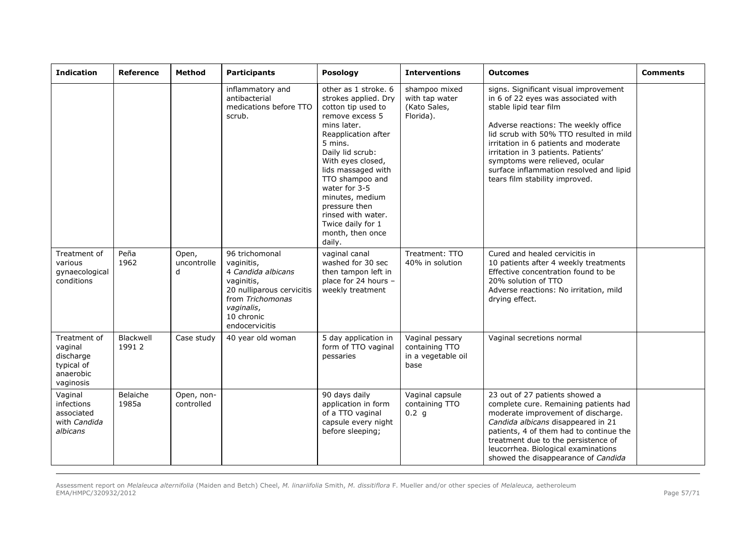| Indication | Reference | Method | Participants | Posology | Interventions | Outcomes | Comments |
|---|---|---|---|---|---|---|---|
| | | | inflammatory and antibacterial medications before TTO scrub. | other as 1 stroke. 6 strokes applied. Dry cotton tip used to remove excess 5 mins later. Reapplication after 5 mins. Daily lid scrub: With eyes closed, lids massaged with TTO shampoo and water for 3-5 minutes, medium pressure then rinsed with water. Twice daily for 1 month, then once daily. | shampoo mixed with tap water (Kato Sales, Florida). | signs. Significant visual improvement in 6 of 22 eyes was associated with stable lipid tear film<br><br>Adverse reactions: The weekly office lid scrub with 50% TTO resulted in mild irritation in 6 patients and moderate irritation in 3 patients. Patients' symptoms were relieved, ocular surface inflammation resolved and lipid tears film stability improved. | |
| Treatment of various gynaecological conditions | Peña 1962 | Open, uncontrolled | 96 trichomonal vaginitis,<br>4 *Candida albicans* vaginitis,<br>20 nulliparous cervicitis from *Trichomonas vaginalis*,<br>10 chronic endocervicitis | vaginal canal washed for 30 sec then tampon left in place for 24 hours – weekly treatment | Treatment: TTO 40% in solution | Cured and healed cervicitis in 10 patients after 4 weekly treatments<br>Effective concentration found to be 20% solution of TTO<br>Adverse reactions: No irritation, mild drying effect. | |
| Treatment of vaginal discharge typical of anaerobic vaginosis | Blackwell 1991 2 | Case study | 40 year old woman | 5 day application in form of TTO vaginal pessaries | Vaginal pessary containing TTO in a vegetable oil base | Vaginal secretions normal | |
| Vaginal infections associated with *Candida albicans* | Belaiche 1985a | Open, non-controlled | | 90 days daily application in form of a TTO vaginal capsule every night before sleeping; | Vaginal capsule containing TTO 0.2 g | 23 out of 27 patients showed a complete cure. Remaining patients had moderate improvement of discharge. *Candida albicans* disappeared in 21 patients, 4 of them had to continue the treatment due to the persistence of leucorrhea. Biological examinations showed the disappearance of *Candida* | |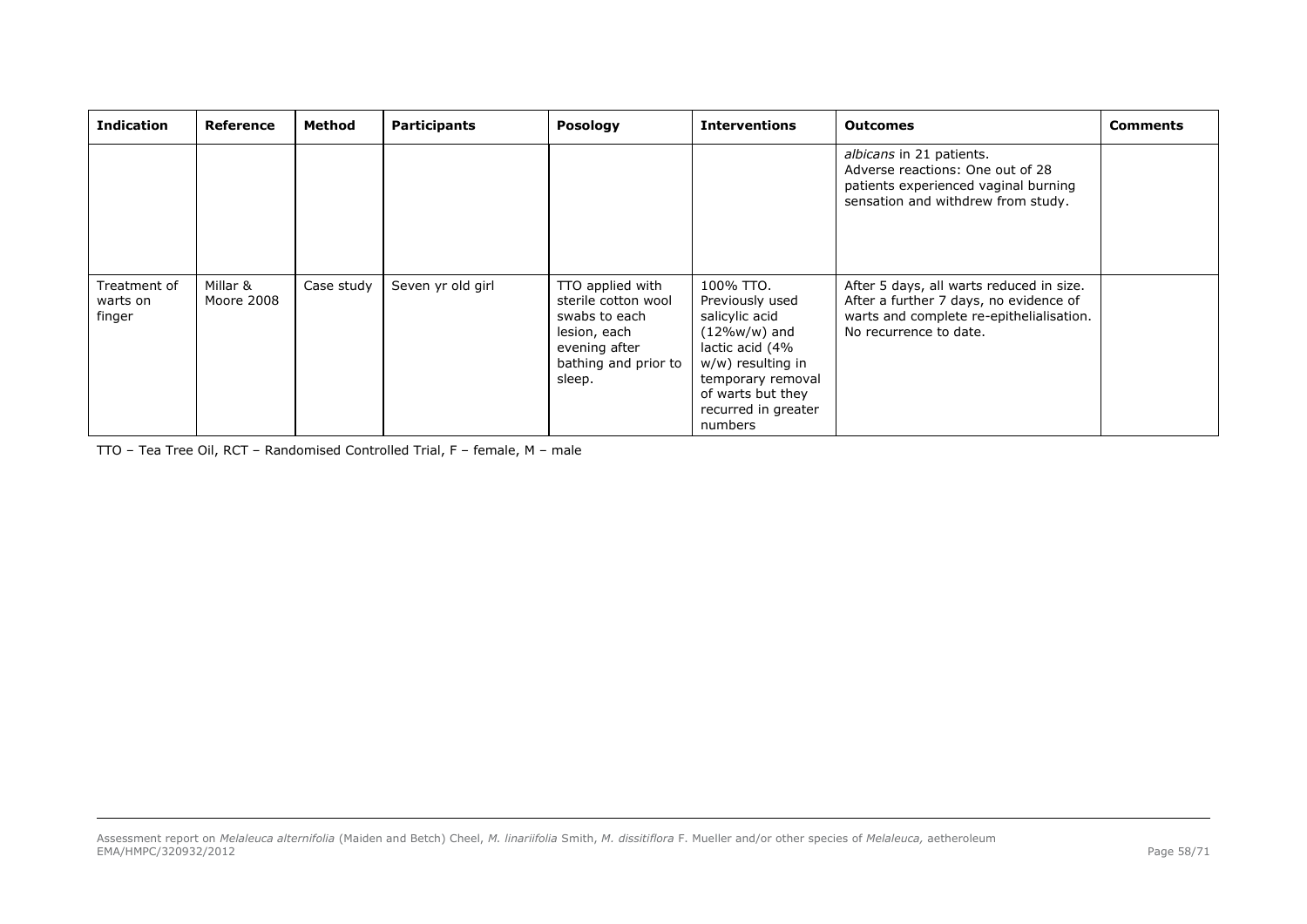| Indication | Reference | Method | Participants | Posology | Interventions | Outcomes | Comments |
|---|---|---|---|---|---|---|---|
| | | | | | | *albicans* in 21 patients. Adverse reactions: One out of 28 patients experienced vaginal burning sensation and withdrew from study. | |
| Treatment of warts on finger | Millar & Moore 2008 | Case study | Seven yr old girl | TTO applied with sterile cotton wool swabs to each lesion, each evening after bathing and prior to sleep. | 100% TTO. Previously used salicylic acid (12%w/w) and lactic acid (4% w/w) resulting in temporary removal of warts but they recurred in greater numbers | After 5 days, all warts reduced in size. After a further 7 days, no evidence of warts and complete re-epithelialisation. No recurrence to date. | |

TTO – Tea Tree Oil, RCT – Randomised Controlled Trial, F – female, M – male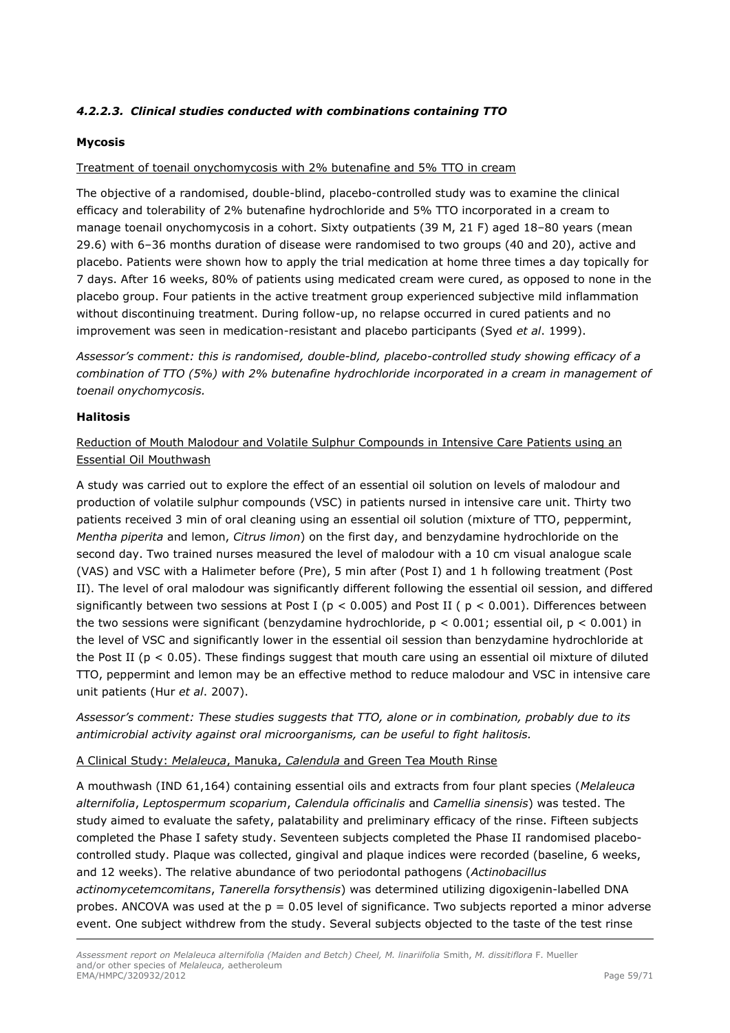#### *4.2.2.3. Clinical studies conducted with combinations containing TTO*

**Mycosis**

Treatment of toenail onychomycosis with 2% butenafine and 5% TTO in cream

The objective of a randomised, double-blind, placebo-controlled study was to examine the clinical efficacy and tolerability of 2% butenafine hydrochloride and 5% TTO incorporated in a cream to manage toenail onychomycosis in a cohort. Sixty outpatients (39 M, 21 F) aged 18–80 years (mean 29.6) with 6–36 months duration of disease were randomised to two groups (40 and 20), active and placebo. Patients were shown how to apply the trial medication at home three times a day topically for 7 days. After 16 weeks, 80% of patients using medicated cream were cured, as opposed to none in the placebo group. Four patients in the active treatment group experienced subjective mild inflammation without discontinuing treatment. During follow-up, no relapse occurred in cured patients and no improvement was seen in medication-resistant and placebo participants (Syed *et al*. 1999).

*Assessor's comment: this is randomised, double-blind, placebo-controlled study showing efficacy of a combination of TTO (5%) with 2% butenafine hydrochloride incorporated in a cream in management of toenail onychomycosis.*

**Halitosis**

Reduction of Mouth Malodour and Volatile Sulphur Compounds in Intensive Care Patients using an Essential Oil Mouthwash

A study was carried out to explore the effect of an essential oil solution on levels of malodour and production of volatile sulphur compounds (VSC) in patients nursed in intensive care unit. Thirty two patients received 3 min of oral cleaning using an essential oil solution (mixture of TTO, peppermint, *Mentha piperita* and lemon, *Citrus limon*) on the first day, and benzydamine hydrochloride on the second day. Two trained nurses measured the level of malodour with a 10 cm visual analogue scale (VAS) and VSC with a Halimeter before (Pre), 5 min after (Post I) and 1 h following treatment (Post II). The level of oral malodour was significantly different following the essential oil session, and differed significantly between two sessions at Post I ($p < 0.005$) and Post II ( $p < 0.001$). Differences between the two sessions were significant (benzydamine hydrochloride, $p < 0.001$; essential oil, $p < 0.001$) in the level of VSC and significantly lower in the essential oil session than benzydamine hydrochloride at the Post II ($p < 0.05$). These findings suggest that mouth care using an essential oil mixture of diluted TTO, peppermint and lemon may be an effective method to reduce malodour and VSC in intensive care unit patients (Hur *et al*. 2007).

*Assessor's comment: These studies suggests that TTO, alone or in combination, probably due to its antimicrobial activity against oral microorganisms, can be useful to fight halitosis.*

A Clinical Study: *Melaleuca*, Manuka, *Calendula* and Green Tea Mouth Rinse

A mouthwash (IND 61,164) containing essential oils and extracts from four plant species (*Melaleuca alternifolia*, *Leptospermum scoparium*, *Calendula officinalis* and *Camellia sinensis*) was tested. The study aimed to evaluate the safety, palatability and preliminary efficacy of the rinse. Fifteen subjects completed the Phase I safety study. Seventeen subjects completed the Phase II randomised placebo-controlled study. Plaque was collected, gingival and plaque indices were recorded (baseline, 6 weeks, and 12 weeks). The relative abundance of two periodontal pathogens (*Actinobacillus actinomycetemcomitans*, *Tanerella forsythensis*) was determined utilizing digoxigenin-labelled DNA probes. ANCOVA was used at the $p = 0.05$ level of significance. Two subjects reported a minor adverse event. One subject withdrew from the study. Several subjects objected to the taste of the test rinse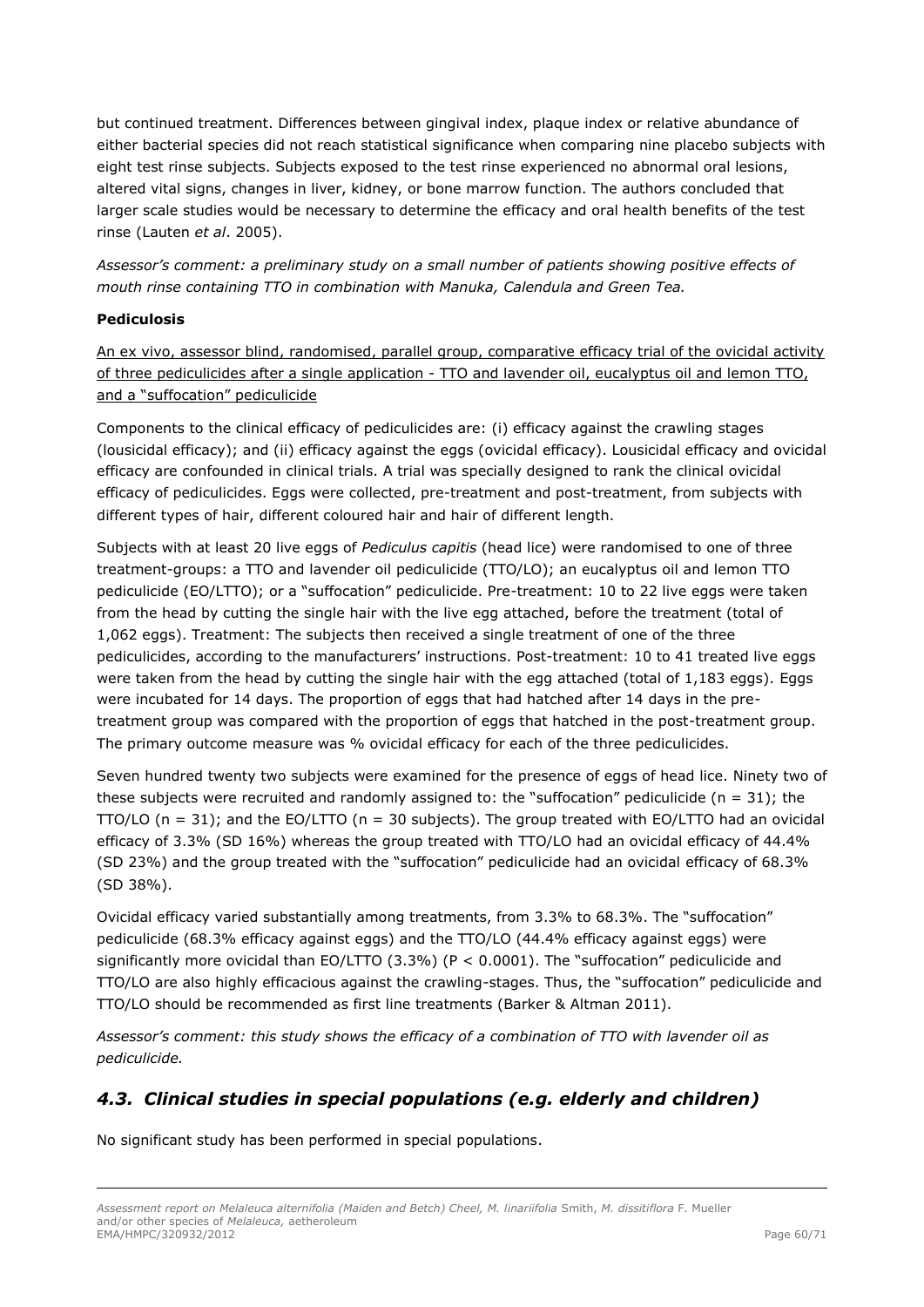but continued treatment. Differences between gingival index, plaque index or relative abundance of either bacterial species did not reach statistical significance when comparing nine placebo subjects with eight test rinse subjects. Subjects exposed to the test rinse experienced no abnormal oral lesions, altered vital signs, changes in liver, kidney, or bone marrow function. The authors concluded that larger scale studies would be necessary to determine the efficacy and oral health benefits of the test rinse (Lauten *et al*. 2005).

*Assessor's comment: a preliminary study on a small number of patients showing positive effects of mouth rinse containing TTO in combination with Manuka, Calendula and Green Tea.*

**Pediculosis**

<u>An ex vivo, assessor blind, randomised, parallel group, comparative efficacy trial of the ovicidal activity of three pediculicides after a single application - TTO and lavender oil, eucalyptus oil and lemon TTO, and a "suffocation" pediculicide</u>

Components to the clinical efficacy of pediculicides are: (i) efficacy against the crawling stages (lousicidal efficacy); and (ii) efficacy against the eggs (ovicidal efficacy). Lousicidal efficacy and ovicidal efficacy are confounded in clinical trials. A trial was specially designed to rank the clinical ovicidal efficacy of pediculicides. Eggs were collected, pre-treatment and post-treatment, from subjects with different types of hair, different coloured hair and hair of different length.

Subjects with at least 20 live eggs of *Pediculus capitis* (head lice) were randomised to one of three treatment-groups: a TTO and lavender oil pediculicide (TTO/LO); an eucalyptus oil and lemon TTO pediculicide (EO/LTTO); or a "suffocation" pediculicide. Pre-treatment: 10 to 22 live eggs were taken from the head by cutting the single hair with the live egg attached, before the treatment (total of 1,062 eggs). Treatment: The subjects then received a single treatment of one of the three pediculicides, according to the manufacturers' instructions. Post-treatment: 10 to 41 treated live eggs were taken from the head by cutting the single hair with the egg attached (total of 1,183 eggs). Eggs were incubated for 14 days. The proportion of eggs that had hatched after 14 days in the pre-treatment group was compared with the proportion of eggs that hatched in the post-treatment group. The primary outcome measure was % ovicidal efficacy for each of the three pediculicides.

Seven hundred twenty two subjects were examined for the presence of eggs of head lice. Ninety two of these subjects were recruited and randomly assigned to: the "suffocation" pediculicide (n = 31); the TTO/LO (n = 31); and the EO/LTTO (n = 30 subjects). The group treated with EO/LTTO had an ovicidal efficacy of 3.3% (SD 16%) whereas the group treated with TTO/LO had an ovicidal efficacy of 44.4% (SD 23%) and the group treated with the "suffocation" pediculicide had an ovicidal efficacy of 68.3% (SD 38%).

Ovicidal efficacy varied substantially among treatments, from 3.3% to 68.3%. The "suffocation" pediculicide (68.3% efficacy against eggs) and the TTO/LO (44.4% efficacy against eggs) were significantly more ovicidal than EO/LTTO (3.3%) ($P < 0.0001$). The "suffocation" pediculicide and TTO/LO are also highly efficacious against the crawling-stages. Thus, the "suffocation" pediculicide and TTO/LO should be recommended as first line treatments (Barker & Altman 2011).

*Assessor's comment: this study shows the efficacy of a combination of TTO with lavender oil as pediculicide.*

## *4.3. Clinical studies in special populations (e.g. elderly and children)*

No significant study has been performed in special populations.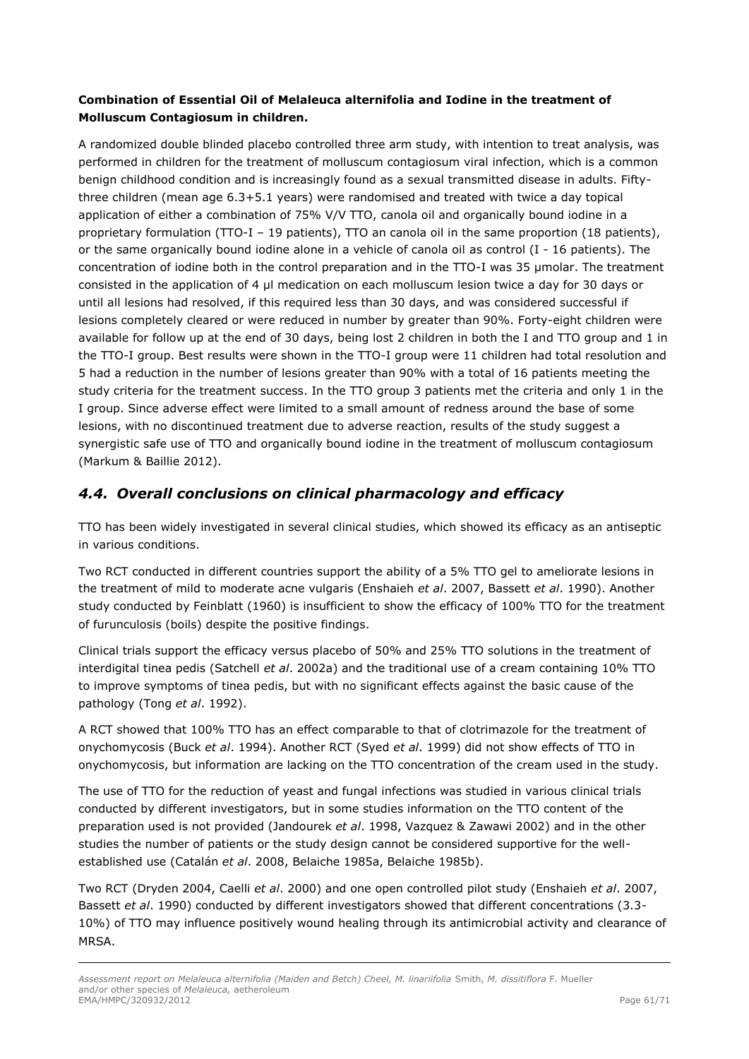**Combination of Essential Oil of Melaleuca alternifolia and Iodine in the treatment of Molluscum Contagiosum in children.**

A randomized double blinded placebo controlled three arm study, with intention to treat analysis, was performed in children for the treatment of molluscum contagiosum viral infection, which is a common benign childhood condition and is increasingly found as a sexual transmitted disease in adults. Fifty-three children (mean age 6.3+5.1 years) were randomised and treated with twice a day topical application of either a combination of 75% V/V TTO, canola oil and organically bound iodine in a proprietary formulation (TTO-I – 19 patients), TTO an canola oil in the same proportion (18 patients), or the same organically bound iodine alone in a vehicle of canola oil as control (I - 16 patients). The concentration of iodine both in the control preparation and in the TTO-I was 35 µmolar. The treatment consisted in the application of 4 µl medication on each molluscum lesion twice a day for 30 days or until all lesions had resolved, if this required less than 30 days, and was considered successful if lesions completely cleared or were reduced in number by greater than 90%. Forty-eight children were available for follow up at the end of 30 days, being lost 2 children in both the I and TTO group and 1 in the TTO-I group. Best results were shown in the TTO-I group were 11 children had total resolution and 5 had a reduction in the number of lesions greater than 90% with a total of 16 patients meeting the study criteria for the treatment success. In the TTO group 3 patients met the criteria and only 1 in the I group. Since adverse effect were limited to a small amount of redness around the base of some lesions, with no discontinued treatment due to adverse reaction, results of the study suggest a synergistic safe use of TTO and organically bound iodine in the treatment of molluscum contagiosum (Markum & Baillie 2012).

## *4.4. Overall conclusions on clinical pharmacology and efficacy*

TTO has been widely investigated in several clinical studies, which showed its efficacy as an antiseptic in various conditions.

Two RCT conducted in different countries support the ability of a 5% TTO gel to ameliorate lesions in the treatment of mild to moderate acne vulgaris (Enshaieh *et al*. 2007, Bassett *et al*. 1990). Another study conducted by Feinblatt (1960) is insufficient to show the efficacy of 100% TTO for the treatment of furunculosis (boils) despite the positive findings.

Clinical trials support the efficacy versus placebo of 50% and 25% TTO solutions in the treatment of interdigital tinea pedis (Satchell *et al*. 2002a) and the traditional use of a cream containing 10% TTO to improve symptoms of tinea pedis, but with no significant effects against the basic cause of the pathology (Tong *et al*. 1992).

A RCT showed that 100% TTO has an effect comparable to that of clotrimazole for the treatment of onychomycosis (Buck *et al*. 1994). Another RCT (Syed *et al*. 1999) did not show effects of TTO in onychomycosis, but information are lacking on the TTO concentration of the cream used in the study.

The use of TTO for the reduction of yeast and fungal infections was studied in various clinical trials conducted by different investigators, but in some studies information on the TTO content of the preparation used is not provided (Jandourek *et al*. 1998, Vazquez & Zawawi 2002) and in the other studies the number of patients or the study design cannot be considered supportive for the well-established use (Catalán *et al*. 2008, Belaiche 1985a, Belaiche 1985b).

Two RCT (Dryden 2004, Caelli *et al*. 2000) and one open controlled pilot study (Enshaieh *et al*. 2007, Bassett *et al*. 1990) conducted by different investigators showed that different concentrations (3.3-10%) of TTO may influence positively wound healing through its antimicrobial activity and clearance of MRSA.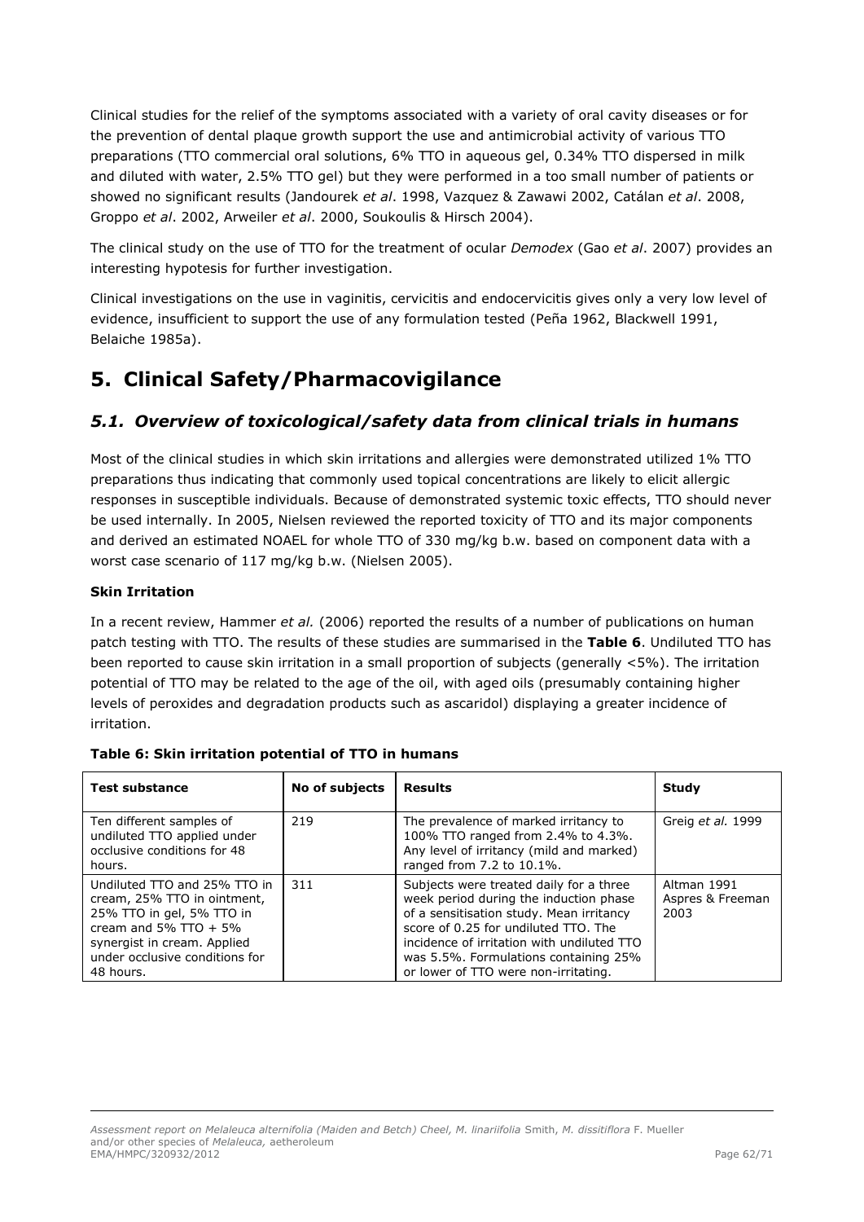Clinical studies for the relief of the symptoms associated with a variety of oral cavity diseases or for the prevention of dental plaque growth support the use and antimicrobial activity of various TTO preparations (TTO commercial oral solutions, 6% TTO in aqueous gel, 0.34% TTO dispersed in milk and diluted with water, 2.5% TTO gel) but they were performed in a too small number of patients or showed no significant results (Jandourek *et al*. 1998, Vazquez & Zawawi 2002, Catálan *et al*. 2008, Groppo *et al*. 2002, Arweiler *et al*. 2000, Soukoulis & Hirsch 2004).

The clinical study on the use of TTO for the treatment of ocular *Demodex* (Gao *et al*. 2007) provides an interesting hypotesis for further investigation.

Clinical investigations on the use in vaginitis, cervicitis and endocervicitis gives only a very low level of evidence, insufficient to support the use of any formulation tested (Peña 1962, Blackwell 1991, Belaiche 1985a).

# 5. Clinical Safety/Pharmacovigilance

## *5.1. Overview of toxicological/safety data from clinical trials in humans*

Most of the clinical studies in which skin irritations and allergies were demonstrated utilized 1% TTO preparations thus indicating that commonly used topical concentrations are likely to elicit allergic responses in susceptible individuals. Because of demonstrated systemic toxic effects, TTO should never be used internally. In 2005, Nielsen reviewed the reported toxicity of TTO and its major components and derived an estimated NOAEL for whole TTO of 330 mg/kg b.w. based on component data with a worst case scenario of 117 mg/kg b.w. (Nielsen 2005).

**Skin Irritation**

In a recent review, Hammer *et al.* (2006) reported the results of a number of publications on human patch testing with TTO. The results of these studies are summarised in the **Table 6**. Undiluted TTO has been reported to cause skin irritation in a small proportion of subjects (generally <5%). The irritation potential of TTO may be related to the age of the oil, with aged oils (presumably containing higher levels of peroxides and degradation products such as ascaridol) displaying a greater incidence of irritation.

**Table 6: Skin irritation potential of TTO in humans**

| Test substance | No of subjects | Results | Study |
|---|---|---|---|
| Ten different samples of undiluted TTO applied under occlusive conditions for 48 hours. | 219 | The prevalence of marked irritancy to 100% TTO ranged from 2.4% to 4.3%. Any level of irritancy (mild and marked) ranged from 7.2 to 10.1%. | Greig *et al.* 1999 |
| Undiluted TTO and 25% TTO in cream, 25% TTO in ointment, 25% TTO in gel, 5% TTO in cream and 5% TTO + 5% synergist in cream. Applied under occlusive conditions for 48 hours. | 311 | Subjects were treated daily for a three week period during the induction phase of a sensitisation study. Mean irritancy score of 0.25 for undiluted TTO. The incidence of irritation with undiluted TTO was 5.5%. Formulations containing 25% or lower of TTO were non-irritating. | Altman 1991 Aspres & Freeman 2003 |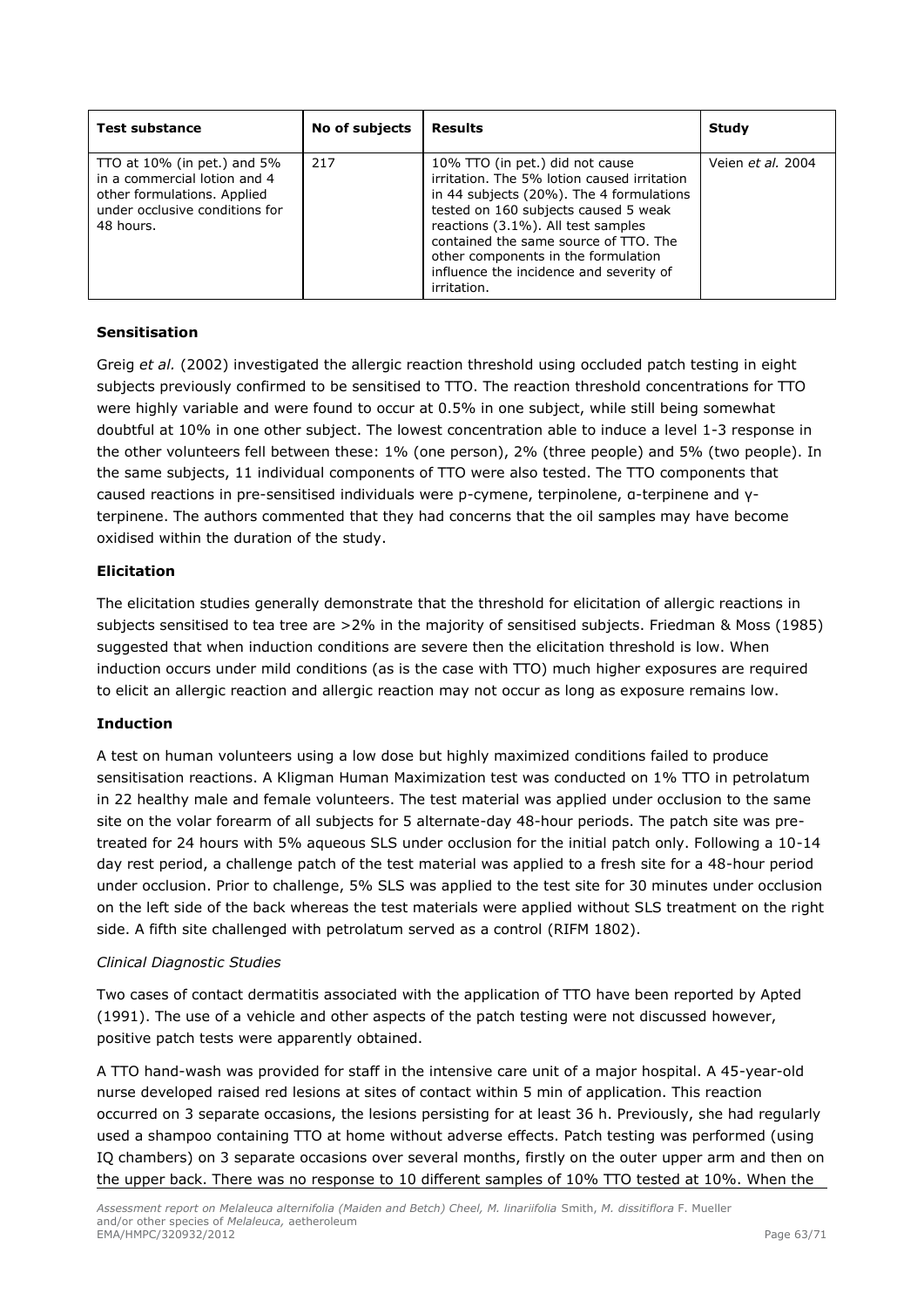| Test substance | No of subjects | Results | Study |
|---|---|---|---|
| TTO at 10% (in pet.) and 5% in a commercial lotion and 4 other formulations. Applied under occlusive conditions for 48 hours. | 217 | 10% TTO (in pet.) did not cause irritation. The 5% lotion caused irritation in 44 subjects (20%). The 4 formulations tested on 160 subjects caused 5 weak reactions (3.1%). All test samples contained the same source of TTO. The other components in the formulation influence the incidence and severity of irritation. | Veien *et al.* 2004 |

**Sensitisation**

Greig *et al.* (2002) investigated the allergic reaction threshold using occluded patch testing in eight subjects previously confirmed to be sensitised to TTO. The reaction threshold concentrations for TTO were highly variable and were found to occur at 0.5% in one subject, while still being somewhat doubtful at 10% in one other subject. The lowest concentration able to induce a level 1-3 response in the other volunteers fell between these: 1% (one person), 2% (three people) and 5% (two people). In the same subjects, 11 individual components of TTO were also tested. The TTO components that caused reactions in pre-sensitised individuals were p-cymene, terpinolene, α-terpinene and γ-terpinene. The authors commented that they had concerns that the oil samples may have become oxidised within the duration of the study.

**Elicitation**

The elicitation studies generally demonstrate that the threshold for elicitation of allergic reactions in subjects sensitised to tea tree are >2% in the majority of sensitised subjects. Friedman & Moss (1985) suggested that when induction conditions are severe then the elicitation threshold is low. When induction occurs under mild conditions (as is the case with TTO) much higher exposures are required to elicit an allergic reaction and allergic reaction may not occur as long as exposure remains low.

**Induction**

A test on human volunteers using a low dose but highly maximized conditions failed to produce sensitisation reactions. A Kligman Human Maximization test was conducted on 1% TTO in petrolatum in 22 healthy male and female volunteers. The test material was applied under occlusion to the same site on the volar forearm of all subjects for 5 alternate-day 48-hour periods. The patch site was pre-treated for 24 hours with 5% aqueous SLS under occlusion for the initial patch only. Following a 10-14 day rest period, a challenge patch of the test material was applied to a fresh site for a 48-hour period under occlusion. Prior to challenge, 5% SLS was applied to the test site for 30 minutes under occlusion on the left side of the back whereas the test materials were applied without SLS treatment on the right side. A fifth site challenged with petrolatum served as a control (RIFM 1802).

*Clinical Diagnostic Studies*

Two cases of contact dermatitis associated with the application of TTO have been reported by Apted (1991). The use of a vehicle and other aspects of the patch testing were not discussed however, positive patch tests were apparently obtained.

A TTO hand-wash was provided for staff in the intensive care unit of a major hospital. A 45-year-old nurse developed raised red lesions at sites of contact within 5 min of application. This reaction occurred on 3 separate occasions, the lesions persisting for at least 36 h. Previously, she had regularly used a shampoo containing TTO at home without adverse effects. Patch testing was performed (using IQ chambers) on 3 separate occasions over several months, firstly on the outer upper arm and then on the upper back. There was no response to 10 different samples of 10% TTO tested at 10%. When the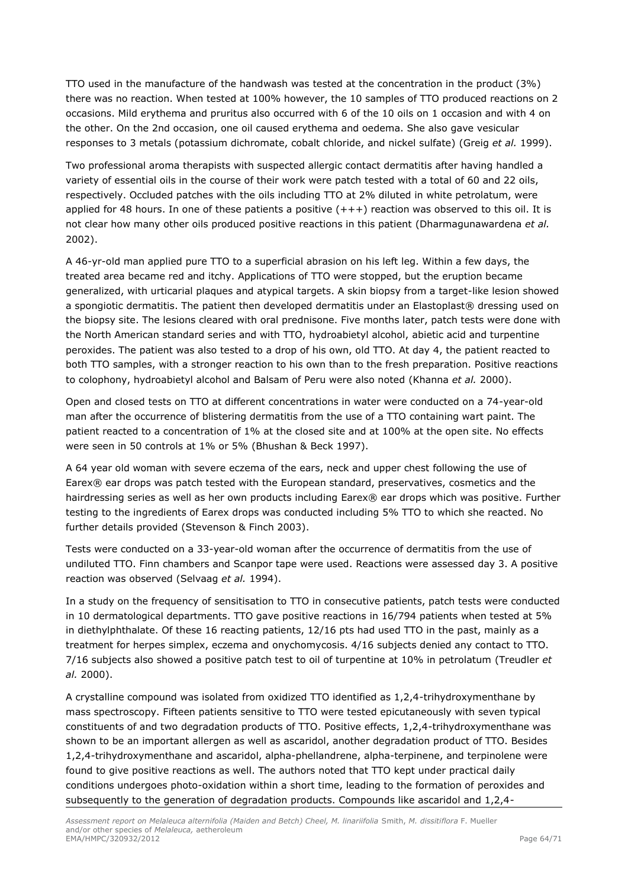TTO used in the manufacture of the handwash was tested at the concentration in the product (3%) there was no reaction. When tested at 100% however, the 10 samples of TTO produced reactions on 2 occasions. Mild erythema and pruritus also occurred with 6 of the 10 oils on 1 occasion and with 4 on the other. On the 2nd occasion, one oil caused erythema and oedema. She also gave vesicular responses to 3 metals (potassium dichromate, cobalt chloride, and nickel sulfate) (Greig *et al.* 1999).

Two professional aroma therapists with suspected allergic contact dermatitis after having handled a variety of essential oils in the course of their work were patch tested with a total of 60 and 22 oils, respectively. Occluded patches with the oils including TTO at 2% diluted in white petrolatum, were applied for 48 hours. In one of these patients a positive (+++) reaction was observed to this oil. It is not clear how many other oils produced positive reactions in this patient (Dharmagunawardena *et al.* 2002).

A 46-yr-old man applied pure TTO to a superficial abrasion on his left leg. Within a few days, the treated area became red and itchy. Applications of TTO were stopped, but the eruption became generalized, with urticarial plaques and atypical targets. A skin biopsy from a target-like lesion showed a spongiotic dermatitis. The patient then developed dermatitis under an Elastoplast® dressing used on the biopsy site. The lesions cleared with oral prednisone. Five months later, patch tests were done with the North American standard series and with TTO, hydroabietyl alcohol, abietic acid and turpentine peroxides. The patient was also tested to a drop of his own, old TTO. At day 4, the patient reacted to both TTO samples, with a stronger reaction to his own than to the fresh preparation. Positive reactions to colophony, hydroabietyl alcohol and Balsam of Peru were also noted (Khanna *et al.* 2000).

Open and closed tests on TTO at different concentrations in water were conducted on a 74-year-old man after the occurrence of blistering dermatitis from the use of a TTO containing wart paint. The patient reacted to a concentration of 1% at the closed site and at 100% at the open site. No effects were seen in 50 controls at 1% or 5% (Bhushan & Beck 1997).

A 64 year old woman with severe eczema of the ears, neck and upper chest following the use of Earex® ear drops was patch tested with the European standard, preservatives, cosmetics and the hairdressing series as well as her own products including Earex® ear drops which was positive. Further testing to the ingredients of Earex drops was conducted including 5% TTO to which she reacted. No further details provided (Stevenson & Finch 2003).

Tests were conducted on a 33-year-old woman after the occurrence of dermatitis from the use of undiluted TTO. Finn chambers and Scanpor tape were used. Reactions were assessed day 3. A positive reaction was observed (Selvaag *et al.* 1994).

In a study on the frequency of sensitisation to TTO in consecutive patients, patch tests were conducted in 10 dermatological departments. TTO gave positive reactions in 16/794 patients when tested at 5% in diethylphthalate. Of these 16 reacting patients, 12/16 pts had used TTO in the past, mainly as a treatment for herpes simplex, eczema and onychomycosis. 4/16 subjects denied any contact to TTO. 7/16 subjects also showed a positive patch test to oil of turpentine at 10% in petrolatum (Treudler *et al.* 2000).

A crystalline compound was isolated from oxidized TTO identified as 1,2,4-trihydroxymenthane by mass spectroscopy. Fifteen patients sensitive to TTO were tested epicutaneously with seven typical constituents of and two degradation products of TTO. Positive effects, 1,2,4-trihydroxymenthane was shown to be an important allergen as well as ascaridol, another degradation product of TTO. Besides 1,2,4-trihydroxymenthane and ascaridol, alpha-phellandrene, alpha-terpinene, and terpinolene were found to give positive reactions as well. The authors noted that TTO kept under practical daily conditions undergoes photo-oxidation within a short time, leading to the formation of peroxides and subsequently to the generation of degradation products. Compounds like ascaridol and 1,2,4-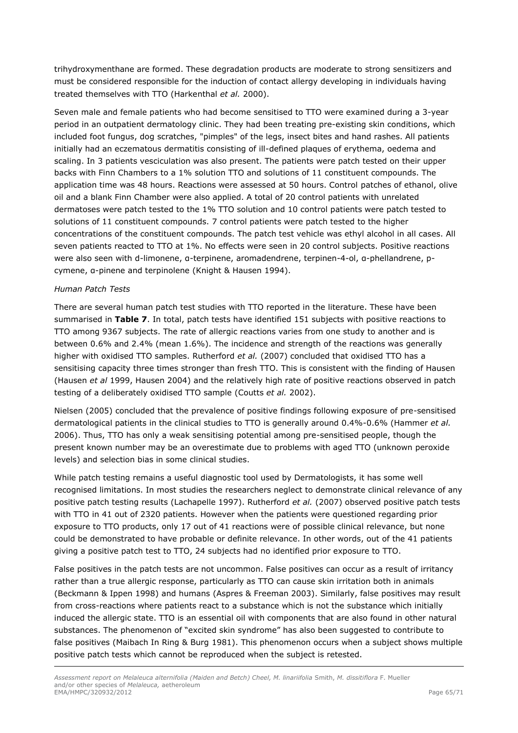trihydroxymenthane are formed. These degradation products are moderate to strong sensitizers and must be considered responsible for the induction of contact allergy developing in individuals having treated themselves with TTO (Harkenthal *et al.* 2000).

Seven male and female patients who had become sensitised to TTO were examined during a 3-year period in an outpatient dermatology clinic. They had been treating pre-existing skin conditions, which included foot fungus, dog scratches, "pimples" of the legs, insect bites and hand rashes. All patients initially had an eczematous dermatitis consisting of ill-defined plaques of erythema, oedema and scaling. In 3 patients vesciculation was also present. The patients were patch tested on their upper backs with Finn Chambers to a 1% solution TTO and solutions of 11 constituent compounds. The application time was 48 hours. Reactions were assessed at 50 hours. Control patches of ethanol, olive oil and a blank Finn Chamber were also applied. A total of 20 control patients with unrelated dermatoses were patch tested to the 1% TTO solution and 10 control patients were patch tested to solutions of 11 constituent compounds. 7 control patients were patch tested to the higher concentrations of the constituent compounds. The patch test vehicle was ethyl alcohol in all cases. All seven patients reacted to TTO at 1%. No effects were seen in 20 control subjects. Positive reactions were also seen with d-limonene, α-terpinene, aromadendrene, terpinen-4-ol, α-phellandrene, p-cymene, α-pinene and terpinolene (Knight & Hausen 1994).

*Human Patch Tests*

There are several human patch test studies with TTO reported in the literature. These have been summarised in **Table 7**. In total, patch tests have identified 151 subjects with positive reactions to TTO among 9367 subjects. The rate of allergic reactions varies from one study to another and is between 0.6% and 2.4% (mean 1.6%). The incidence and strength of the reactions was generally higher with oxidised TTO samples. Rutherford *et al.* (2007) concluded that oxidised TTO has a sensitising capacity three times stronger than fresh TTO. This is consistent with the finding of Hausen (Hausen *et al* 1999, Hausen 2004) and the relatively high rate of positive reactions observed in patch testing of a deliberately oxidised TTO sample (Coutts *et al.* 2002).

Nielsen (2005) concluded that the prevalence of positive findings following exposure of pre-sensitised dermatological patients in the clinical studies to TTO is generally around 0.4%-0.6% (Hammer *et al.* 2006). Thus, TTO has only a weak sensitising potential among pre-sensitised people, though the present known number may be an overestimate due to problems with aged TTO (unknown peroxide levels) and selection bias in some clinical studies.

While patch testing remains a useful diagnostic tool used by Dermatologists, it has some well recognised limitations. In most studies the researchers neglect to demonstrate clinical relevance of any positive patch testing results (Lachapelle 1997). Rutherford *et al.* (2007) observed positive patch tests with TTO in 41 out of 2320 patients. However when the patients were questioned regarding prior exposure to TTO products, only 17 out of 41 reactions were of possible clinical relevance, but none could be demonstrated to have probable or definite relevance. In other words, out of the 41 patients giving a positive patch test to TTO, 24 subjects had no identified prior exposure to TTO.

False positives in the patch tests are not uncommon. False positives can occur as a result of irritancy rather than a true allergic response, particularly as TTO can cause skin irritation both in animals (Beckmann & Ippen 1998) and humans (Aspres & Freeman 2003). Similarly, false positives may result from cross-reactions where patients react to a substance which is not the substance which initially induced the allergic state. TTO is an essential oil with components that are also found in other natural substances. The phenomenon of "excited skin syndrome" has also been suggested to contribute to false positives (Maibach In Ring & Burg 1981). This phenomenon occurs when a subject shows multiple positive patch tests which cannot be reproduced when the subject is retested.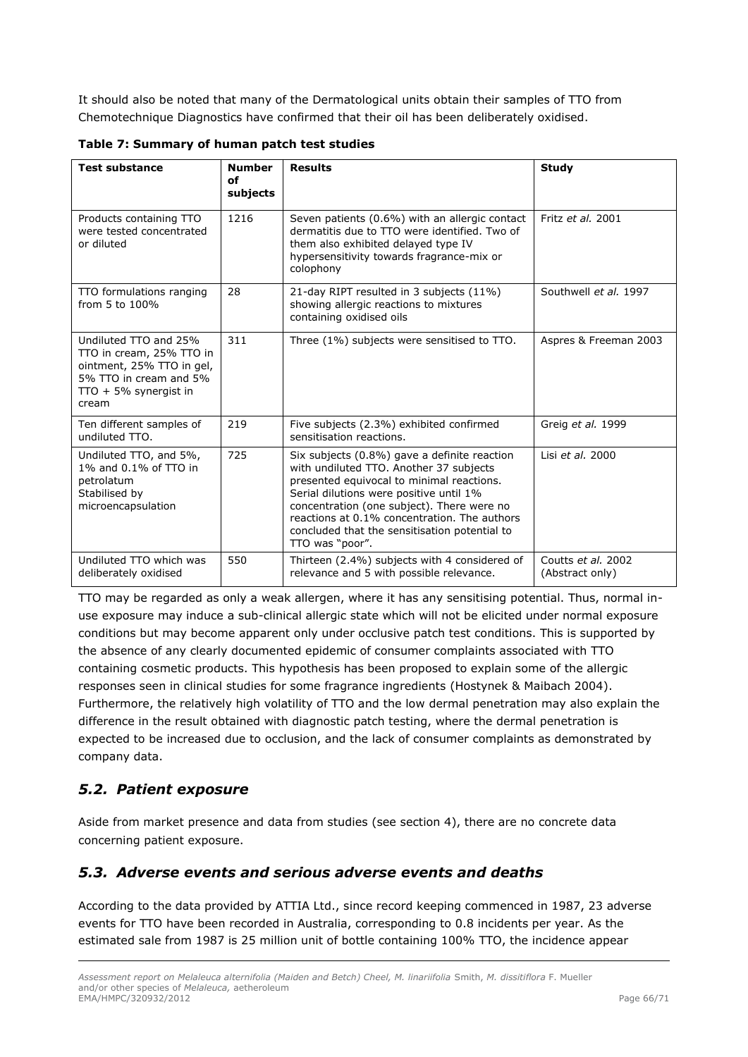It should also be noted that many of the Dermatological units obtain their samples of TTO from Chemotechnique Diagnostics have confirmed that their oil has been deliberately oxidised.

**Table 7: Summary of human patch test studies**

| Test substance | Number of subjects | Results | Study |
|---|---|---|---|
| Products containing TTO were tested concentrated or diluted | 1216 | Seven patients (0.6%) with an allergic contact dermatitis due to TTO were identified. Two of them also exhibited delayed type IV hypersensitivity towards fragrance-mix or colophony | Fritz *et al.* 2001 |
| TTO formulations ranging from 5 to 100% | 28 | 21-day RIPT resulted in 3 subjects (11%) showing allergic reactions to mixtures containing oxidised oils | Southwell *et al.* 1997 |
| Undiluted TTO and 25% TTO in cream, 25% TTO in ointment, 25% TTO in gel, 5% TTO in cream and 5% TTO + 5% synergist in cream | 311 | Three (1%) subjects were sensitised to TTO. | Aspres & Freeman 2003 |
| Ten different samples of undiluted TTO. | 219 | Five subjects (2.3%) exhibited confirmed sensitisation reactions. | Greig *et al.* 1999 |
| Undiluted TTO, and 5%, 1% and 0.1% of TTO in petrolatum Stabilised by microencapsulation | 725 | Six subjects (0.8%) gave a definite reaction with undiluted TTO. Another 37 subjects presented equivocal to minimal reactions. Serial dilutions were positive until 1% concentration (one subject). There were no reactions at 0.1% concentration. The authors concluded that the sensitisation potential to TTO was "poor". | Lisi *et al.* 2000 |
| Undiluted TTO which was deliberately oxidised | 550 | Thirteen (2.4%) subjects with 4 considered of relevance and 5 with possible relevance. | Coutts *et al.* 2002 (Abstract only) |

TTO may be regarded as only a weak allergen, where it has any sensitising potential. Thus, normal in-use exposure may induce a sub-clinical allergic state which will not be elicited under normal exposure conditions but may become apparent only under occlusive patch test conditions. This is supported by the absence of any clearly documented epidemic of consumer complaints associated with TTO containing cosmetic products. This hypothesis has been proposed to explain some of the allergic responses seen in clinical studies for some fragrance ingredients (Hostynek & Maibach 2004). Furthermore, the relatively high volatility of TTO and the low dermal penetration may also explain the difference in the result obtained with diagnostic patch testing, where the dermal penetration is expected to be increased due to occlusion, and the lack of consumer complaints as demonstrated by company data.

## *5.2. Patient exposure*

Aside from market presence and data from studies (see section 4), there are no concrete data concerning patient exposure.

## *5.3. Adverse events and serious adverse events and deaths*

According to the data provided by ATTIA Ltd., since record keeping commenced in 1987, 23 adverse events for TTO have been recorded in Australia, corresponding to 0.8 incidents per year. As the estimated sale from 1987 is 25 million unit of bottle containing 100% TTO, the incidence appear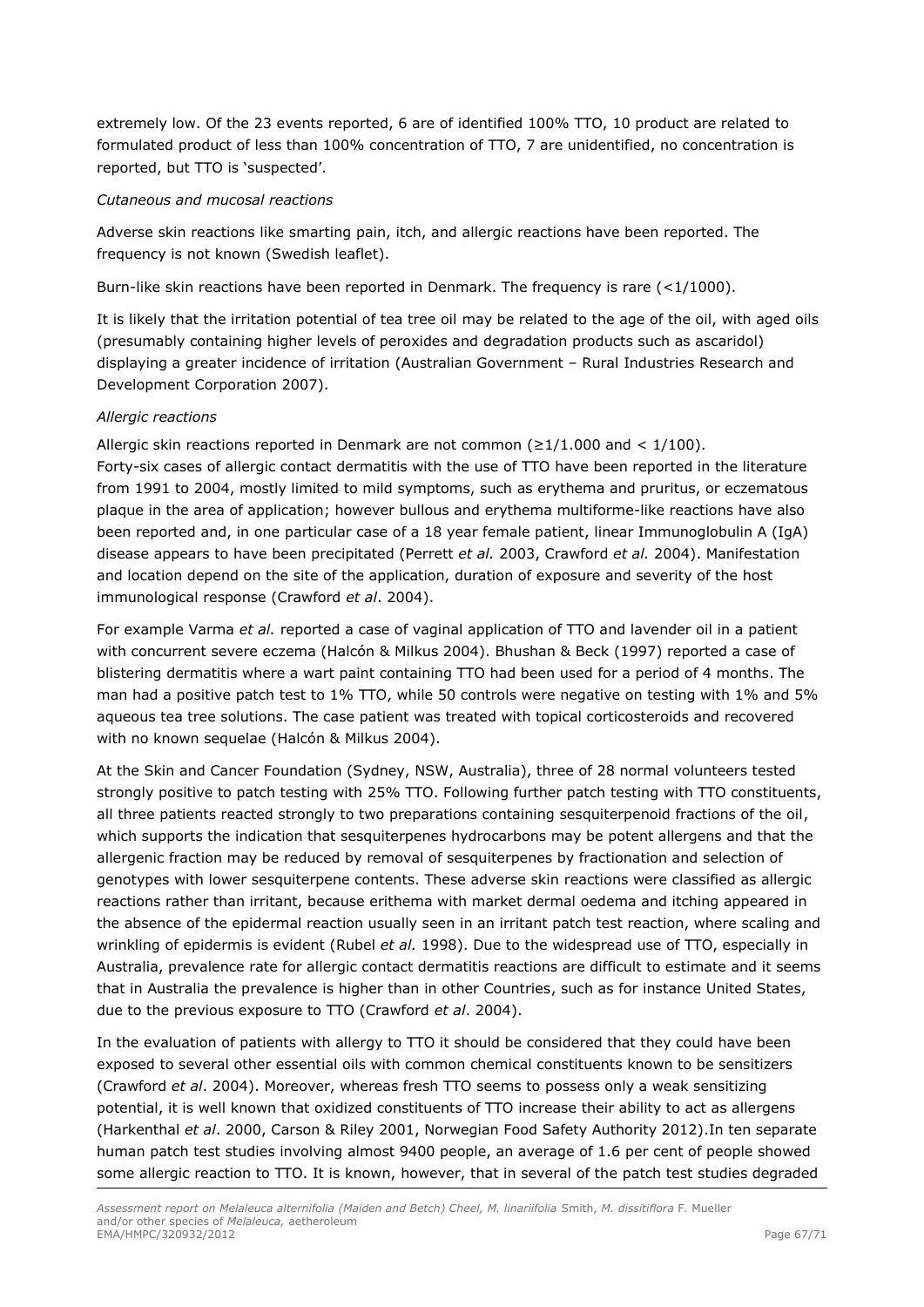extremely low. Of the 23 events reported, 6 are of identified 100% TTO, 10 product are related to formulated product of less than 100% concentration of TTO, 7 are unidentified, no concentration is reported, but TTO is 'suspected'.

*Cutaneous and mucosal reactions*

Adverse skin reactions like smarting pain, itch, and allergic reactions have been reported. The frequency is not known (Swedish leaflet).

Burn-like skin reactions have been reported in Denmark. The frequency is rare (<1/1000).

It is likely that the irritation potential of tea tree oil may be related to the age of the oil, with aged oils (presumably containing higher levels of peroxides and degradation products such as ascaridol) displaying a greater incidence of irritation (Australian Government – Rural Industries Research and Development Corporation 2007).

*Allergic reactions*

Allergic skin reactions reported in Denmark are not common (≥1/1.000 and < 1/100).
Forty-six cases of allergic contact dermatitis with the use of TTO have been reported in the literature from 1991 to 2004, mostly limited to mild symptoms, such as erythema and pruritus, or eczematous plaque in the area of application; however bullous and erythema multiforme-like reactions have also been reported and, in one particular case of a 18 year female patient, linear Immunoglobulin A (IgA) disease appears to have been precipitated (Perrett *et al.* 2003, Crawford *et al.* 2004). Manifestation and location depend on the site of the application, duration of exposure and severity of the host immunological response (Crawford *et al*. 2004).

For example Varma *et al.* reported a case of vaginal application of TTO and lavender oil in a patient with concurrent severe eczema (Halcón & Milkus 2004). Bhushan & Beck (1997) reported a case of blistering dermatitis where a wart paint containing TTO had been used for a period of 4 months. The man had a positive patch test to 1% TTO, while 50 controls were negative on testing with 1% and 5% aqueous tea tree solutions. The case patient was treated with topical corticosteroids and recovered with no known sequelae (Halcón & Milkus 2004).

At the Skin and Cancer Foundation (Sydney, NSW, Australia), three of 28 normal volunteers tested strongly positive to patch testing with 25% TTO. Following further patch testing with TTO constituents, all three patients reacted strongly to two preparations containing sesquiterpenoid fractions of the oil, which supports the indication that sesquiterpenes hydrocarbons may be potent allergens and that the allergenic fraction may be reduced by removal of sesquiterpenes by fractionation and selection of genotypes with lower sesquiterpene contents. These adverse skin reactions were classified as allergic reactions rather than irritant, because erithema with market dermal oedema and itching appeared in the absence of the epidermal reaction usually seen in an irritant patch test reaction, where scaling and wrinkling of epidermis is evident (Rubel *et al.* 1998). Due to the widespread use of TTO, especially in Australia, prevalence rate for allergic contact dermatitis reactions are difficult to estimate and it seems that in Australia the prevalence is higher than in other Countries, such as for instance United States, due to the previous exposure to TTO (Crawford *et al*. 2004).

In the evaluation of patients with allergy to TTO it should be considered that they could have been exposed to several other essential oils with common chemical constituents known to be sensitizers (Crawford *et al*. 2004). Moreover, whereas fresh TTO seems to possess only a weak sensitizing potential, it is well known that oxidized constituents of TTO increase their ability to act as allergens (Harkenthal *et al*. 2000, Carson & Riley 2001, Norwegian Food Safety Authority 2012).In ten separate human patch test studies involving almost 9400 people, an average of 1.6 per cent of people showed some allergic reaction to TTO. It is known, however, that in several of the patch test studies degraded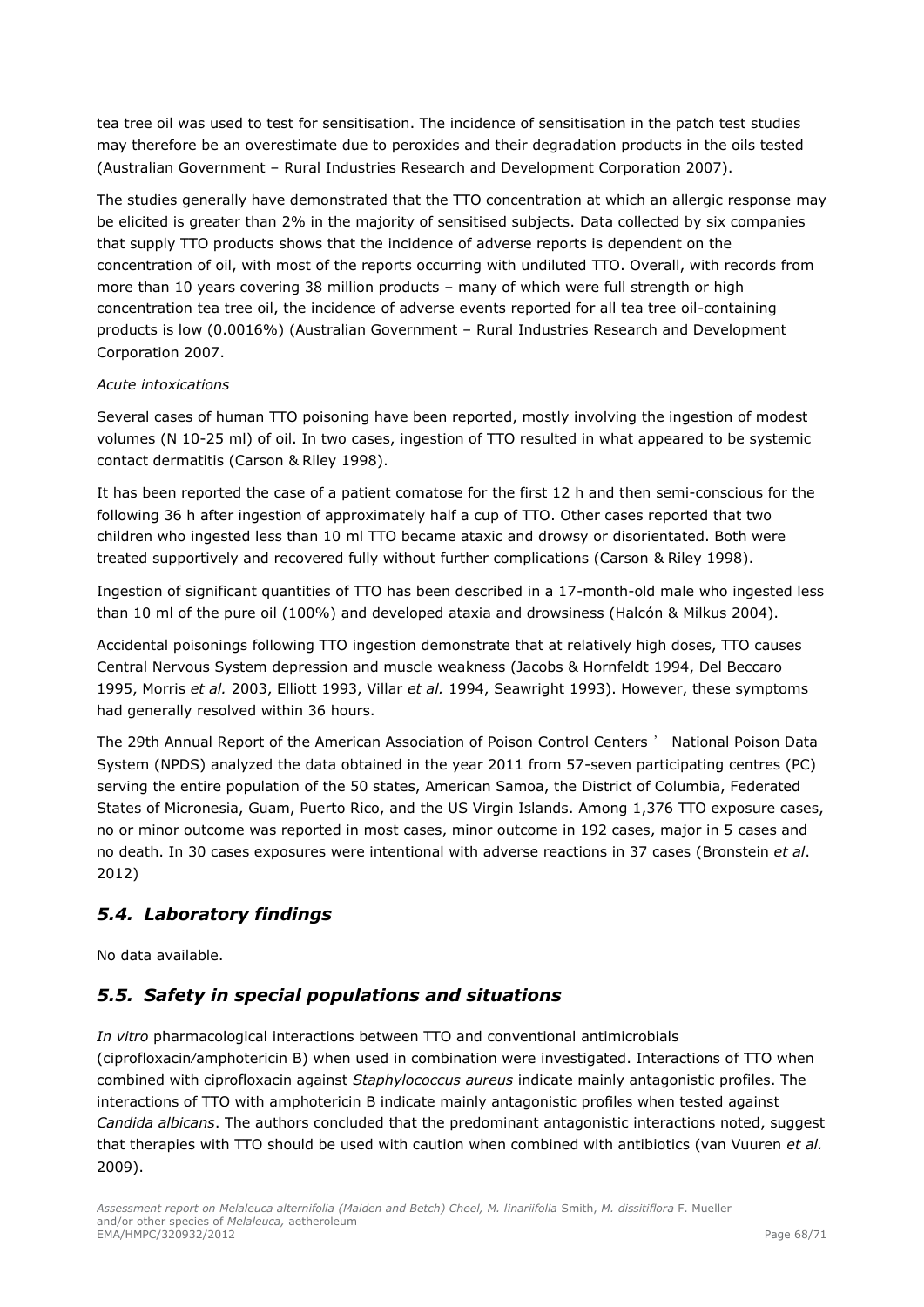tea tree oil was used to test for sensitisation. The incidence of sensitisation in the patch test studies may therefore be an overestimate due to peroxides and their degradation products in the oils tested (Australian Government – Rural Industries Research and Development Corporation 2007).

The studies generally have demonstrated that the TTO concentration at which an allergic response may be elicited is greater than 2% in the majority of sensitised subjects. Data collected by six companies that supply TTO products shows that the incidence of adverse reports is dependent on the concentration of oil, with most of the reports occurring with undiluted TTO. Overall, with records from more than 10 years covering 38 million products – many of which were full strength or high concentration tea tree oil, the incidence of adverse events reported for all tea tree oil-containing products is low (0.0016%) (Australian Government – Rural Industries Research and Development Corporation 2007.

*Acute intoxications*

Several cases of human TTO poisoning have been reported, mostly involving the ingestion of modest volumes (N 10-25 ml) of oil. In two cases, ingestion of TTO resulted in what appeared to be systemic contact dermatitis (Carson & Riley 1998).

It has been reported the case of a patient comatose for the first 12 h and then semi-conscious for the following 36 h after ingestion of approximately half a cup of TTO. Other cases reported that two children who ingested less than 10 ml TTO became ataxic and drowsy or disorientated. Both were treated supportively and recovered fully without further complications (Carson & Riley 1998).

Ingestion of significant quantities of TTO has been described in a 17-month-old male who ingested less than 10 ml of the pure oil (100%) and developed ataxia and drowsiness (Halcón & Milkus 2004).

Accidental poisonings following TTO ingestion demonstrate that at relatively high doses, TTO causes Central Nervous System depression and muscle weakness (Jacobs & Hornfeldt 1994, Del Beccaro 1995, Morris *et al.* 2003, Elliott 1993, Villar *et al.* 1994, Seawright 1993). However, these symptoms had generally resolved within 36 hours.

The 29th Annual Report of the American Association of Poison Control Centers ' National Poison Data System (NPDS) analyzed the data obtained in the year 2011 from 57-seven participating centres (PC) serving the entire population of the 50 states, American Samoa, the District of Columbia, Federated States of Micronesia, Guam, Puerto Rico, and the US Virgin Islands. Among 1,376 TTO exposure cases, no or minor outcome was reported in most cases, minor outcome in 192 cases, major in 5 cases and no death. In 30 cases exposures were intentional with adverse reactions in 37 cases (Bronstein *et al*. 2012)

## *5.4. Laboratory findings*

No data available.

## *5.5. Safety in special populations and situations*

*In vitro* pharmacological interactions between TTO and conventional antimicrobials (ciprofloxacin/amphotericin B) when used in combination were investigated. Interactions of TTO when combined with ciprofloxacin against *Staphylococcus aureus* indicate mainly antagonistic profiles. The interactions of TTO with amphotericin B indicate mainly antagonistic profiles when tested against *Candida albicans*. The authors concluded that the predominant antagonistic interactions noted, suggest that therapies with TTO should be used with caution when combined with antibiotics (van Vuuren *et al.* 2009).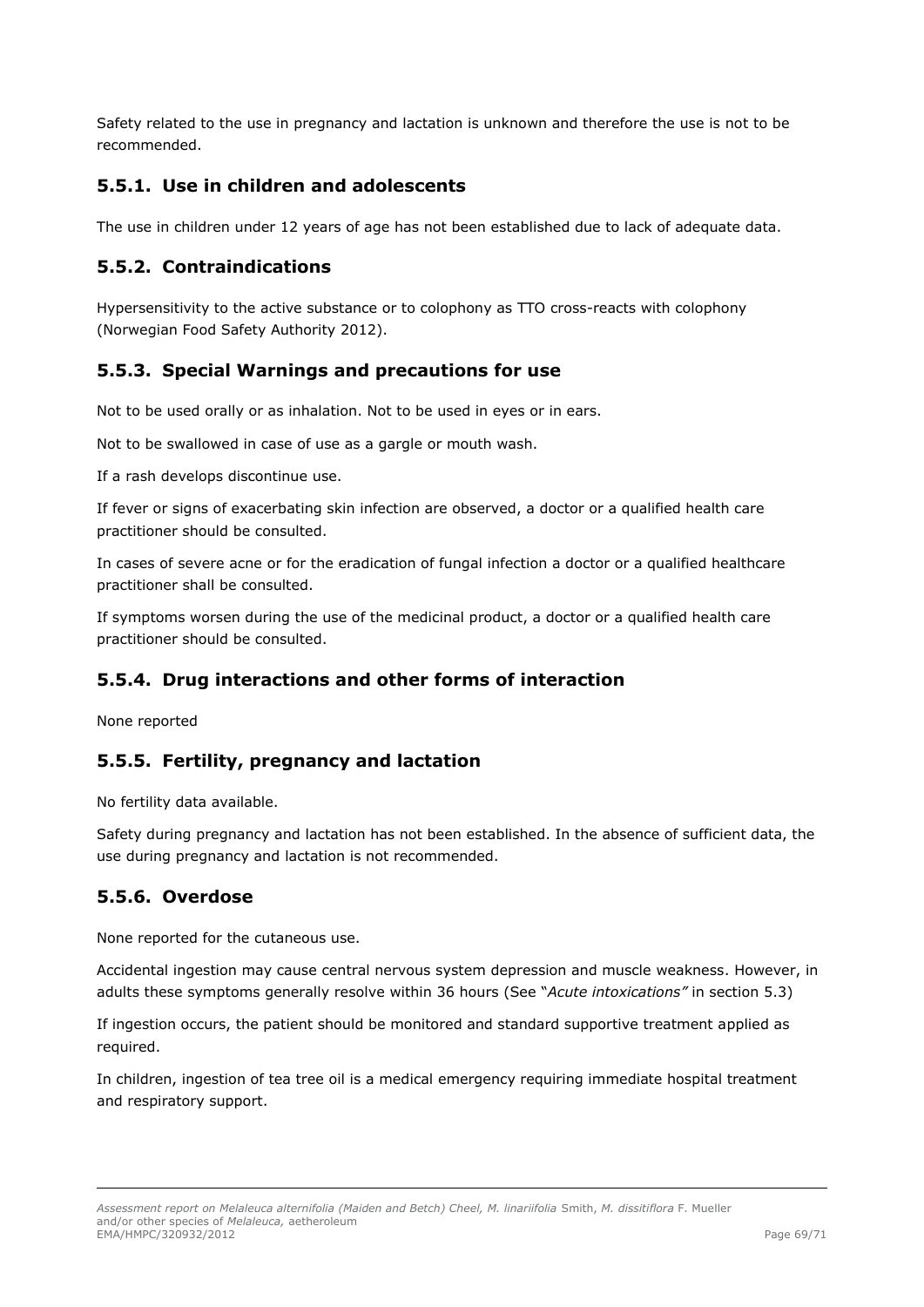Safety related to the use in pregnancy and lactation is unknown and therefore the use is not to be recommended.

### 5.5.1. Use in children and adolescents

The use in children under 12 years of age has not been established due to lack of adequate data.

### 5.5.2. Contraindications

Hypersensitivity to the active substance or to colophony as TTO cross-reacts with colophony (Norwegian Food Safety Authority 2012).

### 5.5.3. Special Warnings and precautions for use

Not to be used orally or as inhalation. Not to be used in eyes or in ears.

Not to be swallowed in case of use as a gargle or mouth wash.

If a rash develops discontinue use.

If fever or signs of exacerbating skin infection are observed, a doctor or a qualified health care practitioner should be consulted.

In cases of severe acne or for the eradication of fungal infection a doctor or a qualified healthcare practitioner shall be consulted.

If symptoms worsen during the use of the medicinal product, a doctor or a qualified health care practitioner should be consulted.

### 5.5.4. Drug interactions and other forms of interaction

None reported

### 5.5.5. Fertility, pregnancy and lactation

No fertility data available.

Safety during pregnancy and lactation has not been established. In the absence of sufficient data, the use during pregnancy and lactation is not recommended.

### 5.5.6. Overdose

None reported for the cutaneous use.

Accidental ingestion may cause central nervous system depression and muscle weakness. However, in adults these symptoms generally resolve within 36 hours (See "*Acute intoxications"* in section 5.3)

If ingestion occurs, the patient should be monitored and standard supportive treatment applied as required.

In children, ingestion of tea tree oil is a medical emergency requiring immediate hospital treatment and respiratory support.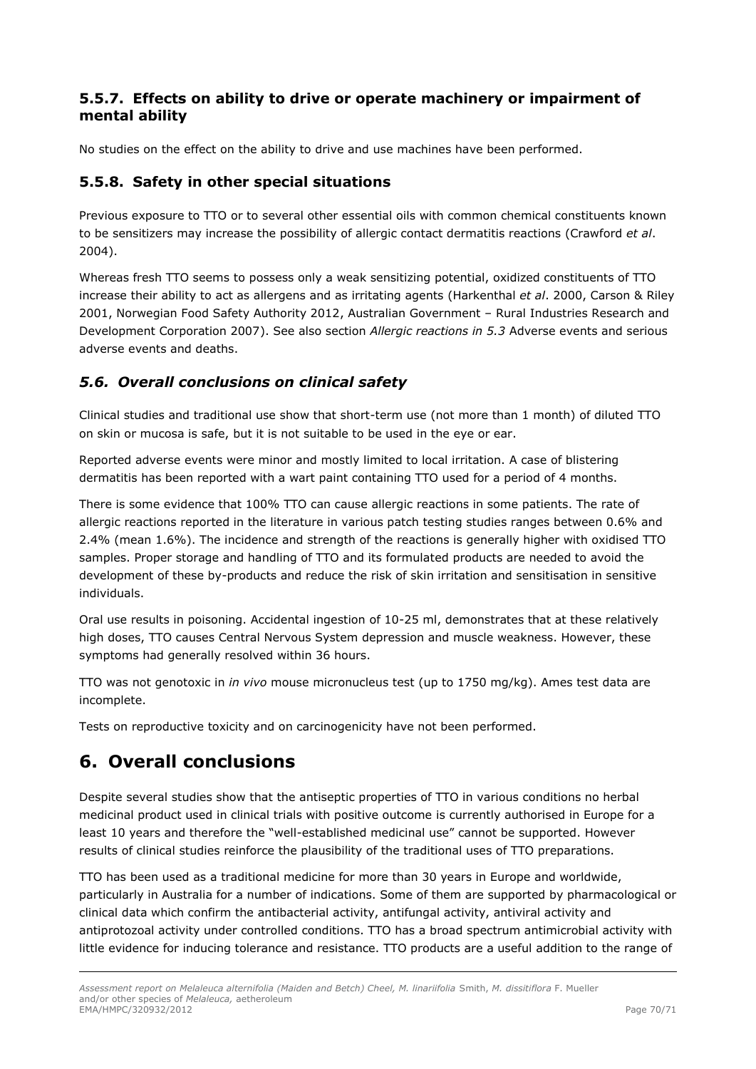### 5.5.7. Effects on ability to drive or operate machinery or impairment of mental ability

No studies on the effect on the ability to drive and use machines have been performed.

### 5.5.8. Safety in other special situations

Previous exposure to TTO or to several other essential oils with common chemical constituents known to be sensitizers may increase the possibility of allergic contact dermatitis reactions (Crawford *et al*. 2004).

Whereas fresh TTO seems to possess only a weak sensitizing potential, oxidized constituents of TTO increase their ability to act as allergens and as irritating agents (Harkenthal *et al*. 2000, Carson & Riley 2001, Norwegian Food Safety Authority 2012, Australian Government – Rural Industries Research and Development Corporation 2007). See also section *Allergic reactions in 5.3* Adverse events and serious adverse events and deaths.

## *5.6. Overall conclusions on clinical safety*

Clinical studies and traditional use show that short-term use (not more than 1 month) of diluted TTO on skin or mucosa is safe, but it is not suitable to be used in the eye or ear.

Reported adverse events were minor and mostly limited to local irritation. A case of blistering dermatitis has been reported with a wart paint containing TTO used for a period of 4 months.

There is some evidence that 100% TTO can cause allergic reactions in some patients. The rate of allergic reactions reported in the literature in various patch testing studies ranges between 0.6% and 2.4% (mean 1.6%). The incidence and strength of the reactions is generally higher with oxidised TTO samples. Proper storage and handling of TTO and its formulated products are needed to avoid the development of these by-products and reduce the risk of skin irritation and sensitisation in sensitive individuals.

Oral use results in poisoning. Accidental ingestion of 10-25 ml, demonstrates that at these relatively high doses, TTO causes Central Nervous System depression and muscle weakness. However, these symptoms had generally resolved within 36 hours.

TTO was not genotoxic in *in vivo* mouse micronucleus test (up to 1750 mg/kg). Ames test data are incomplete.

Tests on reproductive toxicity and on carcinogenicity have not been performed.

# 6. Overall conclusions

Despite several studies show that the antiseptic properties of TTO in various conditions no herbal medicinal product used in clinical trials with positive outcome is currently authorised in Europe for a least 10 years and therefore the "well-established medicinal use" cannot be supported. However results of clinical studies reinforce the plausibility of the traditional uses of TTO preparations.

TTO has been used as a traditional medicine for more than 30 years in Europe and worldwide, particularly in Australia for a number of indications. Some of them are supported by pharmacological or clinical data which confirm the antibacterial activity, antifungal activity, antiviral activity and antiprotozoal activity under controlled conditions. TTO has a broad spectrum antimicrobial activity with little evidence for inducing tolerance and resistance. TTO products are a useful addition to the range of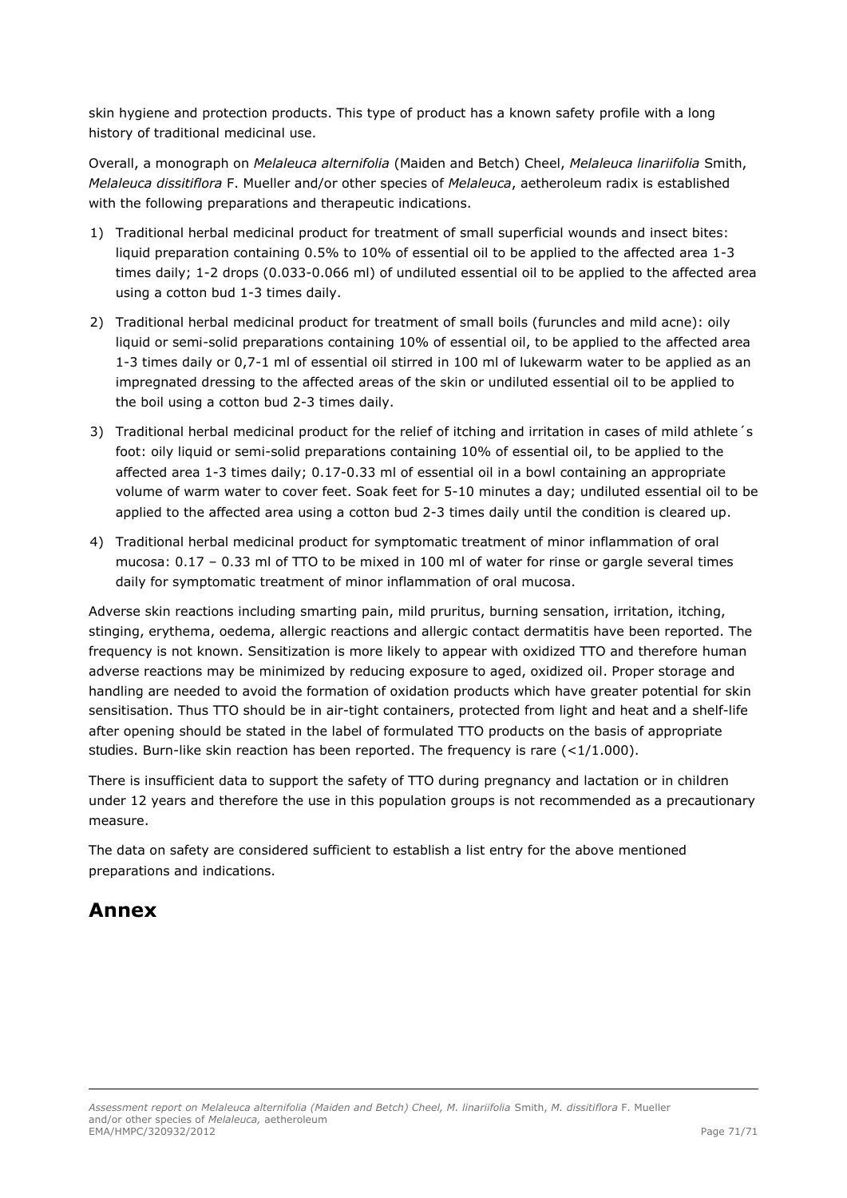skin hygiene and protection products. This type of product has a known safety profile with a long history of traditional medicinal use.

Overall, a monograph on *Melaleuca alternifolia* (Maiden and Betch) Cheel, *Melaleuca linariifolia* Smith, *Melaleuca dissitiflora* F. Mueller and/or other species of *Melaleuca*, aetheroleum radix is established with the following preparations and therapeutic indications.

1) Traditional herbal medicinal product for treatment of small superficial wounds and insect bites: liquid preparation containing 0.5% to 10% of essential oil to be applied to the affected area 1-3 times daily; 1-2 drops (0.033-0.066 ml) of undiluted essential oil to be applied to the affected area using a cotton bud 1-3 times daily.

2) Traditional herbal medicinal product for treatment of small boils (furuncles and mild acne): oily liquid or semi-solid preparations containing 10% of essential oil, to be applied to the affected area 1-3 times daily or 0,7-1 ml of essential oil stirred in 100 ml of lukewarm water to be applied as an impregnated dressing to the affected areas of the skin or undiluted essential oil to be applied to the boil using a cotton bud 2-3 times daily.

3) Traditional herbal medicinal product for the relief of itching and irritation in cases of mild athlete´s foot: oily liquid or semi-solid preparations containing 10% of essential oil, to be applied to the affected area 1-3 times daily; 0.17-0.33 ml of essential oil in a bowl containing an appropriate volume of warm water to cover feet. Soak feet for 5-10 minutes a day; undiluted essential oil to be applied to the affected area using a cotton bud 2-3 times daily until the condition is cleared up.

4) Traditional herbal medicinal product for symptomatic treatment of minor inflammation of oral mucosa: 0.17 – 0.33 ml of TTO to be mixed in 100 ml of water for rinse or gargle several times daily for symptomatic treatment of minor inflammation of oral mucosa.

Adverse skin reactions including smarting pain, mild pruritus, burning sensation, irritation, itching, stinging, erythema, oedema, allergic reactions and allergic contact dermatitis have been reported. The frequency is not known. Sensitization is more likely to appear with oxidized TTO and therefore human adverse reactions may be minimized by reducing exposure to aged, oxidized oil. Proper storage and handling are needed to avoid the formation of oxidation products which have greater potential for skin sensitisation. Thus TTO should be in air-tight containers, protected from light and heat and a shelf-life after opening should be stated in the label of formulated TTO products on the basis of appropriate studies. Burn-like skin reaction has been reported. The frequency is rare (<1/1.000).

There is insufficient data to support the safety of TTO during pregnancy and lactation or in children under 12 years and therefore the use in this population groups is not recommended as a precautionary measure.

The data on safety are considered sufficient to establish a list entry for the above mentioned preparations and indications.

# Annex